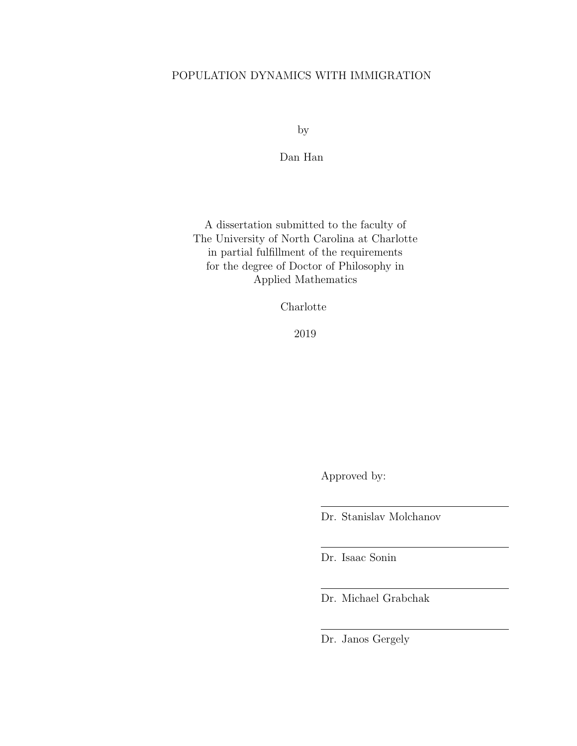# POPULATION DYNAMICS WITH IMMIGRATION

by

Dan Han

A dissertation submitted to the faculty of
The University of North Carolina at Charlotte
in partial fulfillment of the requirements
for the degree of Doctor of Philosophy in
Applied Mathematics

Charlotte

2019

Approved by:

---

Dr. Stanislav Molchanov

---

Dr. Isaac Sonin

---

Dr. Michael Grabchak

---

Dr. Janos Gergely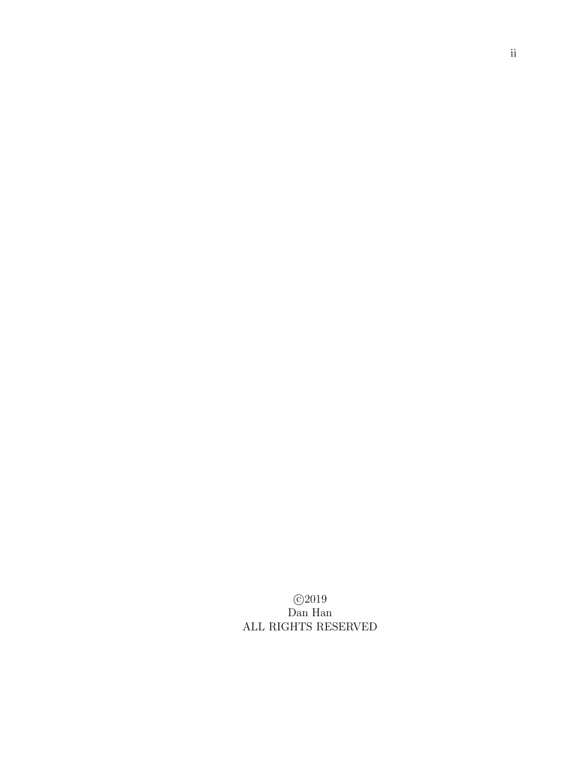©2019

Dan Han

ALL RIGHTS RESERVED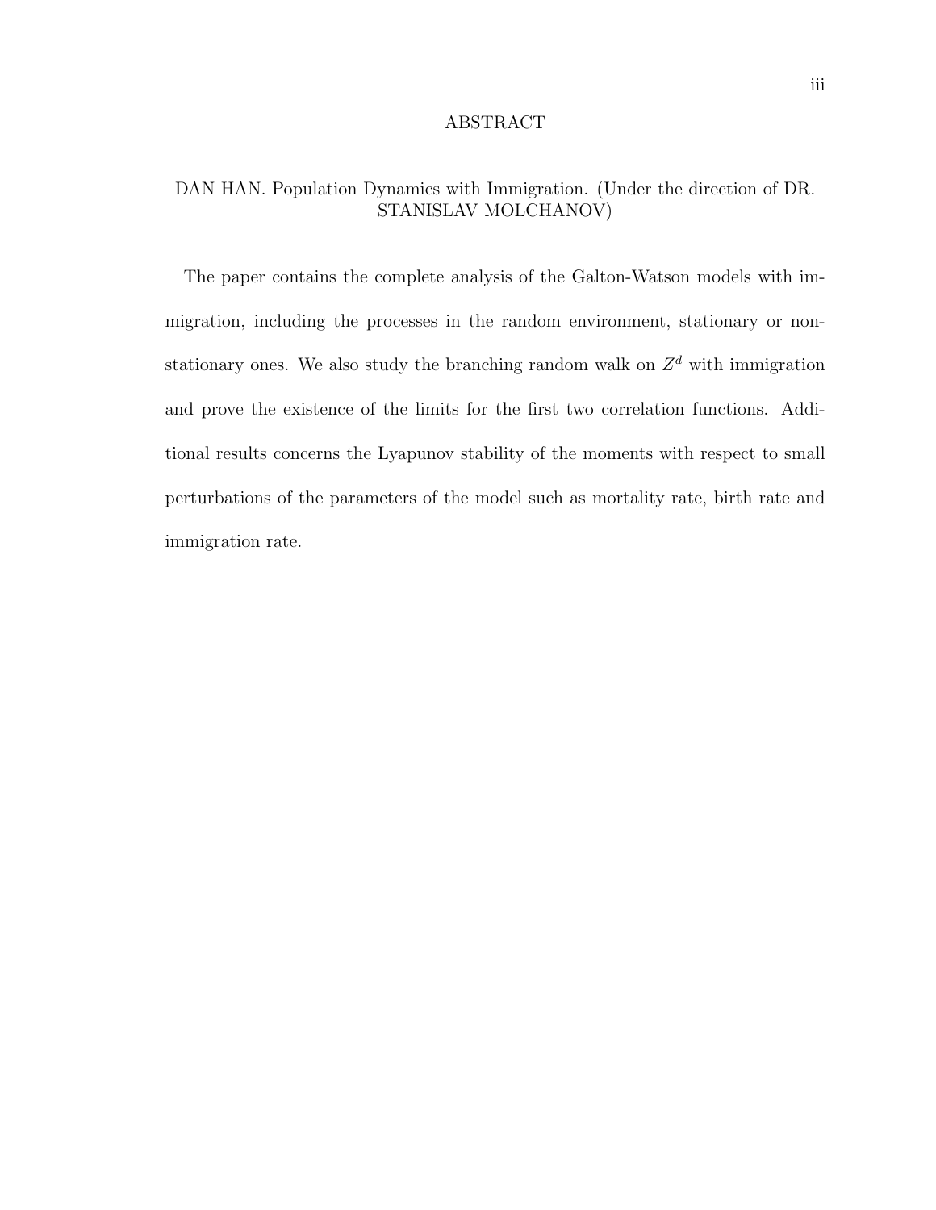## ABSTRACT

DAN HAN. Population Dynamics with Immigration. (Under the direction of DR. STANISLAV MOLCHANOV)

The paper contains the complete analysis of the Galton-Watson models with immigration, including the processes in the random environment, stationary or non-stationary ones. We also study the branching random walk on $Z^d$ with immigration and prove the existence of the limits for the first two correlation functions. Additional results concerns the Lyapunov stability of the moments with respect to small perturbations of the parameters of the model such as mortality rate, birth rate and immigration rate.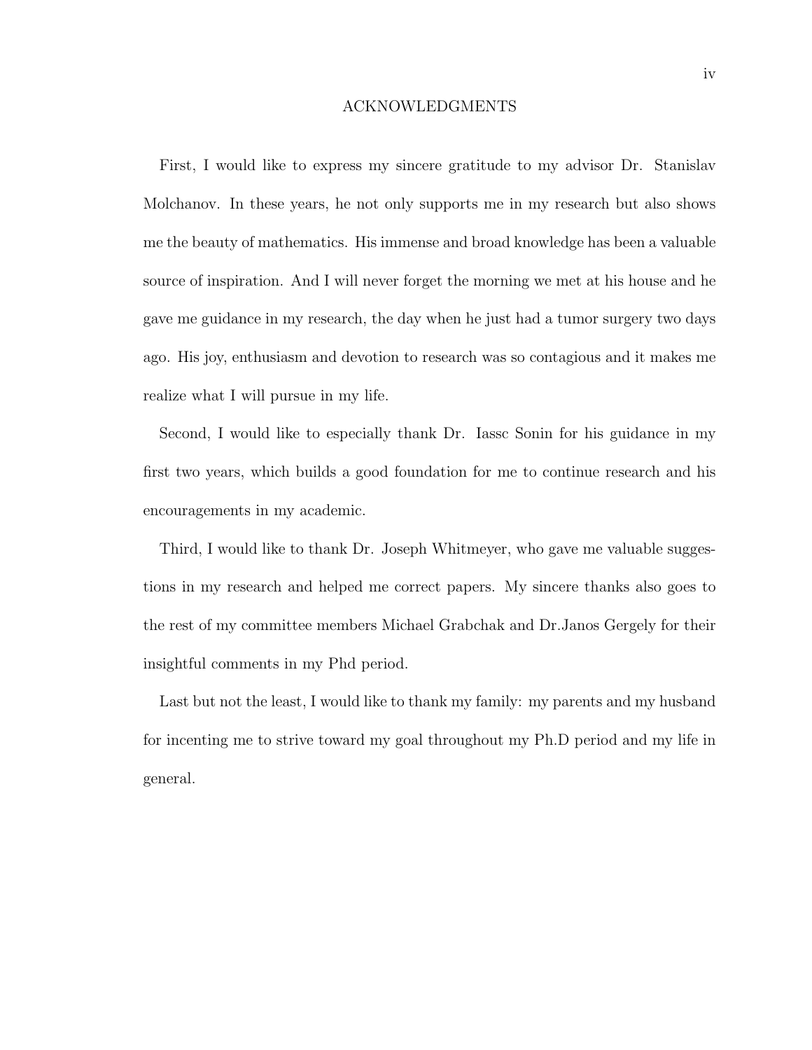# ACKNOWLEDGMENTS

First, I would like to express my sincere gratitude to my advisor Dr. Stanislav Molchanov. In these years, he not only supports me in my research but also shows me the beauty of mathematics. His immense and broad knowledge has been a valuable source of inspiration. And I will never forget the morning we met at his house and he gave me guidance in my research, the day when he just had a tumor surgery two days ago. His joy, enthusiasm and devotion to research was so contagious and it makes me realize what I will pursue in my life.

Second, I would like to especially thank Dr. Iassc Sonin for his guidance in my first two years, which builds a good foundation for me to continue research and his encouragements in my academic.

Third, I would like to thank Dr. Joseph Whitmeyer, who gave me valuable suggestions in my research and helped me correct papers. My sincere thanks also goes to the rest of my committee members Michael Grabchak and Dr.Janos Gergely for their insightful comments in my Phd period.

Last but not the least, I would like to thank my family: my parents and my husband for incenting me to strive toward my goal throughout my Ph.D period and my life in general.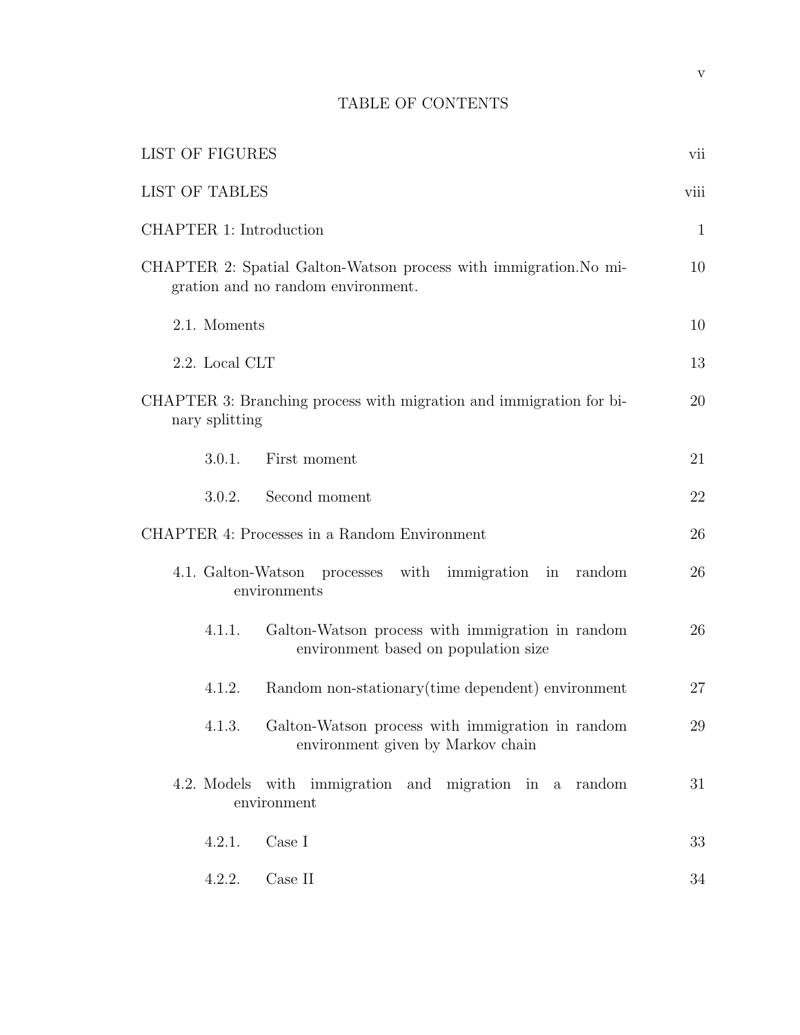# TABLE OF CONTENTS

LIST OF FIGURES vii

LIST OF TABLES viii

CHAPTER 1: Introduction 1

CHAPTER 2: Spatial Galton-Watson process with immigration.No migration and no random environment. 10

- 2.1. Moments 10
- 2.2. Local CLT 13

CHAPTER 3: Branching process with migration and immigration for binary splitting 20

- 3.0.1. First moment 21
- 3.0.2. Second moment 22

CHAPTER 4: Processes in a Random Environment 26

- 4.1. Galton-Watson processes with immigration in random environments 26
  - 4.1.1. Galton-Watson process with immigration in random environment based on population size 26
  - 4.1.2. Random non-stationary(time dependent) environment 27
  - 4.1.3. Galton-Watson process with immigration in random environment given by Markov chain 29
- 4.2. Models with immigration and migration in a random environment 31
  - 4.2.1. Case I 33
  - 4.2.2. Case II 34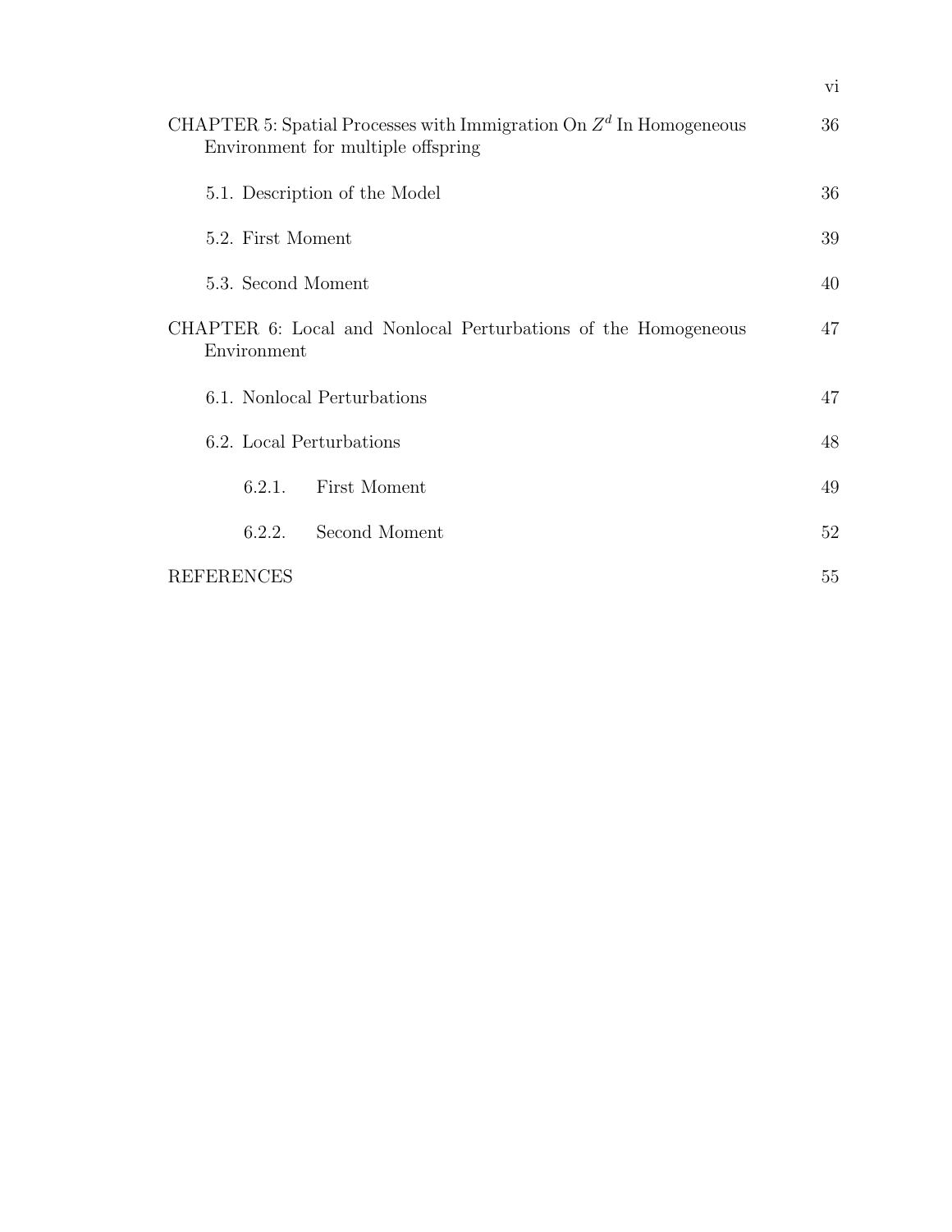CHAPTER 5: Spatial Processes with Immigration On $Z^d$ In Homogeneous Environment for multiple offspring 36

5.1. Description of the Model 36

5.2. First Moment 39

5.3. Second Moment 40

CHAPTER 6: Local and Nonlocal Perturbations of the Homogeneous Environment 47

6.1. Nonlocal Perturbations 47

6.2. Local Perturbations 48

6.2.1. First Moment 49

6.2.2. Second Moment 52

REFERENCES 55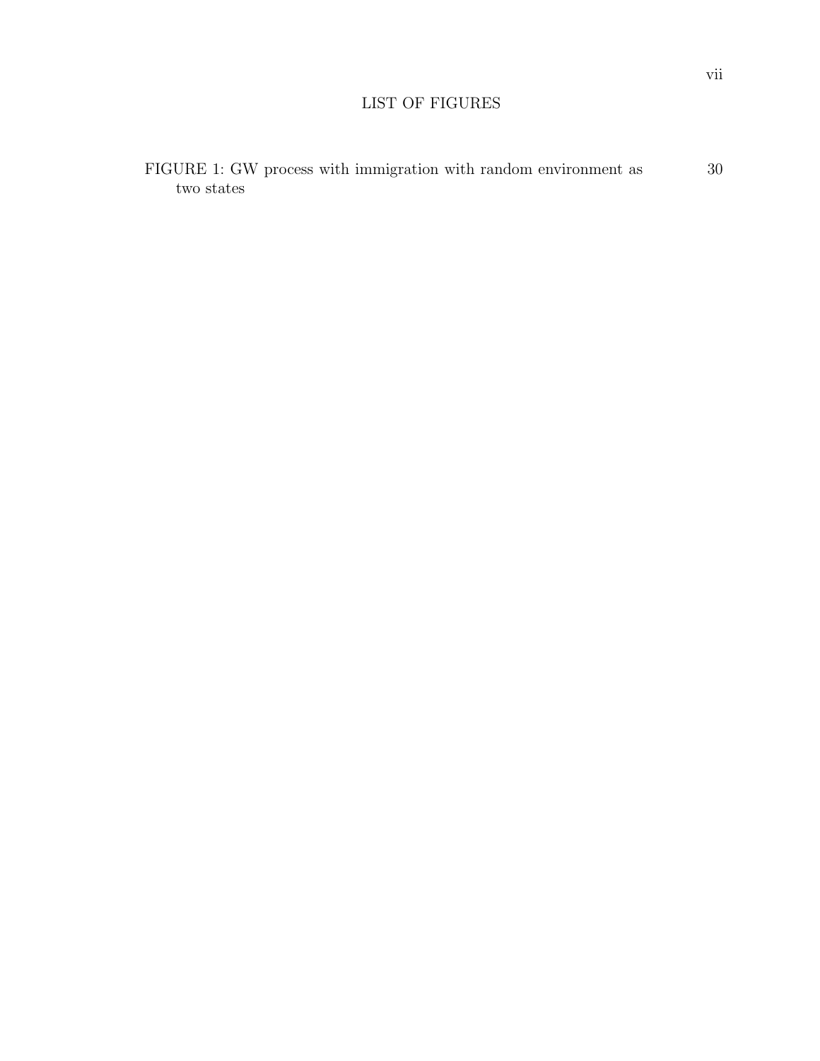# LIST OF FIGURES

FIGURE 1: GW process with immigration with random environment as two states ... 30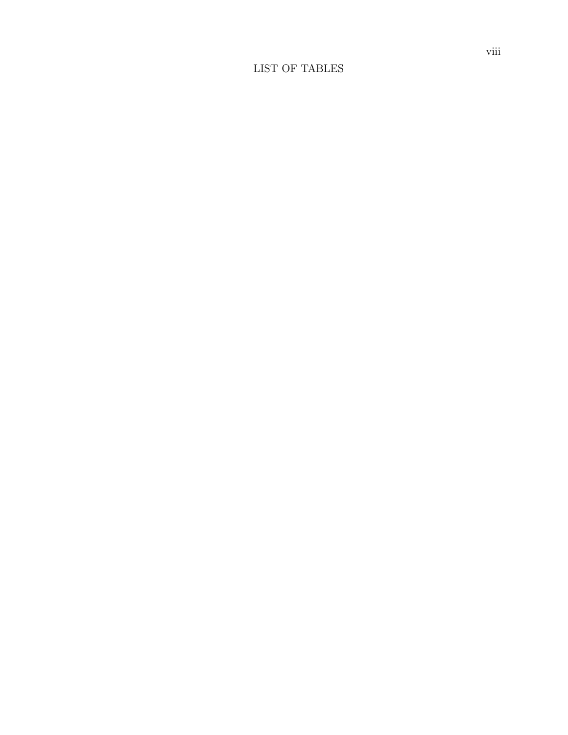# LIST OF TABLES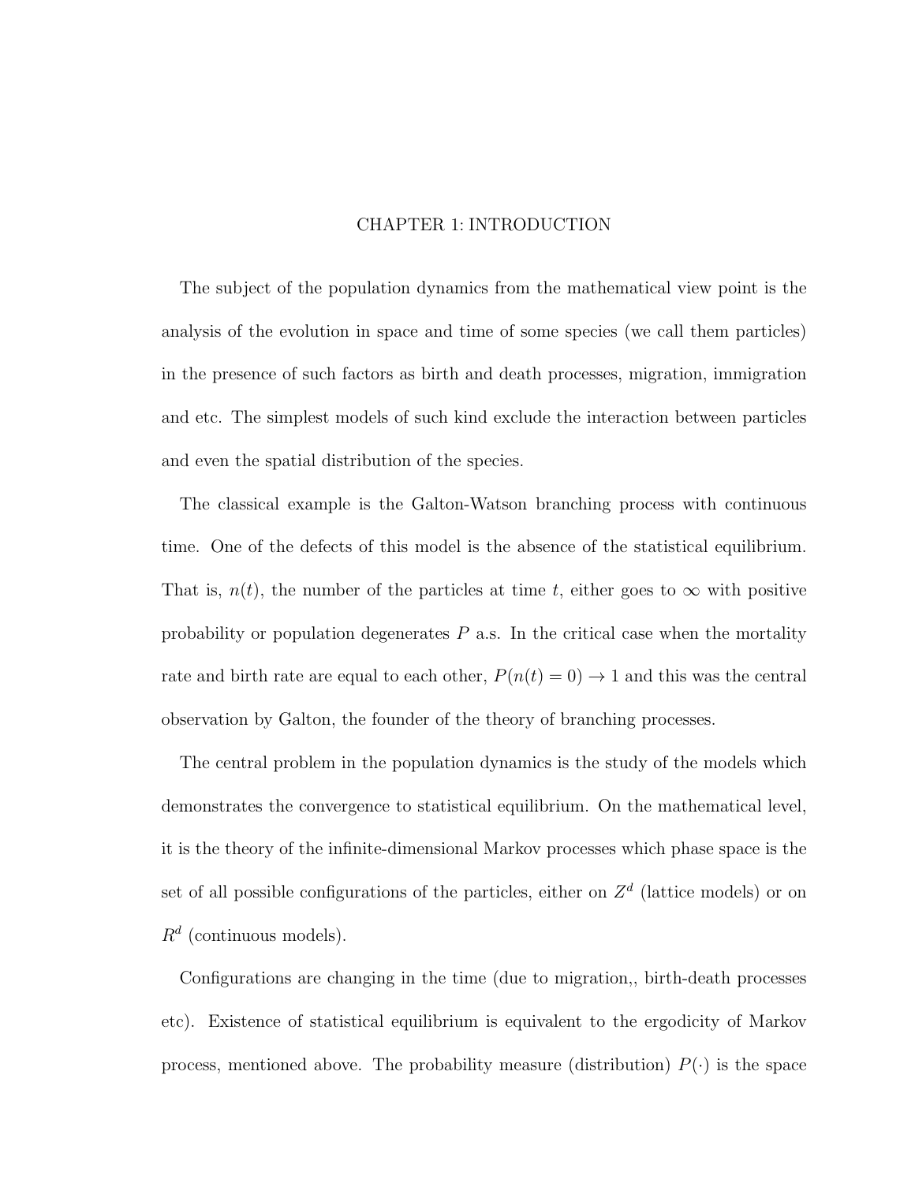# CHAPTER 1: INTRODUCTION

The subject of the population dynamics from the mathematical view point is the analysis of the evolution in space and time of some species (we call them particles) in the presence of such factors as birth and death processes, migration, immigration and etc. The simplest models of such kind exclude the interaction between particles and even the spatial distribution of the species.

The classical example is the Galton-Watson branching process with continuous time. One of the defects of this model is the absence of the statistical equilibrium. That is, $n(t)$, the number of the particles at time $t$, either goes to $\infty$ with positive probability or population degenerates $P$ a.s. In the critical case when the mortality rate and birth rate are equal to each other, $P(n(t) = 0) \to 1$ and this was the central observation by Galton, the founder of the theory of branching processes.

The central problem in the population dynamics is the study of the models which demonstrates the convergence to statistical equilibrium. On the mathematical level, it is the theory of the infinite-dimensional Markov processes which phase space is the set of all possible configurations of the particles, either on $Z^d$ (lattice models) or on $R^d$ (continuous models).

Configurations are changing in the time (due to migration,, birth-death processes etc). Existence of statistical equilibrium is equivalent to the ergodicity of Markov process, mentioned above. The probability measure (distribution) $P(\cdot)$ is the space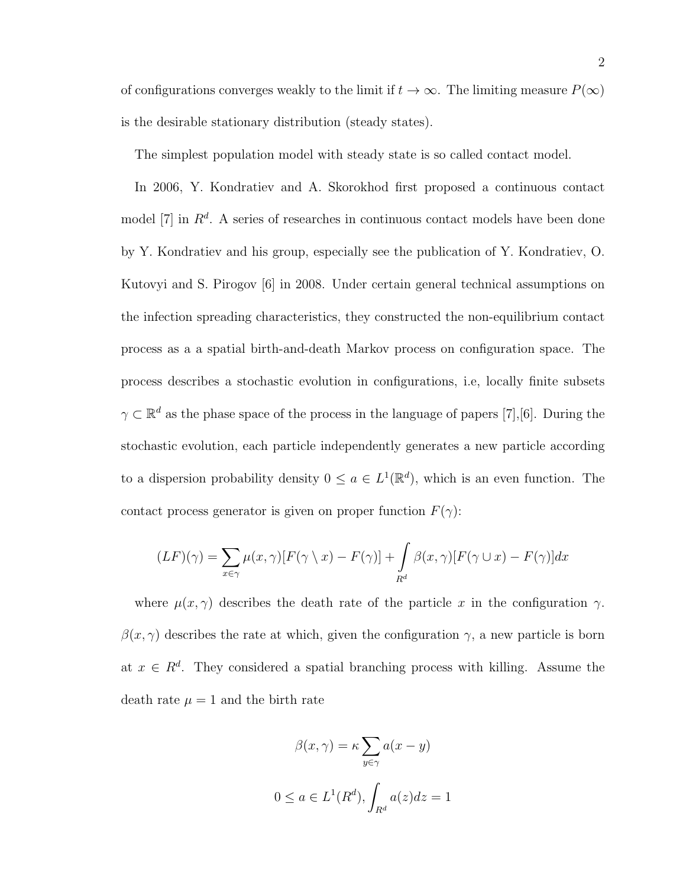of configurations converges weakly to the limit if $t \to \infty$. The limiting measure $P(\infty)$ is the desirable stationary distribution (steady states).

The simplest population model with steady state is so called contact model.

In 2006, Y. Kondratiev and A. Skorokhod first proposed a continuous contact model [7] in $R^d$. A series of researches in continuous contact models have been done by Y. Kondratiev and his group, especially see the publication of Y. Kondratiev, O. Kutovyi and S. Pirogov [6] in 2008. Under certain general technical assumptions on the infection spreading characteristics, they constructed the non-equilibrium contact process as a a spatial birth-and-death Markov process on configuration space. The process describes a stochastic evolution in configurations, i.e, locally finite subsets $\gamma \subset \mathbb{R}^d$ as the phase space of the process in the language of papers [7],[6]. During the stochastic evolution, each particle independently generates a new particle according to a dispersion probability density $0 \leq a \in L^1(\mathbb{R}^d)$, which is an even function. The contact process generator is given on proper function $F(\gamma)$:

$$(LF)(\gamma) = \sum_{x \in \gamma} \mu(x, \gamma)[F(\gamma \setminus x) - F(\gamma)] + \int_{R^d} \beta(x, \gamma)[F(\gamma \cup x) - F(\gamma)]dx$$

where $\mu(x, \gamma)$ describes the death rate of the particle $x$ in the configuration $\gamma$. $\beta(x, \gamma)$ describes the rate at which, given the configuration $\gamma$, a new particle is born at $x \in R^d$. They considered a spatial branching process with killing. Assume the death rate $\mu = 1$ and the birth rate

$$\beta(x, \gamma) = \kappa \sum_{y \in \gamma} a(x - y)$$

$$0 \leq a \in L^1(R^d), \int_{R^d} a(z)dz = 1$$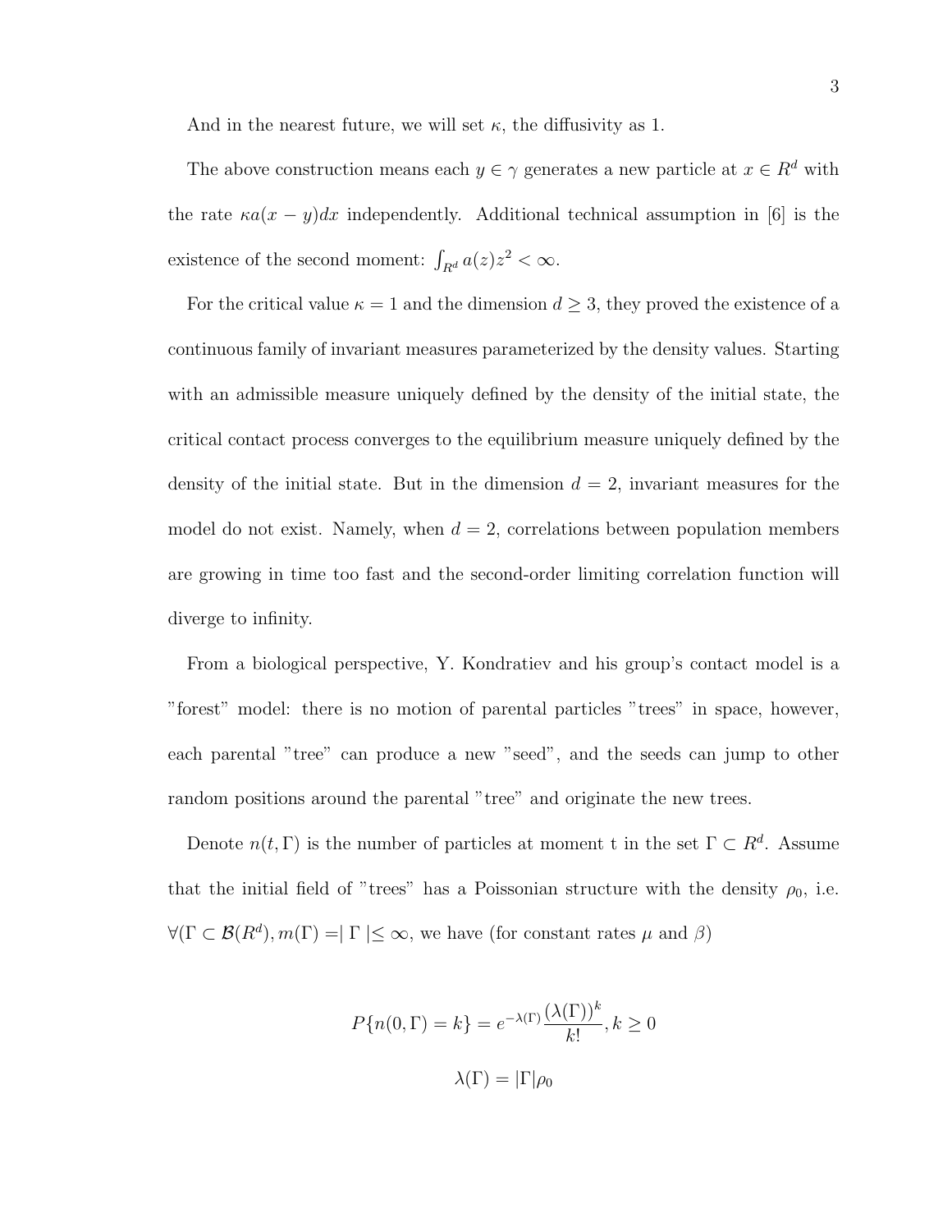And in the nearest future, we will set $\kappa$, the diffusivity as 1.

The above construction means each $y \in \gamma$ generates a new particle at $x \in R^d$ with the rate $\kappa a(x-y)dx$ independently. Additional technical assumption in [6] is the existence of the second moment: $\int_{R^d} a(z)z^2 < \infty$.

For the critical value $\kappa = 1$ and the dimension $d \geq 3$, they proved the existence of a continuous family of invariant measures parameterized by the density values. Starting with an admissible measure uniquely defined by the density of the initial state, the critical contact process converges to the equilibrium measure uniquely defined by the density of the initial state. But in the dimension $d = 2$, invariant measures for the model do not exist. Namely, when $d = 2$, correlations between population members are growing in time too fast and the second-order limiting correlation function will diverge to infinity.

From a biological perspective, Y. Kondratiev and his group's contact model is a "forest" model: there is no motion of parental particles "trees" in space, however, each parental "tree" can produce a new "seed", and the seeds can jump to other random positions around the parental "tree" and originate the new trees.

Denote $n(t, \Gamma)$ is the number of particles at moment t in the set $\Gamma \subset R^d$. Assume that the initial field of "trees" has a Poissonian structure with the density $\rho_0$, i.e. $\forall(\Gamma \subset \mathcal{B}(R^d), m(\Gamma) = \mid \Gamma \mid \leq \infty$, we have (for constant rates $\mu$ and $\beta$)

$$P\{n(0,\Gamma) = k\} = e^{-\lambda(\Gamma)}\frac{(\lambda(\Gamma))^k}{k!}, k \geq 0$$

$$\lambda(\Gamma) = |\Gamma|\rho_0$$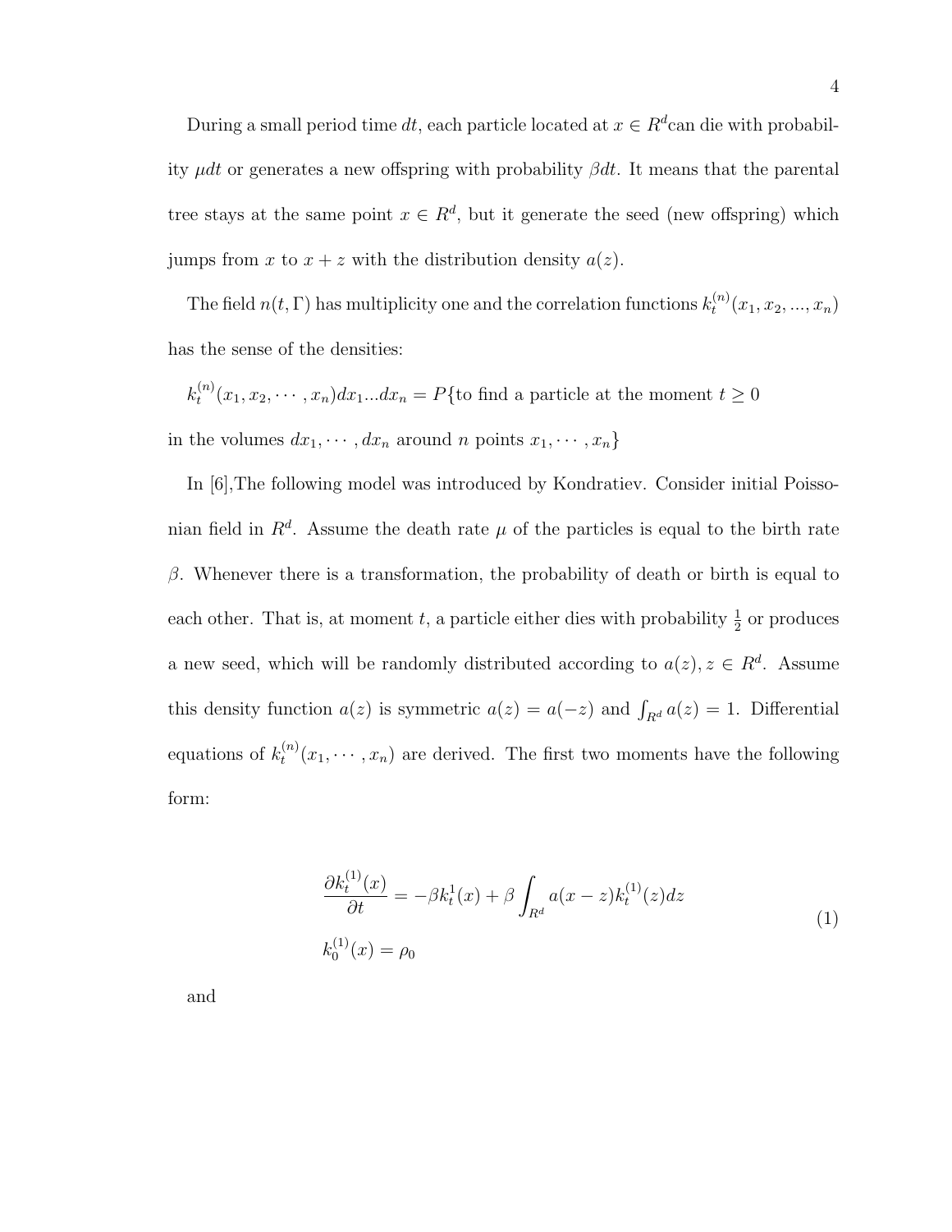During a small period time $dt$, each particle located at $x \in R^d$can die with probability $\mu dt$ or generates a new offspring with probability $\beta dt$. It means that the parental tree stays at the same point $x \in R^d$, but it generate the seed (new offspring) which jumps from $x$ to $x + z$ with the distribution density $a(z)$.

The field $n(t, \Gamma)$ has multiplicity one and the correlation functions $k_t^{(n)}(x_1, x_2, ..., x_n)$ has the sense of the densities:

$k_t^{(n)}(x_1, x_2, \cdots, x_n)dx_1...dx_n = P\{$to find a particle at the moment $t \geq 0$ in the volumes $dx_1, \cdots, dx_n$ around $n$ points $x_1, \cdots, x_n\}$

In [6],The following model was introduced by Kondratiev. Consider initial Poissonian field in $R^d$. Assume the death rate $\mu$ of the particles is equal to the birth rate $\beta$. Whenever there is a transformation, the probability of death or birth is equal to each other. That is, at moment $t$, a particle either dies with probability $\frac{1}{2}$ or produces a new seed, which will be randomly distributed according to $a(z), z \in R^d$. Assume this density function $a(z)$ is symmetric $a(z) = a(-z)$ and $\int_{R^d} a(z) = 1$. Differential equations of $k_t^{(n)}(x_1, \cdots, x_n)$ are derived. The first two moments have the following form:

$$
\begin{aligned}
&\frac{\partial k_t^{(1)}(x)}{\partial t} = -\beta k_t^1(x) + \beta \int_{R^d} a(x - z) k_t^{(1)}(z) dz \\
&k_0^{(1)}(x) = \rho_0
\end{aligned}
\tag{1}
$$

and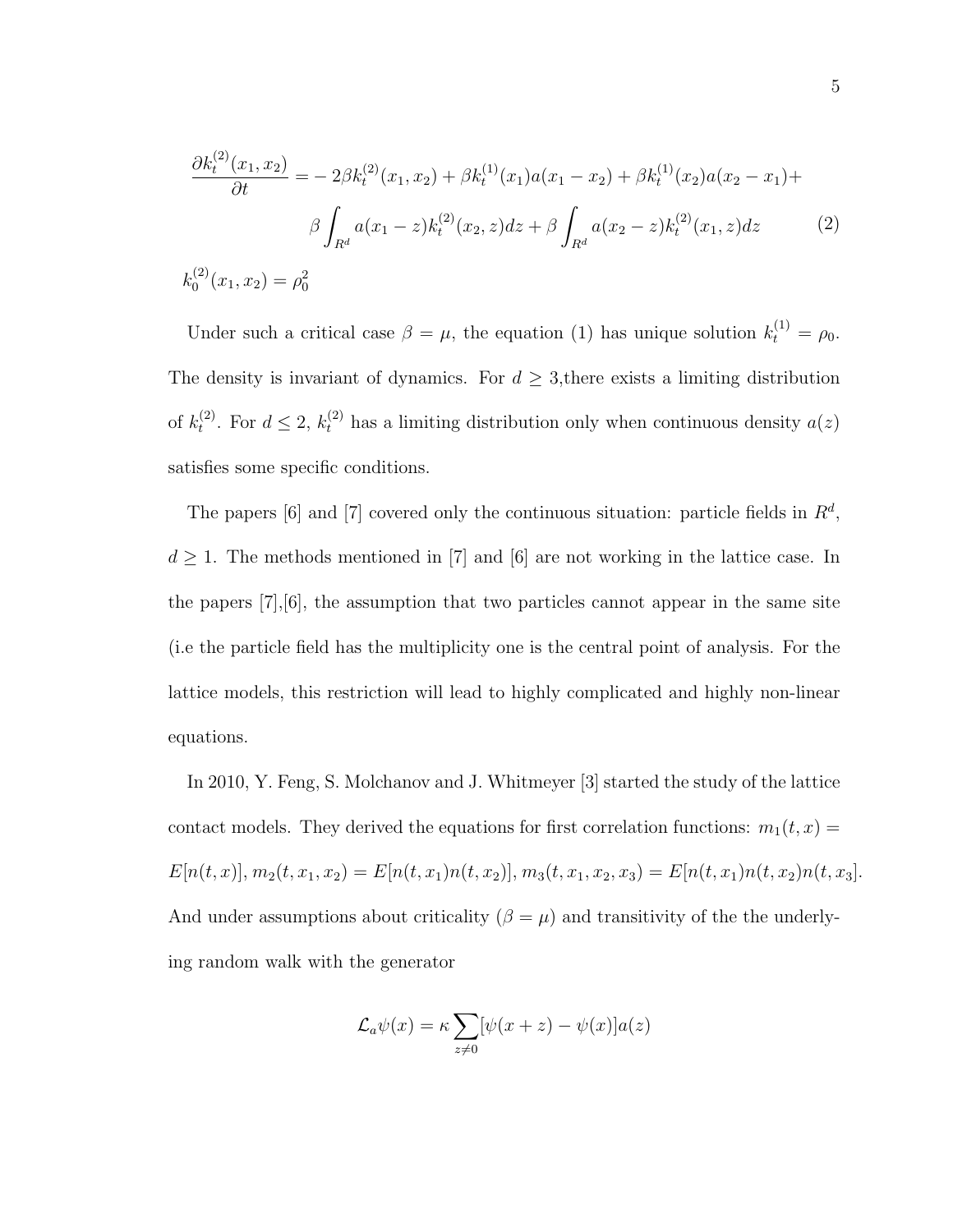$$
\begin{aligned}
\frac{\partial k_t^{(2)}(x_1,x_2)}{\partial t} =& -2\beta k_t^{(2)}(x_1,x_2) + \beta k_t^{(1)}(x_1)a(x_1-x_2) + \beta k_t^{(1)}(x_2)a(x_2-x_1) + \\
& \beta \int_{R^d} a(x_1-z)k_t^{(2)}(x_2,z)dz + \beta \int_{R^d} a(x_2-z)k_t^{(2)}(x_1,z)dz \qquad (2)
\end{aligned}
$$

$$
k_0^{(2)}(x_1,x_2) = \rho_0^2
$$

Under such a critical case $\beta = \mu$, the equation (1) has unique solution $k_t^{(1)} = \rho_0$. The density is invariant of dynamics. For $d \geq 3$,there exists a limiting distribution of $k_t^{(2)}$. For $d \leq 2$, $k_t^{(2)}$ has a limiting distribution only when continuous density $a(z)$ satisfies some specific conditions.

The papers [6] and [7] covered only the continuous situation: particle fields in $R^d$, $d \geq 1$. The methods mentioned in [7] and [6] are not working in the lattice case. In the papers [7],[6], the assumption that two particles cannot appear in the same site (i.e the particle field has the multiplicity one is the central point of analysis. For the lattice models, this restriction will lead to highly complicated and highly non-linear equations.

In 2010, Y. Feng, S. Molchanov and J. Whitmeyer [3] started the study of the lattice contact models. They derived the equations for first correlation functions: $m_1(t,x) = E[n(t,x)]$, $m_2(t,x_1,x_2) = E[n(t,x_1)n(t,x_2)]$, $m_3(t,x_1,x_2,x_3) = E[n(t,x_1)n(t,x_2)n(t,x_3]$. And under assumptions about criticality ($\beta = \mu$) and transitivity of the the underlying random walk with the generator

$$
\mathcal{L}_a\psi(x) = \kappa \sum_{z \neq 0} [\psi(x+z) - \psi(x)]a(z)
$$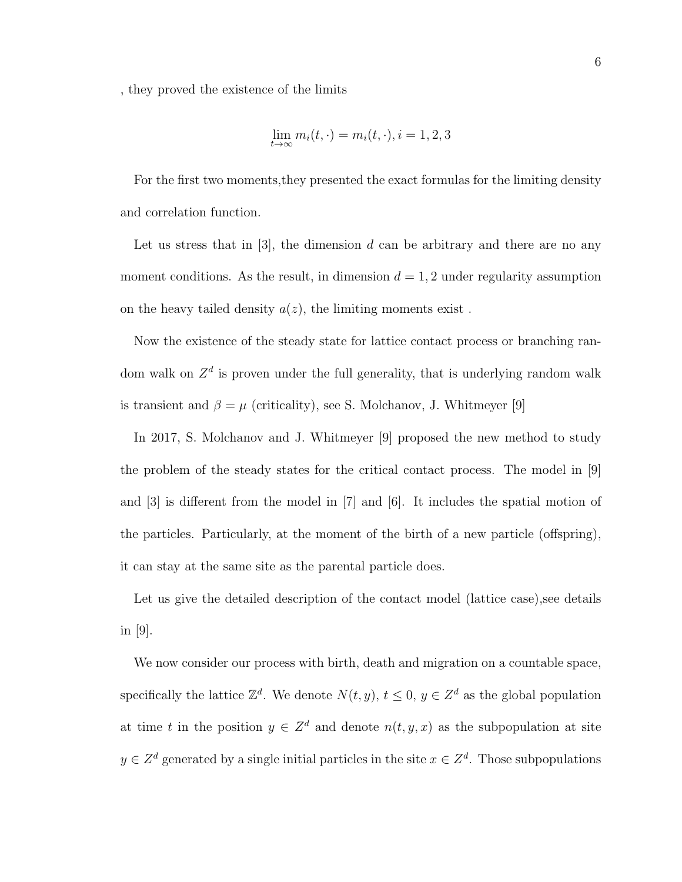, they proved the existence of the limits

$$\lim_{t\to\infty} m_i(t,\cdot) = m_i(t,\cdot), i = 1,2,3$$

For the first two moments,they presented the exact formulas for the limiting density and correlation function.

Let us stress that in [3], the dimension $d$ can be arbitrary and there are no any moment conditions. As the result, in dimension $d = 1, 2$ under regularity assumption on the heavy tailed density $a(z)$, the limiting moments exist .

Now the existence of the steady state for lattice contact process or branching random walk on $Z^d$ is proven under the full generality, that is underlying random walk is transient and $\beta = \mu$ (criticality), see S. Molchanov, J. Whitmeyer [9]

In 2017, S. Molchanov and J. Whitmeyer [9] proposed the new method to study the problem of the steady states for the critical contact process. The model in [9] and [3] is different from the model in [7] and [6]. It includes the spatial motion of the particles. Particularly, at the moment of the birth of a new particle (offspring), it can stay at the same site as the parental particle does.

Let us give the detailed description of the contact model (lattice case),see details in [9].

We now consider our process with birth, death and migration on a countable space, specifically the lattice $\mathbb{Z}^d$. We denote $N(t,y)$, $t \leq 0$, $y \in Z^d$ as the global population at time $t$ in the position $y \in Z^d$ and denote $n(t,y,x)$ as the subpopulation at site $y \in Z^d$ generated by a single initial particles in the site $x \in Z^d$. Those subpopulations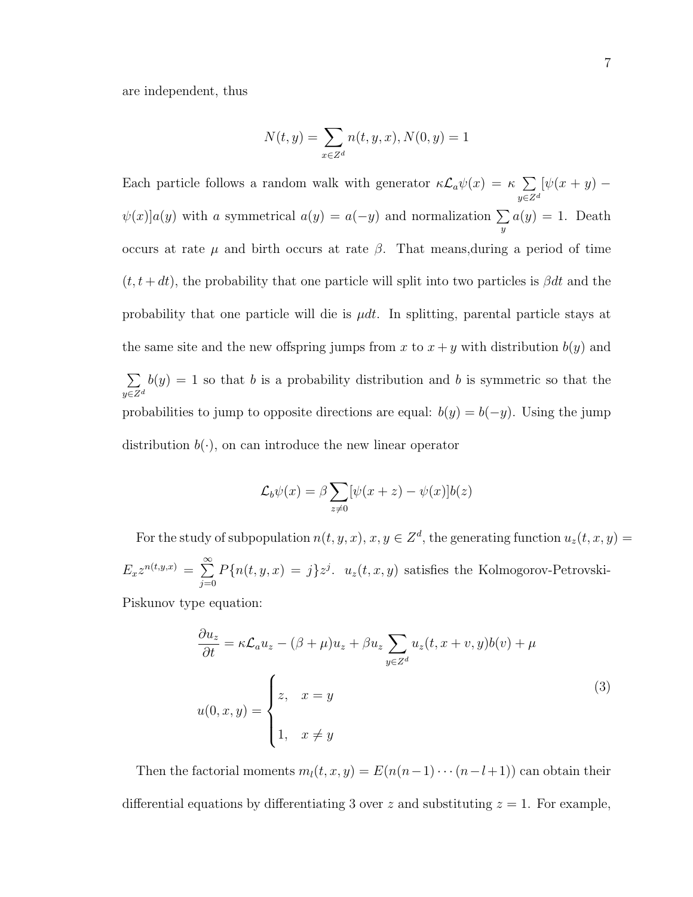are independent, thus

$$N(t,y) = \sum_{x\in Z^d} n(t,y,x), N(0,y) = 1$$

Each particle follows a random walk with generator $\kappa\mathcal{L}_a\psi(x) = \kappa \sum_{y\in Z^d}[\psi(x+y) - \psi(x)]a(y)$ with $a$ symmetrical $a(y) = a(-y)$ and normalization $\sum_y a(y) = 1$. Death occurs at rate $\mu$ and birth occurs at rate $\beta$. That means,during a period of time $(t, t+dt)$, the probability that one particle will split into two particles is $\beta dt$ and the probability that one particle will die is $\mu dt$. In splitting, parental particle stays at the same site and the new offspring jumps from $x$ to $x+y$ with distribution $b(y)$ and $\sum_{y\in Z^d} b(y) = 1$ so that $b$ is a probability distribution and $b$ is symmetric so that the probabilities to jump to opposite directions are equal: $b(y) = b(-y)$. Using the jump distribution $b(\cdot)$, on can introduce the new linear operator

$$\mathcal{L}_b\psi(x) = \beta \sum_{z\neq 0}[\psi(x+z) - \psi(x)]b(z)$$

For the study of subpopulation $n(t,y,x)$, $x,y \in Z^d$, the generating function $u_z(t,x,y) = E_x z^{n(t,y,x)} = \sum_{j=0}^{\infty} P\{n(t,y,x) = j\}z^j$. $u_z(t,x,y)$ satisfies the Kolmogorov-Petrovski-Piskunov type equation:

$$\frac{\partial u_z}{\partial t} = \kappa\mathcal{L}_a u_z - (\beta+\mu)u_z + \beta u_z \sum_{y\in Z^d} u_z(t, x+v, y)b(v) + \mu$$

$$u(0,x,y) = \begin{cases} z, & x = y \\ 1, & x \neq y \end{cases} \tag{3}$$

Then the factorial moments $m_l(t,x,y) = E(n(n-1)\cdots(n-l+1))$ can obtain their differential equations by differentiating 3 over $z$ and substituting $z=1$. For example,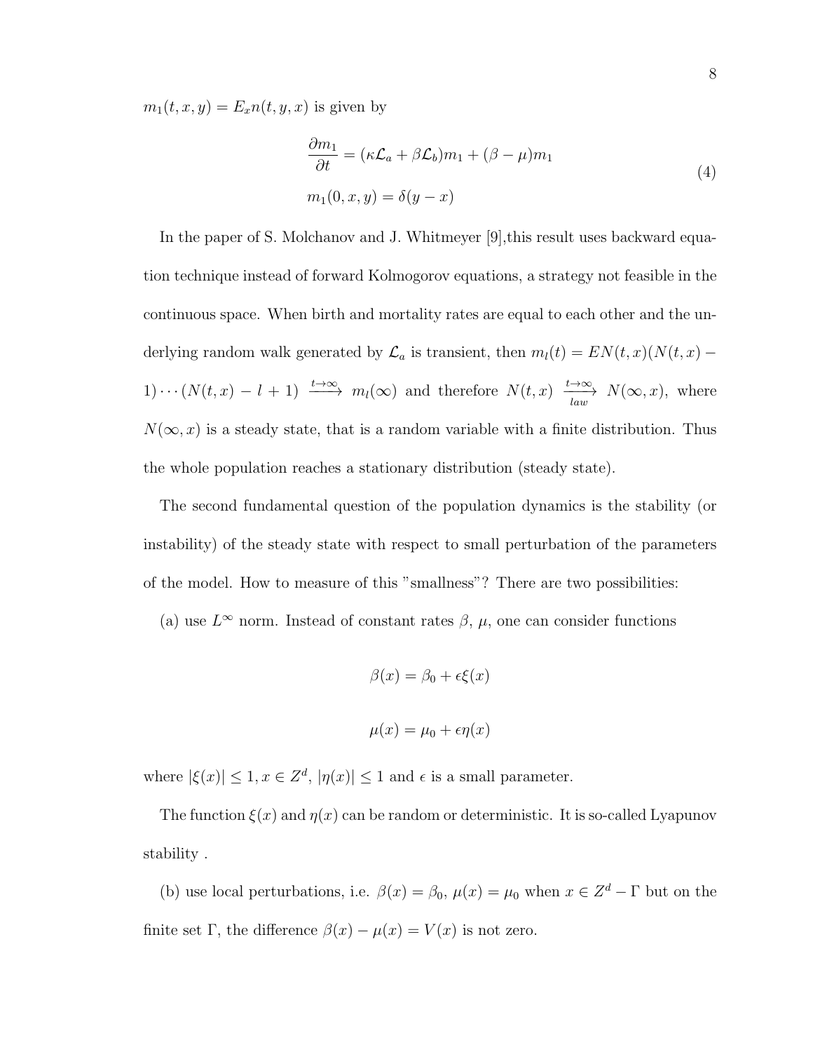$m_1(t, x, y) = E_x n(t, y, x)$ is given by

$$
\begin{aligned}
\frac{\partial m_1}{\partial t} &= (\kappa \mathcal{L}_a + \beta \mathcal{L}_b) m_1 + (\beta - \mu) m_1 \\
m_1(0, x, y) &= \delta(y - x)
\end{aligned}
\tag{4}
$$

In the paper of S. Molchanov and J. Whitmeyer [9],this result uses backward equation technique instead of forward Kolmogorov equations, a strategy not feasible in the continuous space. When birth and mortality rates are equal to each other and the underlying random walk generated by $\mathcal{L}_a$ is transient, then $m_l(t) = EN(t, x)(N(t, x) - 1) \cdots (N(t, x) - l + 1) \xrightarrow{t \to \infty} m_l(\infty)$ and therefore $N(t, x) \xrightarrow[law]{t \to \infty} N(\infty, x)$, where $N(\infty, x)$ is a steady state, that is a random variable with a finite distribution. Thus the whole population reaches a stationary distribution (steady state).

The second fundamental question of the population dynamics is the stability (or instability) of the steady state with respect to small perturbation of the parameters of the model. How to measure of this "smallness"? There are two possibilities:

(a) use $L^\infty$ norm. Instead of constant rates $\beta$, $\mu$, one can consider functions

$$\beta(x) = \beta_0 + \epsilon \xi(x)$$

$$\mu(x) = \mu_0 + \epsilon \eta(x)$$

where $|\xi(x)| \leq 1, x \in Z^d$, $|\eta(x)| \leq 1$ and $\epsilon$ is a small parameter.

The function $\xi(x)$ and $\eta(x)$ can be random or deterministic. It is so-called Lyapunov stability .

(b) use local perturbations, i.e. $\beta(x) = \beta_0$, $\mu(x) = \mu_0$ when $x \in Z^d - \Gamma$ but on the finite set $\Gamma$, the difference $\beta(x) - \mu(x) = V(x)$ is not zero.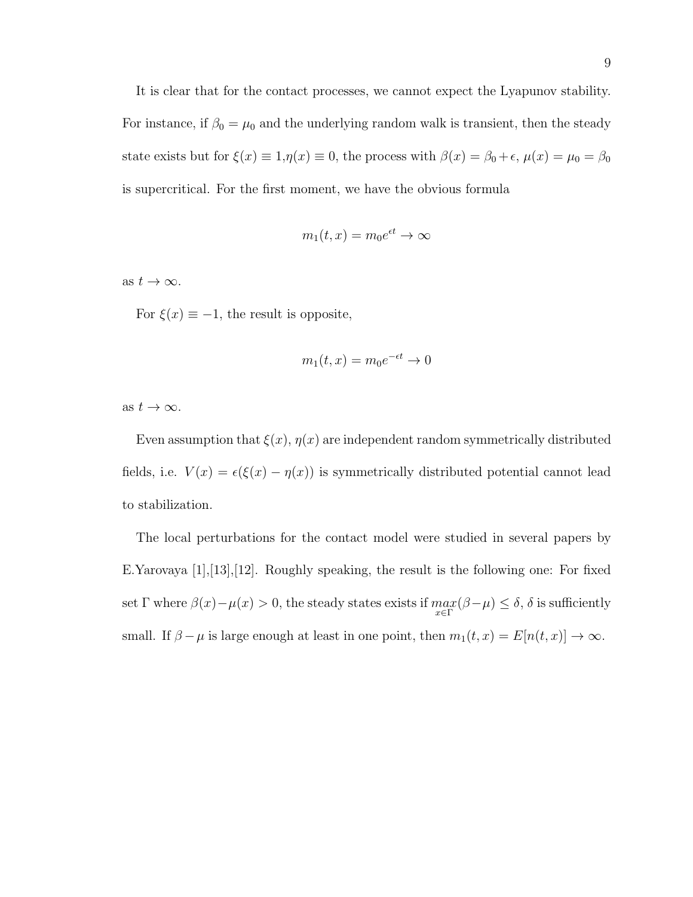It is clear that for the contact processes, we cannot expect the Lyapunov stability. For instance, if $\beta_0 = \mu_0$ and the underlying random walk is transient, then the steady state exists but for $\xi(x) \equiv 1, \eta(x) \equiv 0$, the process with $\beta(x) = \beta_0 + \epsilon$, $\mu(x) = \mu_0 = \beta_0$ is supercritical. For the first moment, we have the obvious formula

$$m_1(t,x) = m_0 e^{\epsilon t} \to \infty$$

as $t \to \infty$.

For $\xi(x) \equiv -1$, the result is opposite,

$$m_1(t,x) = m_0 e^{-\epsilon t} \to 0$$

as $t \to \infty$.

Even assumption that $\xi(x)$, $\eta(x)$ are independent random symmetrically distributed fields, i.e. $V(x) = \epsilon(\xi(x) - \eta(x))$ is symmetrically distributed potential cannot lead to stabilization.

The local perturbations for the contact model were studied in several papers by E.Yarovaya [1],[13],[12]. Roughly speaking, the result is the following one: For fixed set $\Gamma$ where $\beta(x) - \mu(x) > 0$, the steady states exists if $\max\limits_{x \in \Gamma} (\beta - \mu) \leq \delta$, $\delta$ is sufficiently small. If $\beta - \mu$ is large enough at least in one point, then $m_1(t,x) = E[n(t,x)] \to \infty$.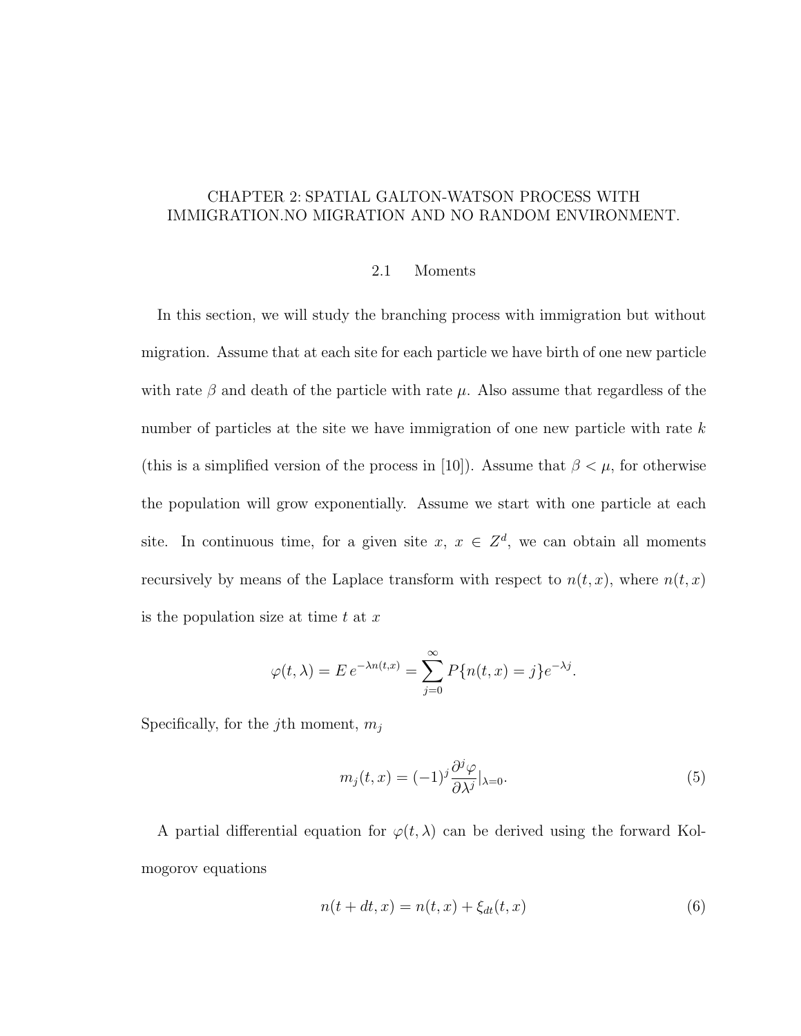# CHAPTER 2: SPATIAL GALTON-WATSON PROCESS WITH IMMIGRATION.NO MIGRATION AND NO RANDOM ENVIRONMENT.

## 2.1 Moments

In this section, we will study the branching process with immigration but without migration. Assume that at each site for each particle we have birth of one new particle with rate $\beta$ and death of the particle with rate $\mu$. Also assume that regardless of the number of particles at the site we have immigration of one new particle with rate $k$ (this is a simplified version of the process in [10]). Assume that $\beta < \mu$, for otherwise the population will grow exponentially. Assume we start with one particle at each site. In continuous time, for a given site $x$, $x \in Z^d$, we can obtain all moments recursively by means of the Laplace transform with respect to $n(t,x)$, where $n(t,x)$ is the population size at time $t$ at $x$

$$\varphi(t,\lambda) = E\, e^{-\lambda n(t,x)} = \sum_{j=0}^{\infty} P\{n(t,x) = j\} e^{-\lambda j}.$$

Specifically, for the $j$th moment, $m_j$

$$m_j(t,x) = (-1)^j \frac{\partial^j \varphi}{\partial \lambda^j}|_{\lambda=0}. \tag{5}$$

A partial differential equation for $\varphi(t,\lambda)$ can be derived using the forward Kolmogorov equations

$$n(t+dt,x) = n(t,x) + \xi_{dt}(t,x) \tag{6}$$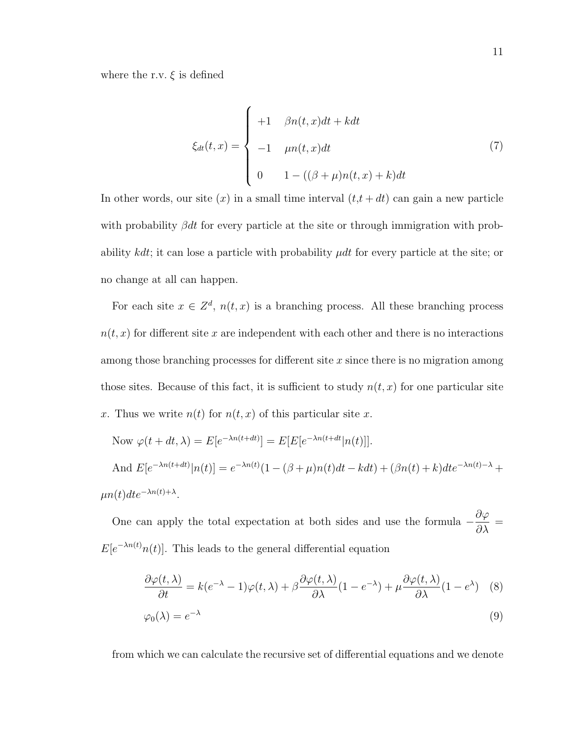where the r.v. $\xi$ is defined

$$\xi_{dt}(t,x) = \begin{cases} +1 & \beta n(t,x)dt + kdt \\ -1 & \mu n(t,x)dt \\ 0 & 1 - ((\beta+\mu)n(t,x)+k)dt \end{cases} \tag{7}$$

In other words, our site $(x)$ in a small time interval $(t,t+dt)$ can gain a new particle with probability $\beta dt$ for every particle at the site or through immigration with probability $kdt$; it can lose a particle with probability $\mu dt$ for every particle at the site; or no change at all can happen.

For each site $x \in Z^d$, $n(t,x)$ is a branching process. All these branching process $n(t,x)$ for different site $x$ are independent with each other and there is no interactions among those branching processes for different site $x$ since there is no migration among those sites. Because of this fact, it is sufficient to study $n(t,x)$ for one particular site $x$. Thus we write $n(t)$ for $n(t,x)$ of this particular site $x$.

Now $\varphi(t+dt,\lambda) = E[e^{-\lambda n(t+dt)}] = E[E[e^{-\lambda n(t+dt}|n(t)]]$.

And $E[e^{-\lambda n(t+dt)}|n(t)] = e^{-\lambda n(t)}(1-(\beta+\mu)n(t)dt - kdt) + (\beta n(t)+k)dte^{-\lambda n(t)-\lambda} + \mu n(t)dte^{-\lambda n(t)+\lambda}$.

One can apply the total expectation at both sides and use the formula $-\dfrac{\partial \varphi}{\partial \lambda} = E[e^{-\lambda n(t)}n(t)]$. This leads to the general differential equation

$$\frac{\partial \varphi(t,\lambda)}{\partial t} = k(e^{-\lambda}-1)\varphi(t,\lambda) + \beta\frac{\partial \varphi(t,\lambda)}{\partial \lambda}(1-e^{-\lambda}) + \mu\frac{\partial \varphi(t,\lambda)}{\partial \lambda}(1-e^{\lambda}) \tag{8}$$

$$\varphi_0(\lambda) = e^{-\lambda} \tag{9}$$

from which we can calculate the recursive set of differential equations and we denote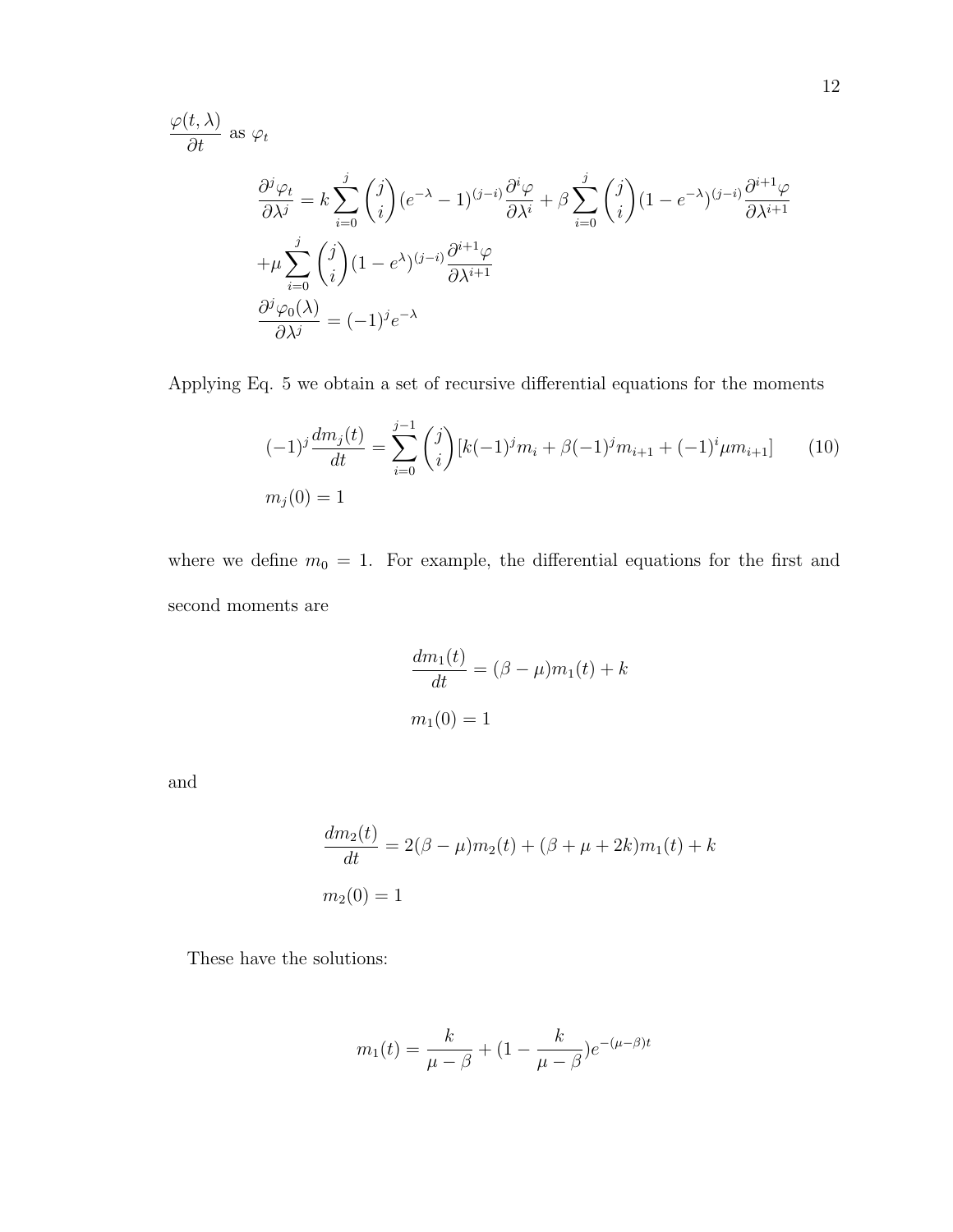$\dfrac{\varphi(t,\lambda)}{\partial t}$ as $\varphi_t$

$$
\begin{aligned}
&\frac{\partial^j \varphi_t}{\partial \lambda^j} = k\sum_{i=0}^{j}\binom{j}{i}(e^{-\lambda}-1)^{(j-i)}\frac{\partial^i \varphi}{\partial \lambda^i} + \beta\sum_{i=0}^{j}\binom{j}{i}(1-e^{-\lambda})^{(j-i)}\frac{\partial^{i+1}\varphi}{\partial \lambda^{i+1}} \\
&+\mu\sum_{i=0}^{j}\binom{j}{i}(1-e^{\lambda})^{(j-i)}\frac{\partial^{i+1}\varphi}{\partial \lambda^{i+1}} \\
&\frac{\partial^j \varphi_0(\lambda)}{\partial \lambda^j} = (-1)^j e^{-\lambda}
\end{aligned}
$$

Applying Eq. 5 we obtain a set of recursive differential equations for the moments

$$
\begin{aligned}
&(-1)^j\frac{dm_j(t)}{dt} = \sum_{i=0}^{j-1}\binom{j}{i}[k(-1)^j m_i + \beta(-1)^j m_{i+1} + (-1)^i \mu m_{i+1}] \qquad (10) \\
&m_j(0) = 1
\end{aligned}
$$

where we define $m_0 = 1$. For example, the differential equations for the first and second moments are

$$
\begin{aligned}
&\frac{dm_1(t)}{dt} = (\beta-\mu)m_1(t) + k \\
&m_1(0) = 1
\end{aligned}
$$

and

$$
\begin{aligned}
&\frac{dm_2(t)}{dt} = 2(\beta-\mu)m_2(t) + (\beta+\mu+2k)m_1(t) + k \\
&m_2(0) = 1
\end{aligned}
$$

These have the solutions:

$$
m_1(t) = \frac{k}{\mu-\beta} + (1 - \frac{k}{\mu-\beta})e^{-(\mu-\beta)t}
$$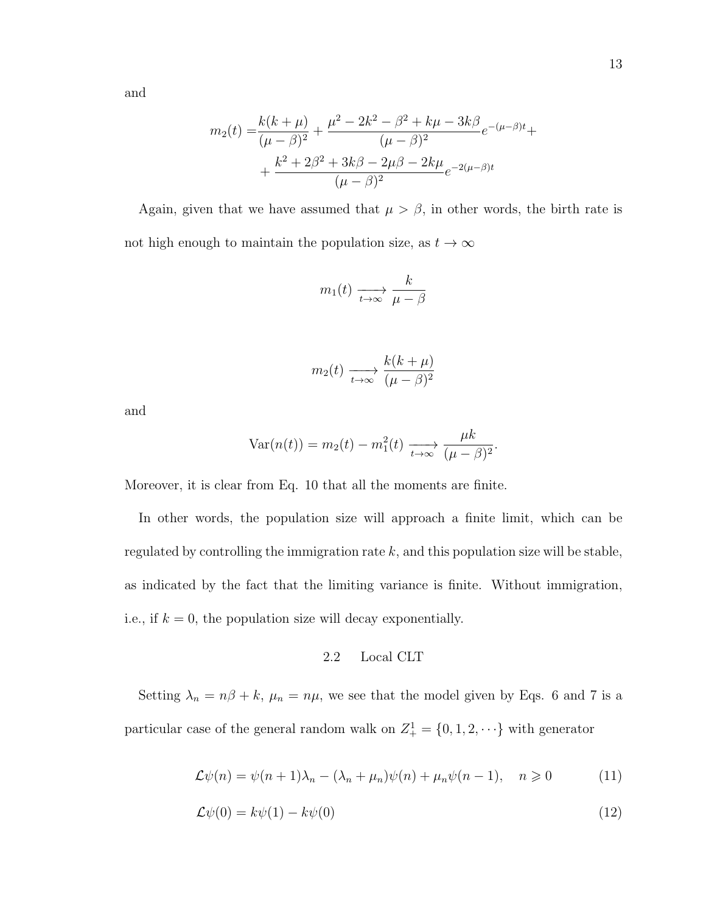and

$$m_2(t) = \frac{k(k+\mu)}{(\mu-\beta)^2} + \frac{\mu^2 - 2k^2 - \beta^2 + k\mu - 3k\beta}{(\mu-\beta)^2} e^{-(\mu-\beta)t} + \\ + \frac{k^2 + 2\beta^2 + 3k\beta - 2\mu\beta - 2k\mu}{(\mu-\beta)^2} e^{-2(\mu-\beta)t}$$

Again, given that we have assumed that $\mu > \beta$, in other words, the birth rate is not high enough to maintain the population size, as $t \to \infty$

$$m_1(t) \underset{t\to\infty}{\longrightarrow} \frac{k}{\mu - \beta}$$

$$m_2(t) \underset{t\to\infty}{\longrightarrow} \frac{k(k+\mu)}{(\mu-\beta)^2}$$

and

$$\mathrm{Var}(n(t)) = m_2(t) - m_1^2(t) \underset{t\to\infty}{\longrightarrow} \frac{\mu k}{(\mu-\beta)^2}.$$

Moreover, it is clear from Eq. 10 that all the moments are finite.

In other words, the population size will approach a finite limit, which can be regulated by controlling the immigration rate $k$, and this population size will be stable, as indicated by the fact that the limiting variance is finite. Without immigration, i.e., if $k = 0$, the population size will decay exponentially.

## 2.2 Local CLT

Setting $\lambda_n = n\beta + k$, $\mu_n = n\mu$, we see that the model given by Eqs. 6 and 7 is a particular case of the general random walk on $Z_+^1 = \{0, 1, 2, \cdots\}$ with generator

$$\mathcal{L}\psi(n) = \psi(n+1)\lambda_n - (\lambda_n + \mu_n)\psi(n) + \mu_n\psi(n-1), \quad n \geqslant 0 \tag{11}$$

$$\mathcal{L}\psi(0) = k\psi(1) - k\psi(0) \tag{12}$$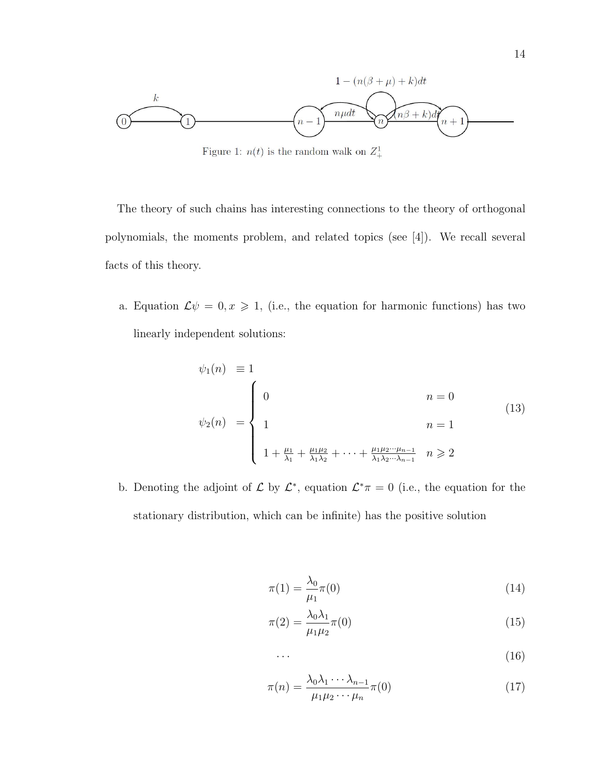Figure 1: $n(t)$ is the random walk on $Z^1_+$

The theory of such chains has interesting connections to the theory of orthogonal polynomials, the moments problem, and related topics (see [4]). We recall several facts of this theory.

a. Equation $\mathcal{L}\psi = 0, x \geqslant 1$, (i.e., the equation for harmonic functions) has two linearly independent solutions:

$$
\begin{aligned}
\psi_1(n) &\equiv 1 \\
\psi_2(n) &= \begin{cases} 0 & n = 0 \\ 1 & n = 1 \\ 1 + \frac{\mu_1}{\lambda_1} + \frac{\mu_1\mu_2}{\lambda_1\lambda_2} + \cdots + \frac{\mu_1\mu_2\cdots\mu_{n-1}}{\lambda_1\lambda_2\cdots\lambda_{n-1}} & n \geqslant 2 \end{cases}
\end{aligned}
\tag{13}
$$

b. Denoting the adjoint of $\mathcal{L}$ by $\mathcal{L}^*$, equation $\mathcal{L}^*\pi = 0$ (i.e., the equation for the stationary distribution, which can be infinite) has the positive solution

$$\pi(1) = \frac{\lambda_0}{\mu_1}\pi(0) \tag{14}$$

$$\pi(2) = \frac{\lambda_0\lambda_1}{\mu_1\mu_2}\pi(0) \tag{15}$$

$$\cdots \tag{16}$$

$$\pi(n) = \frac{\lambda_0\lambda_1\cdots\lambda_{n-1}}{\mu_1\mu_2\cdots\mu_n}\pi(0) \tag{17}$$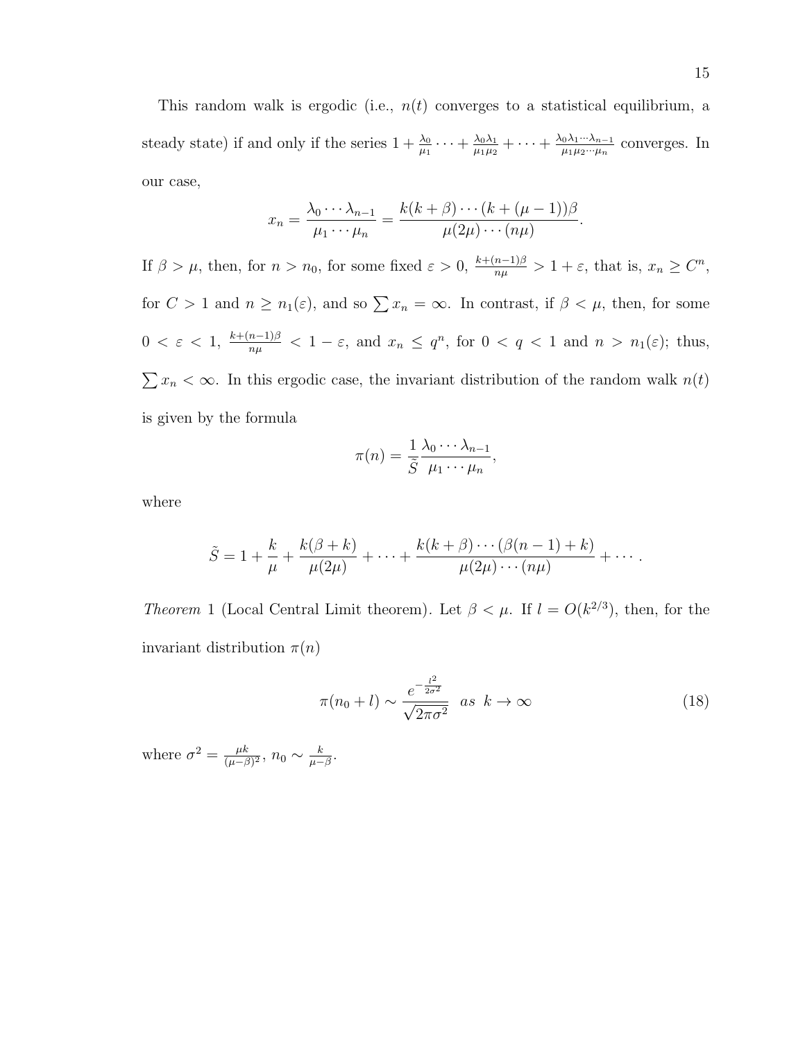This random walk is ergodic (i.e., $n(t)$ converges to a statistical equilibrium, a steady state) if and only if the series $1 + \frac{\lambda_0}{\mu_1} \cdots + \frac{\lambda_0 \lambda_1}{\mu_1 \mu_2} + \cdots + \frac{\lambda_0 \lambda_1 \cdots \lambda_{n-1}}{\mu_1 \mu_2 \cdots \mu_n}$ converges. In our case,

$$x_n = \frac{\lambda_0 \cdots \lambda_{n-1}}{\mu_1 \cdots \mu_n} = \frac{k(k+\beta)\cdots(k+(\mu-1))\beta}{\mu(2\mu)\cdots(n\mu)}.$$

If $\beta > \mu$, then, for $n > n_0$, for some fixed $\varepsilon > 0$, $\frac{k+(n-1)\beta}{n\mu} > 1 + \varepsilon$, that is, $x_n \geq C^n$, for $C > 1$ and $n \geq n_1(\varepsilon)$, and so $\sum x_n = \infty$. In contrast, if $\beta < \mu$, then, for some $0 < \varepsilon < 1$, $\frac{k+(n-1)\beta}{n\mu} < 1 - \varepsilon$, and $x_n \leq q^n$, for $0 < q < 1$ and $n > n_1(\varepsilon)$; thus, $\sum x_n < \infty$. In this ergodic case, the invariant distribution of the random walk $n(t)$ is given by the formula

$$\pi(n) = \frac{1}{\tilde{S}} \frac{\lambda_0 \cdots \lambda_{n-1}}{\mu_1 \cdots \mu_n},$$

where

$$\tilde{S} = 1 + \frac{k}{\mu} + \frac{k(\beta + k)}{\mu(2\mu)} + \cdots + \frac{k(k+\beta)\cdots(\beta(n-1)+k)}{\mu(2\mu)\cdots(n\mu)} + \cdots.$$

*Theorem* 1 (Local Central Limit theorem). Let $\beta < \mu$. If $l = O(k^{2/3})$, then, for the invariant distribution $\pi(n)$

$$\pi(n_0 + l) \sim \frac{e^{-\frac{l^2}{2\sigma^2}}}{\sqrt{2\pi\sigma^2}} \quad as \;\; k \to \infty \tag{18}$$

where $\sigma^2 = \frac{\mu k}{(\mu-\beta)^2}$, $n_0 \sim \frac{k}{\mu - \beta}$.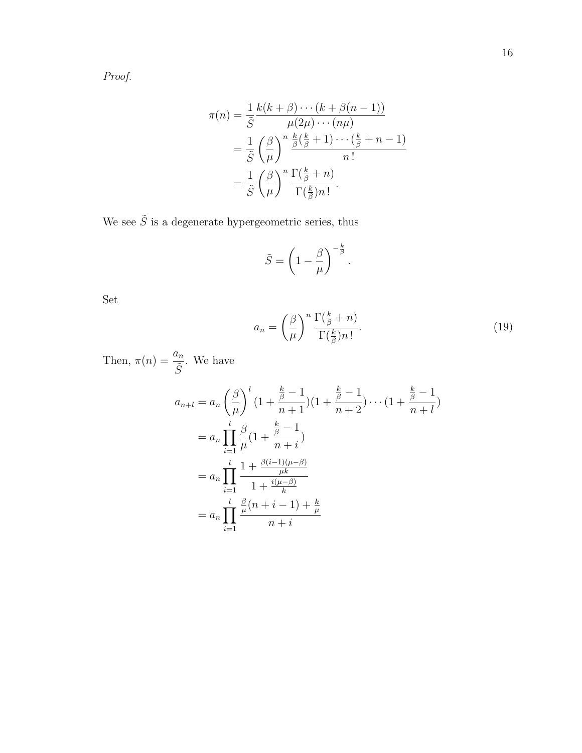*Proof.*

$$
\begin{aligned}
\pi(n) &= \frac{1}{\tilde{S}} \frac{k(k+\beta)\cdots(k+\beta(n-1))}{\mu(2\mu)\cdots(n\mu)} \\
&= \frac{1}{\tilde{S}} \left(\frac{\beta}{\mu}\right)^n \frac{\frac{k}{\beta}(\frac{k}{\beta}+1)\cdots(\frac{k}{\beta}+n-1)}{n\,!} \\
&= \frac{1}{\tilde{S}} \left(\frac{\beta}{\mu}\right)^n \frac{\Gamma(\frac{k}{\beta}+n)}{\Gamma(\frac{k}{\beta})n\,!}.
\end{aligned}
$$

We see $\tilde{S}$ is a degenerate hypergeometric series, thus

$$
\tilde{S} = \left(1 - \frac{\beta}{\mu}\right)^{-\frac{k}{\beta}}.
$$

Set

$$
a_n = \left(\frac{\beta}{\mu}\right)^n \frac{\Gamma(\frac{k}{\beta}+n)}{\Gamma(\frac{k}{\beta})n\,!}. \tag{19}
$$

Then, $\pi(n) = \dfrac{a_n}{\tilde{S}}$. We have

$$
\begin{aligned}
a_{n+l} &= a_n \left(\frac{\beta}{\mu}\right)^l (1 + \frac{\frac{k}{\beta}-1}{n+1})(1 + \frac{\frac{k}{\beta}-1}{n+2})\cdots(1 + \frac{\frac{k}{\beta}-1}{n+l}) \\
&= a_n \prod_{i=1}^{l} \frac{\beta}{\mu}(1 + \frac{\frac{k}{\beta}-1}{n+i}) \\
&= a_n \prod_{i=1}^{l} \frac{1 + \frac{\beta(i-1)(\mu-\beta)}{\mu k}}{1 + \frac{i(\mu-\beta)}{k}} \\
&= a_n \prod_{i=1}^{l} \frac{\frac{\beta}{\mu}(n+i-1) + \frac{k}{\mu}}{n+i}
\end{aligned}
$$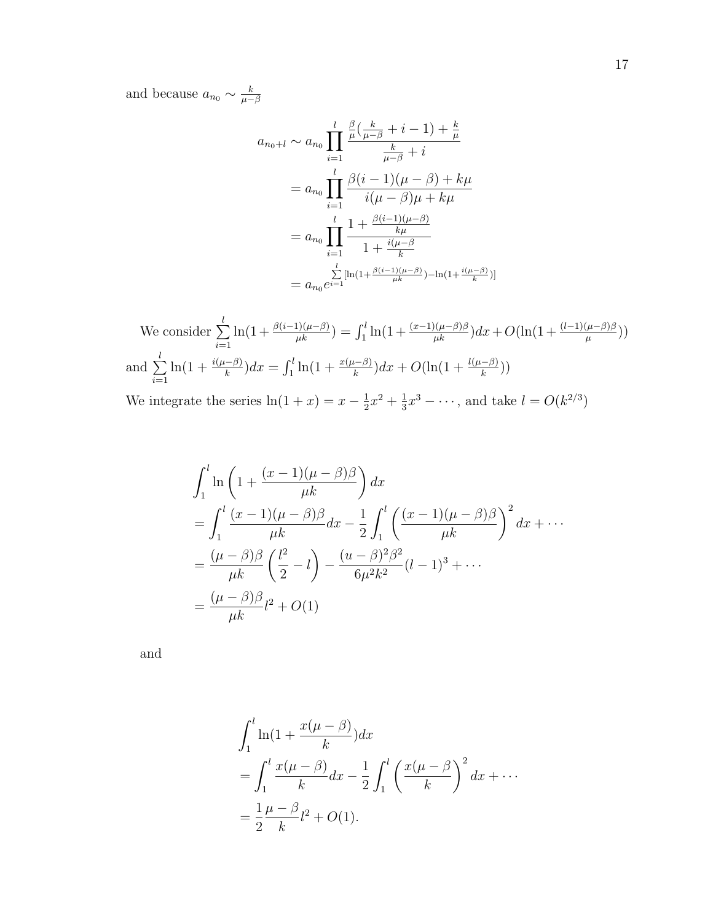and because $a_{n_0} \sim \frac{k}{\mu-\beta}$

$$
\begin{aligned}
a_{n_0+l} &\sim a_{n_0} \prod_{i=1}^{l} \frac{\frac{\beta}{\mu}(\frac{k}{\mu-\beta}+i-1)+\frac{k}{\mu}}{\frac{k}{\mu-\beta}+i} \\
&= a_{n_0} \prod_{i=1}^{l} \frac{\beta(i-1)(\mu-\beta)+k\mu}{i(\mu-\beta)\mu+k\mu} \\
&= a_{n_0} \prod_{i=1}^{l} \frac{1+\frac{\beta(i-1)(\mu-\beta)}{k\mu}}{1+\frac{i(\mu-\beta}{k}} \\
&= a_{n_0} e^{\sum_{i=1}^{l}[\ln(1+\frac{\beta(i-1)(\mu-\beta)}{\mu k})-\ln(1+\frac{i(\mu-\beta)}{k})]}
\end{aligned}
$$

We consider $\sum_{i=1}^{l} \ln(1+\frac{\beta(i-1)(\mu-\beta)}{\mu k}) = \int_1^l \ln(1+\frac{(x-1)(\mu-\beta)\beta}{\mu k})dx + O(\ln(1+\frac{(l-1)(\mu-\beta)\beta}{\mu}))$ and $\sum_{i=1}^{l} \ln(1+\frac{i(\mu-\beta)}{k})dx = \int_1^l \ln(1+\frac{x(\mu-\beta)}{k})dx + O(\ln(1+\frac{l(\mu-\beta)}{k}))$

We integrate the series $\ln(1+x) = x - \frac{1}{2}x^2 + \frac{1}{3}x^3 - \cdots$, and take $l = O(k^{2/3})$

$$
\begin{aligned}
&\int_1^l \ln\left(1+\frac{(x-1)(\mu-\beta)\beta}{\mu k}\right)dx \\
&= \int_1^l \frac{(x-1)(\mu-\beta)\beta}{\mu k}dx - \frac{1}{2}\int_1^l \left(\frac{(x-1)(\mu-\beta)\beta}{\mu k}\right)^2 dx + \cdots \\
&= \frac{(\mu-\beta)\beta}{\mu k}\left(\frac{l^2}{2}-l\right) - \frac{(u-\beta)^2\beta^2}{6\mu^2 k^2}(l-1)^3 + \cdots \\
&= \frac{(\mu-\beta)\beta}{\mu k}l^2 + O(1)
\end{aligned}
$$

and

$$
\begin{aligned}
&\int_1^l \ln(1+\frac{x(\mu-\beta)}{k})dx \\
&= \int_1^l \frac{x(\mu-\beta)}{k}dx - \frac{1}{2}\int_1^l \left(\frac{x(\mu-\beta}{k}\right)^2 dx + \cdots \\
&= \frac{1}{2}\frac{\mu-\beta}{k}l^2 + O(1).
\end{aligned}
$$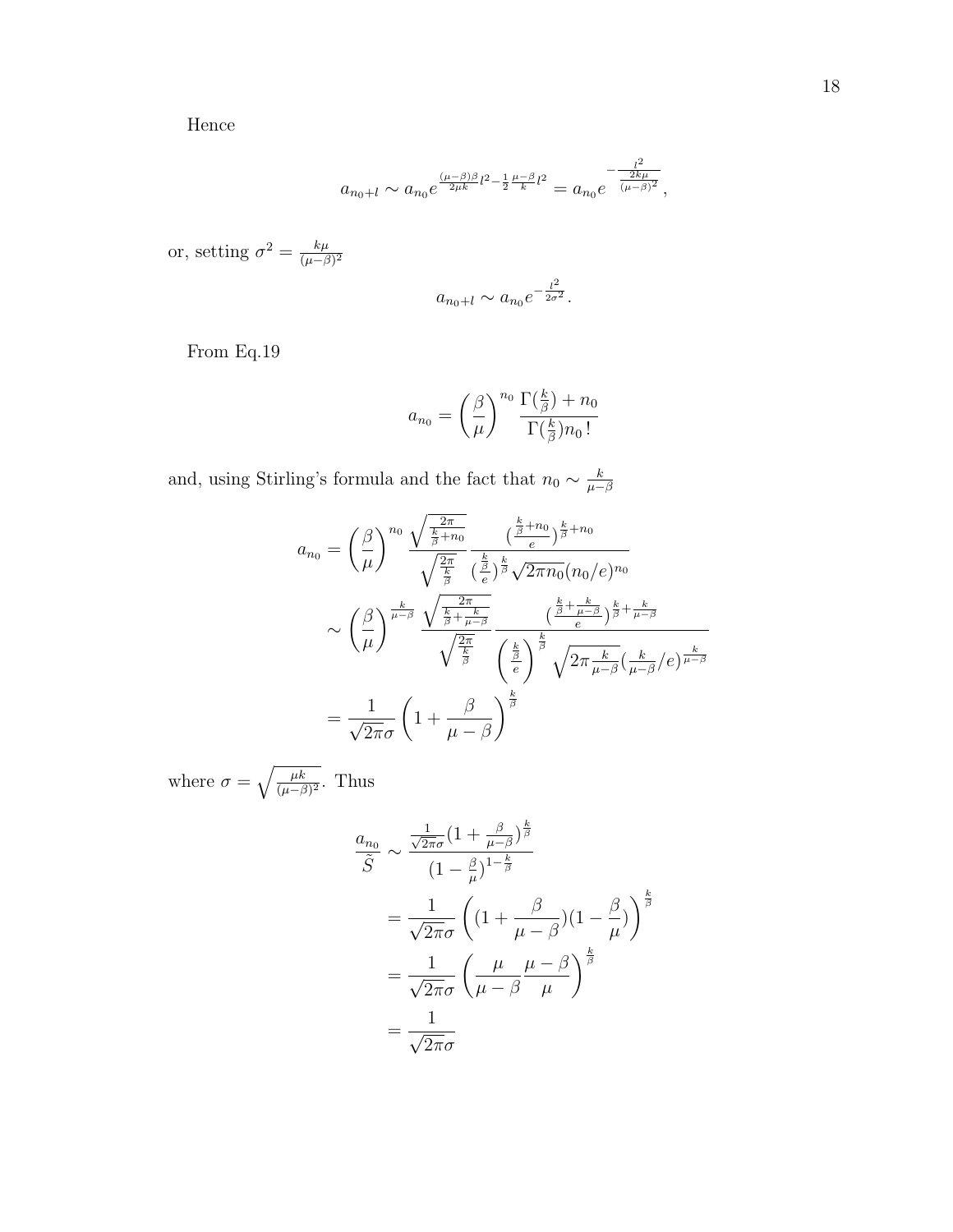Hence

$$a_{n_0+l} \sim a_{n_0} e^{\frac{(\mu-\beta)\beta}{2\mu k}l^2 - \frac{1}{2}\frac{\mu-\beta}{k}l^2} = a_{n_0} e^{-\frac{l^2}{\frac{2k\mu}{(\mu-\beta)^2}}},$$

or, setting $\sigma^2 = \frac{k\mu}{(\mu-\beta)^2}$

$$a_{n_0+l} \sim a_{n_0} e^{-\frac{l^2}{2\sigma^2}}.$$

From Eq.19

$$a_{n_0} = \left(\frac{\beta}{\mu}\right)^{n_0} \frac{\Gamma(\frac{k}{\beta}) + n_0}{\Gamma(\frac{k}{\beta}) n_0\,!}$$

and, using Stirling's formula and the fact that $n_0 \sim \frac{k}{\mu-\beta}$

$$\begin{aligned}
a_{n_0} &= \left(\frac{\beta}{\mu}\right)^{n_0} \frac{\sqrt{\frac{2\pi}{\frac{k}{\beta}+n_0}}}{\sqrt{\frac{2\pi}{\frac{k}{\beta}}}} \frac{(\frac{\frac{k}{\beta}+n_0}{e})^{\frac{k}{\beta}+n_0}}{(\frac{\frac{k}{\beta}}{e})^{\frac{k}{\beta}}\sqrt{2\pi n_0}(n_0/e)^{n_0}} \\
&\sim \left(\frac{\beta}{\mu}\right)^{\frac{k}{\mu-\beta}} \frac{\sqrt{\frac{2\pi}{\frac{k}{\beta}+\frac{k}{\mu-\beta}}}}{\sqrt{\frac{2\pi}{\frac{k}{\beta}}}} \frac{(\frac{\frac{k}{\beta}+\frac{k}{\mu-\beta}}{e})^{\frac{k}{\beta}+\frac{k}{\mu-\beta}}}{\left(\frac{\frac{k}{\beta}}{e}\right)^{\frac{k}{\beta}}\sqrt{2\pi\frac{k}{\mu-\beta}}(\frac{k}{\mu-\beta}/e)^{\frac{k}{\mu-\beta}}} \\
&= \frac{1}{\sqrt{2\pi}\sigma}\left(1+\frac{\beta}{\mu-\beta}\right)^{\frac{k}{\beta}}
\end{aligned}$$

where $\sigma = \sqrt{\frac{\mu k}{(\mu-\beta)^2}}$. Thus

$$\begin{aligned}
\frac{a_{n_0}}{\tilde{S}} &\sim \frac{\frac{1}{\sqrt{2\pi}\sigma}(1+\frac{\beta}{\mu-\beta})^{\frac{k}{\beta}}}{(1-\frac{\beta}{\mu})^{1-\frac{k}{\beta}}} \\
&= \frac{1}{\sqrt{2\pi}\sigma}\left((1+\frac{\beta}{\mu-\beta})(1-\frac{\beta}{\mu})\right)^{\frac{k}{\beta}} \\
&= \frac{1}{\sqrt{2\pi}\sigma}\left(\frac{\mu}{\mu-\beta}\frac{\mu-\beta}{\mu}\right)^{\frac{k}{\beta}} \\
&= \frac{1}{\sqrt{2\pi}\sigma}
\end{aligned}$$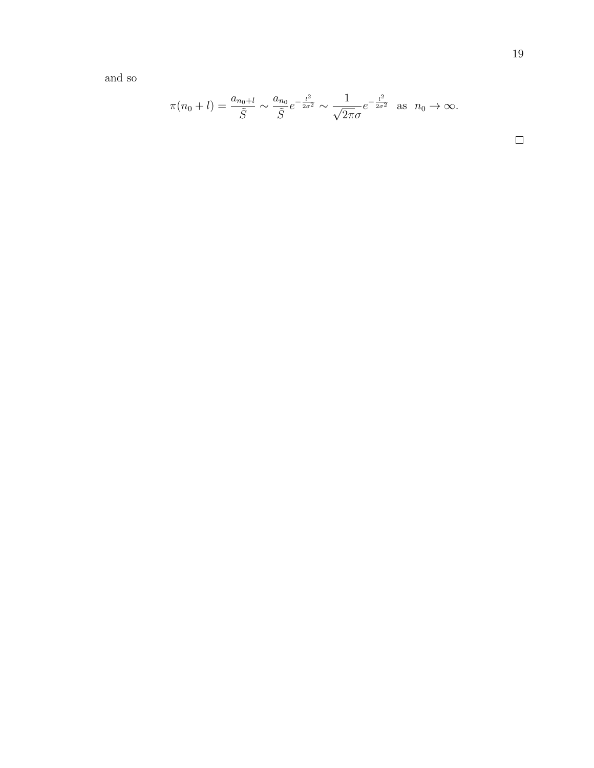and so

$$\pi(n_0 + l) = \frac{a_{n_0+l}}{\tilde{S}} \sim \frac{a_{n_0}}{\tilde{S}} e^{-\frac{l^2}{2\sigma^2}} \sim \frac{1}{\sqrt{2\pi}\sigma} e^{-\frac{l^2}{2\sigma^2}} \text{ as } n_0 \to \infty.$$

□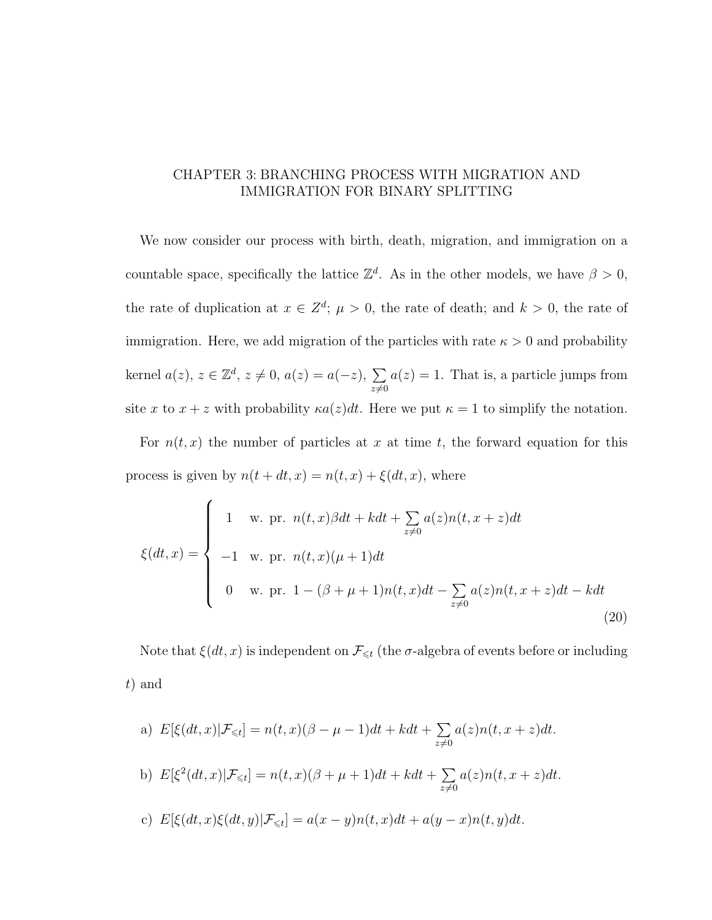# CHAPTER 3: BRANCHING PROCESS WITH MIGRATION AND IMMIGRATION FOR BINARY SPLITTING

We now consider our process with birth, death, migration, and immigration on a countable space, specifically the lattice $\mathbb{Z}^d$. As in the other models, we have $\beta > 0$, the rate of duplication at $x \in Z^d$; $\mu > 0$, the rate of death; and $k > 0$, the rate of immigration. Here, we add migration of the particles with rate $\kappa > 0$ and probability kernel $a(z)$, $z \in \mathbb{Z}^d$, $z \neq 0$, $a(z) = a(-z)$, $\sum_{z \neq 0} a(z) = 1$. That is, a particle jumps from site $x$ to $x + z$ with probability $\kappa a(z) dt$. Here we put $\kappa = 1$ to simplify the notation.

For $n(t, x)$ the number of particles at $x$ at time $t$, the forward equation for this process is given by $n(t + dt, x) = n(t, x) + \xi(dt, x)$, where

$$
\xi(dt, x) = \begin{cases} 1 & \text{w. pr. } n(t,x)\beta dt + kdt + \sum_{z \neq 0} a(z) n(t, x+z) dt \\ -1 & \text{w. pr. } n(t,x)(\mu + 1) dt \\ 0 & \text{w. pr. } 1 - (\beta + \mu + 1) n(t,x) dt - \sum_{z \neq 0} a(z) n(t, x+z) dt - kdt \end{cases} \tag{20}
$$

Note that $\xi(dt, x)$ is independent on $\mathcal{F}_{\leqslant t}$ (the $\sigma$-algebra of events before or including $t$) and

a) $E[\xi(dt, x) | \mathcal{F}_{\leqslant t}] = n(t, x)(\beta - \mu - 1) dt + kdt + \sum_{z \neq 0} a(z) n(t, x+z) dt.$

b) $E[\xi^2(dt, x) | \mathcal{F}_{\leqslant t}] = n(t, x)(\beta + \mu + 1) dt + kdt + \sum_{z \neq 0} a(z) n(t, x+z) dt.$

c) $E[\xi(dt, x)\xi(dt, y) | \mathcal{F}_{\leqslant t}] = a(x - y) n(t, x) dt + a(y - x) n(t, y) dt.$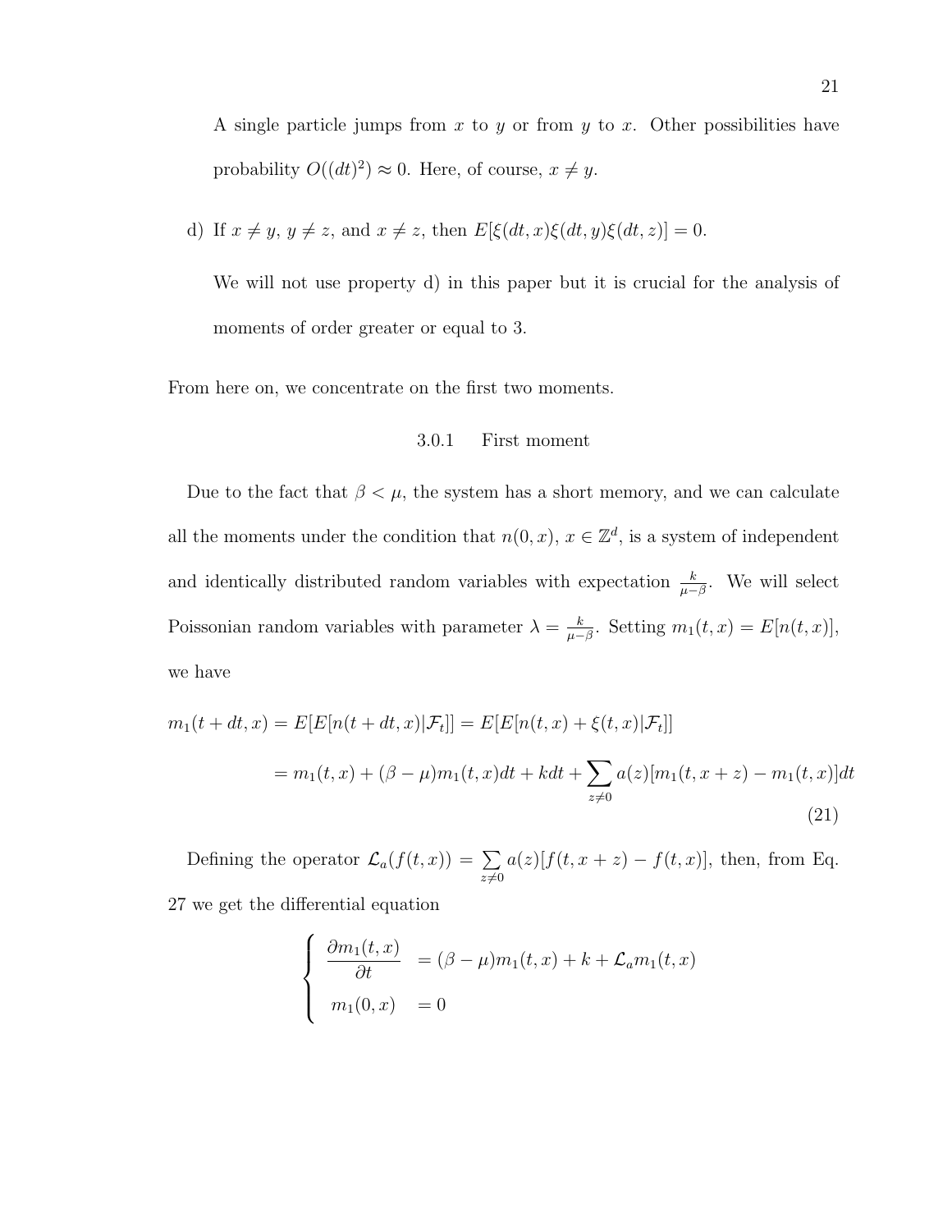A single particle jumps from $x$ to $y$ or from $y$ to $x$. Other possibilities have probability $O((dt)^2) \approx 0$. Here, of course, $x \neq y$.

d) If $x \neq y$, $y \neq z$, and $x \neq z$, then $E[\xi(dt,x)\xi(dt,y)\xi(dt,z)] = 0$.

We will not use property d) in this paper but it is crucial for the analysis of moments of order greater or equal to 3.

From here on, we concentrate on the first two moments.

### 3.0.1 First moment

Due to the fact that $\beta < \mu$, the system has a short memory, and we can calculate all the moments under the condition that $n(0,x)$, $x \in \mathbb{Z}^d$, is a system of independent and identically distributed random variables with expectation $\frac{k}{\mu-\beta}$. We will select Poissonian random variables with parameter $\lambda = \frac{k}{\mu-\beta}$. Setting $m_1(t,x) = E[n(t,x)]$, we have

$$
\begin{aligned}
m_1(t+dt,x) &= E[E[n(t+dt,x)|\mathcal{F}_t]] = E[E[n(t,x)+\xi(t,x)|\mathcal{F}_t]] \\
&= m_1(t,x) + (\beta-\mu)m_1(t,x)dt + kdt + \sum_{z\neq 0} a(z)[m_1(t,x+z) - m_1(t,x)]dt
\end{aligned}
\tag{21}
$$

Defining the operator $\mathcal{L}_a(f(t,x)) = \sum_{z\neq 0} a(z)[f(t,x+z) - f(t,x)]$, then, from Eq. 27 we get the differential equation

$$
\begin{cases}
\dfrac{\partial m_1(t,x)}{\partial t} &= (\beta-\mu)m_1(t,x) + k + \mathcal{L}_a m_1(t,x) \\
m_1(0,x) &= 0
\end{cases}
$$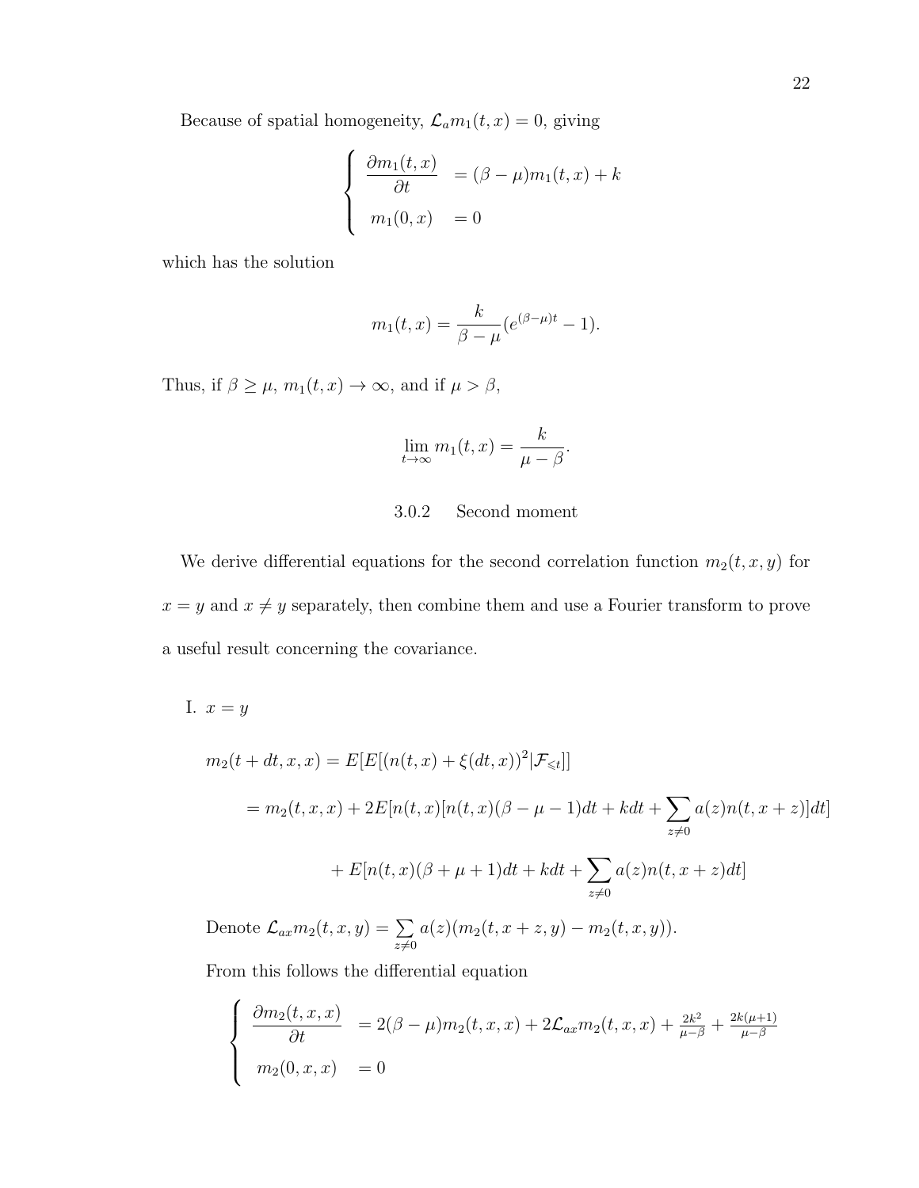Because of spatial homogeneity, $\mathcal{L}_a m_1(t,x) = 0$, giving

$$
\begin{cases}
\dfrac{\partial m_1(t,x)}{\partial t} & = (\beta - \mu) m_1(t,x) + k \\
m_1(0,x) & = 0
\end{cases}
$$

which has the solution

$$
m_1(t,x) = \frac{k}{\beta - \mu}(e^{(\beta-\mu)t} - 1).
$$

Thus, if $\beta \geq \mu$, $m_1(t,x) \to \infty$, and if $\mu > \beta$,

$$
\lim_{t\to\infty} m_1(t,x) = \frac{k}{\mu - \beta}.
$$

### 3.0.2 Second moment

We derive differential equations for the second correlation function $m_2(t,x,y)$ for $x = y$ and $x \neq y$ separately, then combine them and use a Fourier transform to prove a useful result concerning the covariance.

I. $x = y$

$$
\begin{aligned}
m_2(t+dt,x,x) &= E[E[(n(t,x) + \xi(dt,x))^2 | \mathcal{F}_{\leqslant t}]] \\
&= m_2(t,x,x) + 2E[n(t,x)[n(t,x)(\beta - \mu - 1)dt + kdt + \sum_{z\neq 0} a(z) n(t,x+z)]dt] \\
&\quad + E[n(t,x)(\beta + \mu + 1)dt + kdt + \sum_{z\neq 0} a(z) n(t,x+z)dt]
\end{aligned}
$$

Denote $\mathcal{L}_{ax} m_2(t,x,y) = \sum\limits_{z\neq 0} a(z)(m_2(t,x+z,y) - m_2(t,x,y))$.

From this follows the differential equation

$$
\begin{cases}
\dfrac{\partial m_2(t,x,x)}{\partial t} & = 2(\beta - \mu) m_2(t,x,x) + 2\mathcal{L}_{ax} m_2(t,x,x) + \frac{2k^2}{\mu - \beta} + \frac{2k(\mu+1)}{\mu-\beta} \\
m_2(0,x,x) & = 0
\end{cases}
$$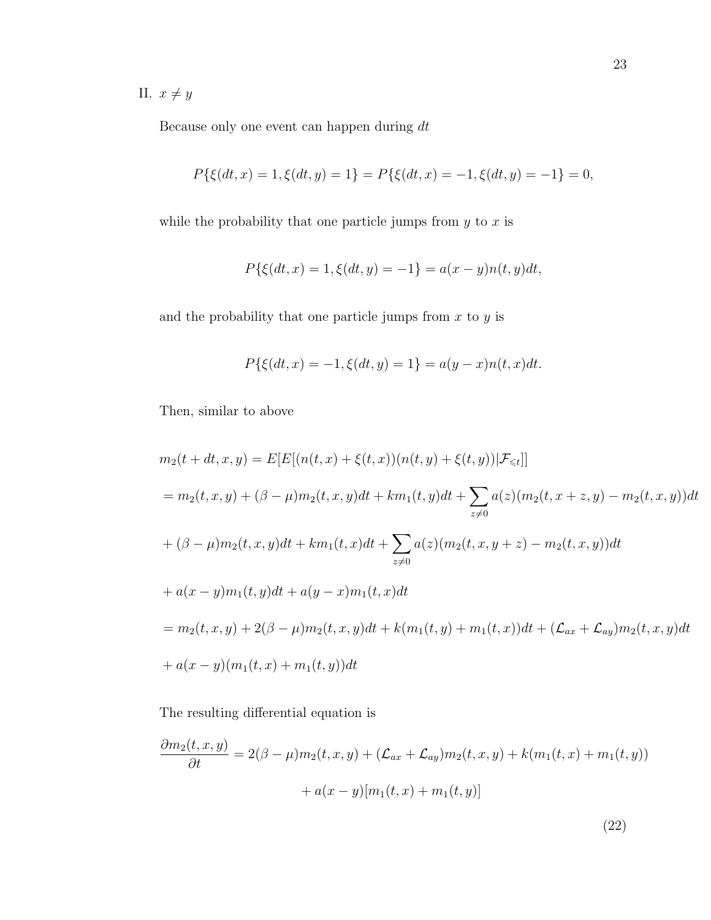II. $x \neq y$

Because only one event can happen during $dt$

$$P\{\xi(dt, x) = 1, \xi(dt, y) = 1\} = P\{\xi(dt, x) = -1, \xi(dt, y) = -1\} = 0,$$

while the probability that one particle jumps from $y$ to $x$ is

$$P\{\xi(dt, x) = 1, \xi(dt, y) = -1\} = a(x - y)n(t, y)dt,$$

and the probability that one particle jumps from $x$ to $y$ is

$$P\{\xi(dt, x) = -1, \xi(dt, y) = 1\} = a(y - x)n(t, x)dt.$$

Then, similar to above

$$
\begin{aligned}
&m_2(t + dt, x, y) = E[E[(n(t, x) + \xi(t, x))(n(t, y) + \xi(t, y))|\mathcal{F}_{\leqslant t}]] \\
&= m_2(t, x, y) + (\beta - \mu)m_2(t, x, y)dt + km_1(t, y)dt + \sum_{z \neq 0} a(z)(m_2(t, x + z, y) - m_2(t, x, y))dt \\
&+ (\beta - \mu)m_2(t, x, y)dt + km_1(t, x)dt + \sum_{z \neq 0} a(z)(m_2(t, x, y + z) - m_2(t, x, y))dt \\
&+ a(x - y)m_1(t, y)dt + a(y - x)m_1(t, x)dt \\
&= m_2(t, x, y) + 2(\beta - \mu)m_2(t, x, y)dt + k(m_1(t, y) + m_1(t, x))dt + (\mathcal{L}_{ax} + \mathcal{L}_{ay})m_2(t, x, y)dt \\
&+ a(x - y)(m_1(t, x) + m_1(t, y))dt
\end{aligned}
$$

The resulting differential equation is

$$
\begin{aligned}
\frac{\partial m_2(t, x, y)}{\partial t} &= 2(\beta - \mu)m_2(t, x, y) + (\mathcal{L}_{ax} + \mathcal{L}_{ay})m_2(t, x, y) + k(m_1(t, x) + m_1(t, y)) \\
&\quad + a(x - y)[m_1(t, x) + m_1(t, y)]
\end{aligned}
\tag{22}
$$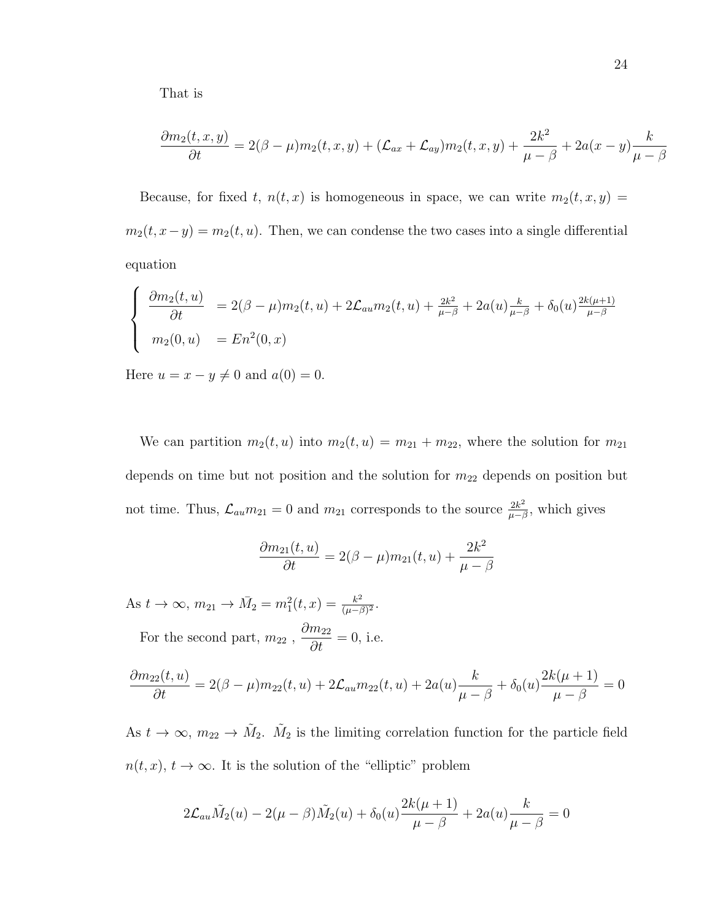That is

$$\frac{\partial m_2(t,x,y)}{\partial t} = 2(\beta-\mu)m_2(t,x,y) + (\mathcal{L}_{ax}+\mathcal{L}_{ay})m_2(t,x,y) + \frac{2k^2}{\mu-\beta} + 2a(x-y)\frac{k}{\mu-\beta}$$

Because, for fixed $t$, $n(t,x)$ is homogeneous in space, we can write $m_2(t,x,y) = m_2(t,x-y) = m_2(t,u)$. Then, we can condense the two cases into a single differential equation

$$\begin{cases} \dfrac{\partial m_2(t,u)}{\partial t} &= 2(\beta-\mu)m_2(t,u) + 2\mathcal{L}_{au}m_2(t,u) + \frac{2k^2}{\mu-\beta} + 2a(u)\frac{k}{\mu-\beta} + \delta_0(u)\frac{2k(\mu+1)}{\mu-\beta} \\ m_2(0,u) &= En^2(0,x) \end{cases}$$

Here $u = x-y \neq 0$ and $a(0) = 0$.

We can partition $m_2(t,u)$ into $m_2(t,u) = m_{21} + m_{22}$, where the solution for $m_{21}$ depends on time but not position and the solution for $m_{22}$ depends on position but not time. Thus, $\mathcal{L}_{au}m_{21} = 0$ and $m_{21}$ corresponds to the source $\frac{2k^2}{\mu-\beta}$, which gives

$$\frac{\partial m_{21}(t,u)}{\partial t} = 2(\beta-\mu)m_{21}(t,u) + \frac{2k^2}{\mu-\beta}$$

As $t \to \infty$, $m_{21} \to \bar{M}_2 = m_1^2(t,x) = \frac{k^2}{(\mu-\beta)^2}$.

For the second part, $m_{22}$ , $\dfrac{\partial m_{22}}{\partial t} = 0$, i.e.

$$\frac{\partial m_{22}(t,u)}{\partial t} = 2(\beta-\mu)m_{22}(t,u) + 2\mathcal{L}_{au}m_{22}(t,u) + 2a(u)\frac{k}{\mu-\beta} + \delta_0(u)\frac{2k(\mu+1)}{\mu-\beta} = 0$$

As $t \to \infty$, $m_{22} \to \tilde{M}_2$. $\tilde{M}_2$ is the limiting correlation function for the particle field $n(t,x)$, $t \to \infty$. It is the solution of the "elliptic" problem

$$2\mathcal{L}_{au}\tilde{M}_2(u) - 2(\mu-\beta)\tilde{M}_2(u) + \delta_0(u)\frac{2k(\mu+1)}{\mu-\beta} + 2a(u)\frac{k}{\mu-\beta} = 0$$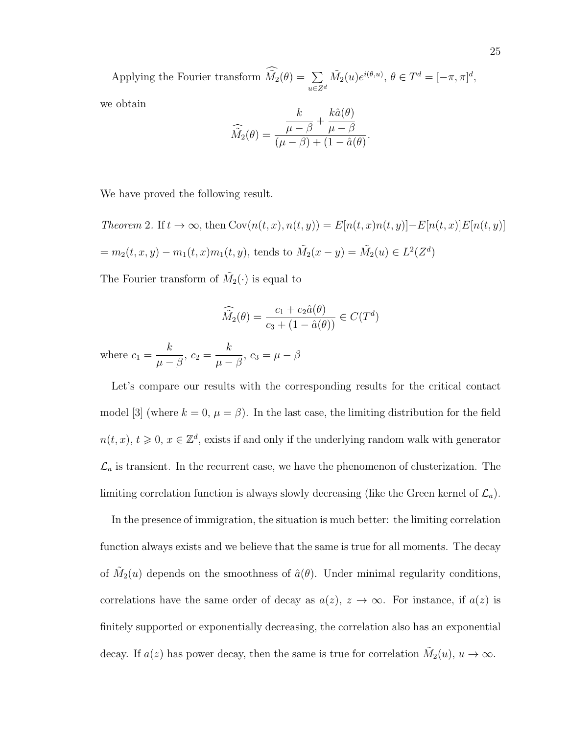Applying the Fourier transform $\widehat{\tilde{M}_2}(\theta) = \sum_{u \in Z^d} \tilde{M}_2(u) e^{i(\theta, u)}$, $\theta \in T^d = [-\pi, \pi]^d$, we obtain

$$\widehat{\tilde{M}_2}(\theta) = \frac{\dfrac{k}{\mu - \beta} + \dfrac{k\hat{a}(\theta)}{\mu - \beta}}{(\mu - \beta) + (1 - \hat{a}(\theta))}.$$

We have proved the following result.

*Theorem 2.* If $t \to \infty$, then $\mathrm{Cov}(n(t,x), n(t,y)) = E[n(t,x)n(t,y)] - E[n(t,x)]E[n(t,y)]$ $= m_2(t,x,y) - m_1(t,x)m_1(t,y)$, tends to $\tilde{M}_2(x-y) = \tilde{M}_2(u) \in L^2(Z^d)$

The Fourier transform of $\tilde{M}_2(\cdot)$ is equal to

$$\widehat{\tilde{M}_2}(\theta) = \frac{c_1 + c_2\hat{a}(\theta)}{c_3 + (1 - \hat{a}(\theta))} \in C(T^d)$$

where $c_1 = \dfrac{k}{\mu - \beta}$, $c_2 = \dfrac{k}{\mu - \beta}$, $c_3 = \mu - \beta$

Let's compare our results with the corresponding results for the critical contact model [3] (where $k = 0$, $\mu = \beta$). In the last case, the limiting distribution for the field $n(t,x)$, $t \geqslant 0$, $x \in \mathbb{Z}^d$, exists if and only if the underlying random walk with generator $\mathcal{L}_a$ is transient. In the recurrent case, we have the phenomenon of clusterization. The limiting correlation function is always slowly decreasing (like the Green kernel of $\mathcal{L}_a$).

In the presence of immigration, the situation is much better: the limiting correlation function always exists and we believe that the same is true for all moments. The decay of $\tilde{M}_2(u)$ depends on the smoothness of $\hat{a}(\theta)$. Under minimal regularity conditions, correlations have the same order of decay as $a(z)$, $z \to \infty$. For instance, if $a(z)$ is finitely supported or exponentially decreasing, the correlation also has an exponential decay. If $a(z)$ has power decay, then the same is true for correlation $\tilde{M}_2(u)$, $u \to \infty$.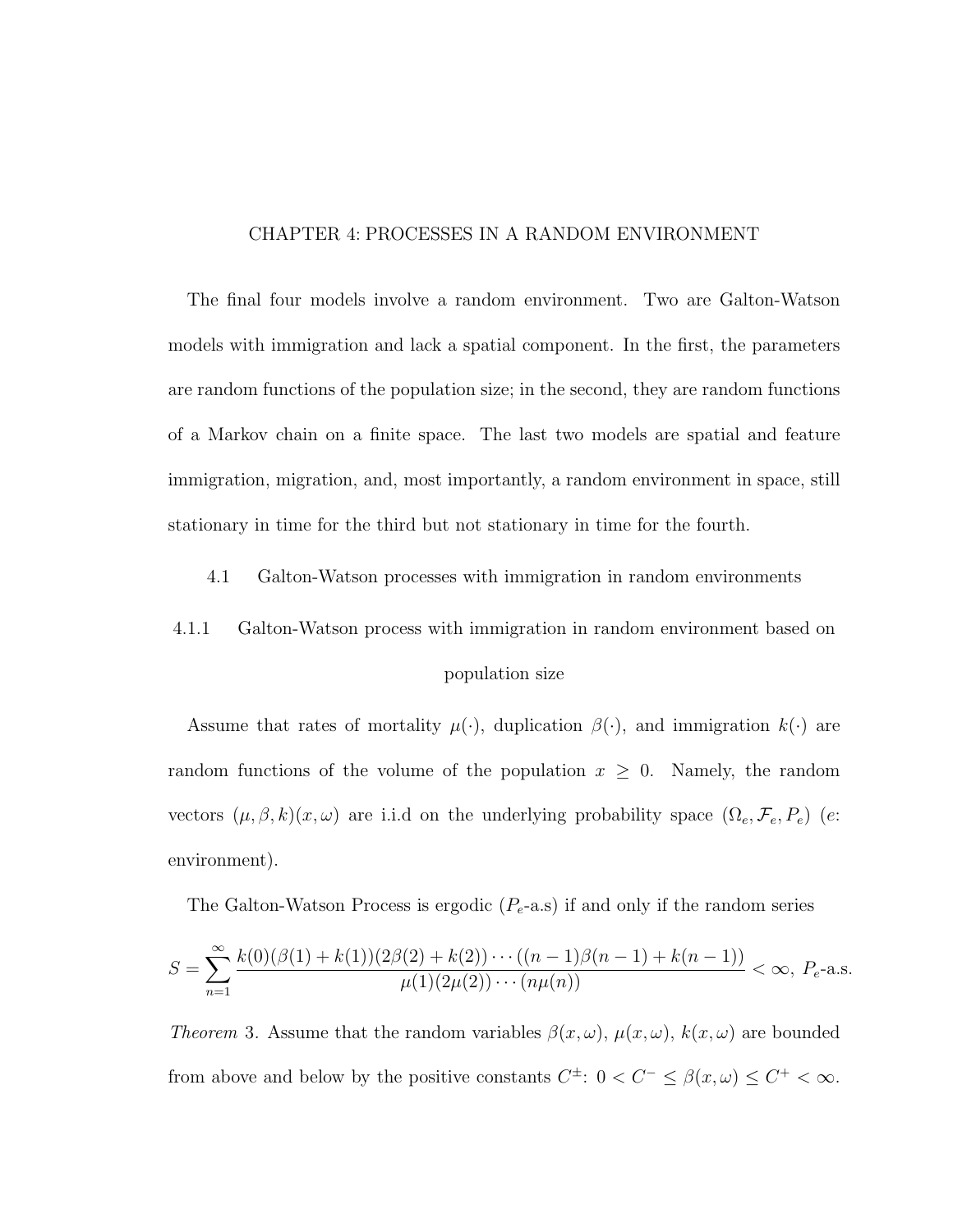# CHAPTER 4: PROCESSES IN A RANDOM ENVIRONMENT

The final four models involve a random environment. Two are Galton-Watson models with immigration and lack a spatial component. In the first, the parameters are random functions of the population size; in the second, they are random functions of a Markov chain on a finite space. The last two models are spatial and feature immigration, migration, and, most importantly, a random environment in space, still stationary in time for the third but not stationary in time for the fourth.

## 4.1 Galton-Watson processes with immigration in random environments

### 4.1.1 Galton-Watson process with immigration in random environment based on population size

Assume that rates of mortality $\mu(\cdot)$, duplication $\beta(\cdot)$, and immigration $k(\cdot)$ are random functions of the volume of the population $x \geq 0$. Namely, the random vectors $(\mu, \beta, k)(x, \omega)$ are i.i.d on the underlying probability space $(\Omega_e, \mathcal{F}_e, P_e)$ ($e$: environment).

The Galton-Watson Process is ergodic ($P_e$-a.s) if and only if the random series

$$S = \sum_{n=1}^{\infty} \frac{k(0)(\beta(1)+k(1))(2\beta(2)+k(2))\cdots((n-1)\beta(n-1)+k(n-1))}{\mu(1)(2\mu(2))\cdots(n\mu(n))} < \infty, \ P_e\text{-a.s.}$$

*Theorem* 3. Assume that the random variables $\beta(x,\omega)$, $\mu(x,\omega)$, $k(x,\omega)$ are bounded from above and below by the positive constants $C^{\pm}$: $0 < C^{-} \leq \beta(x,\omega) \leq C^{+} < \infty$.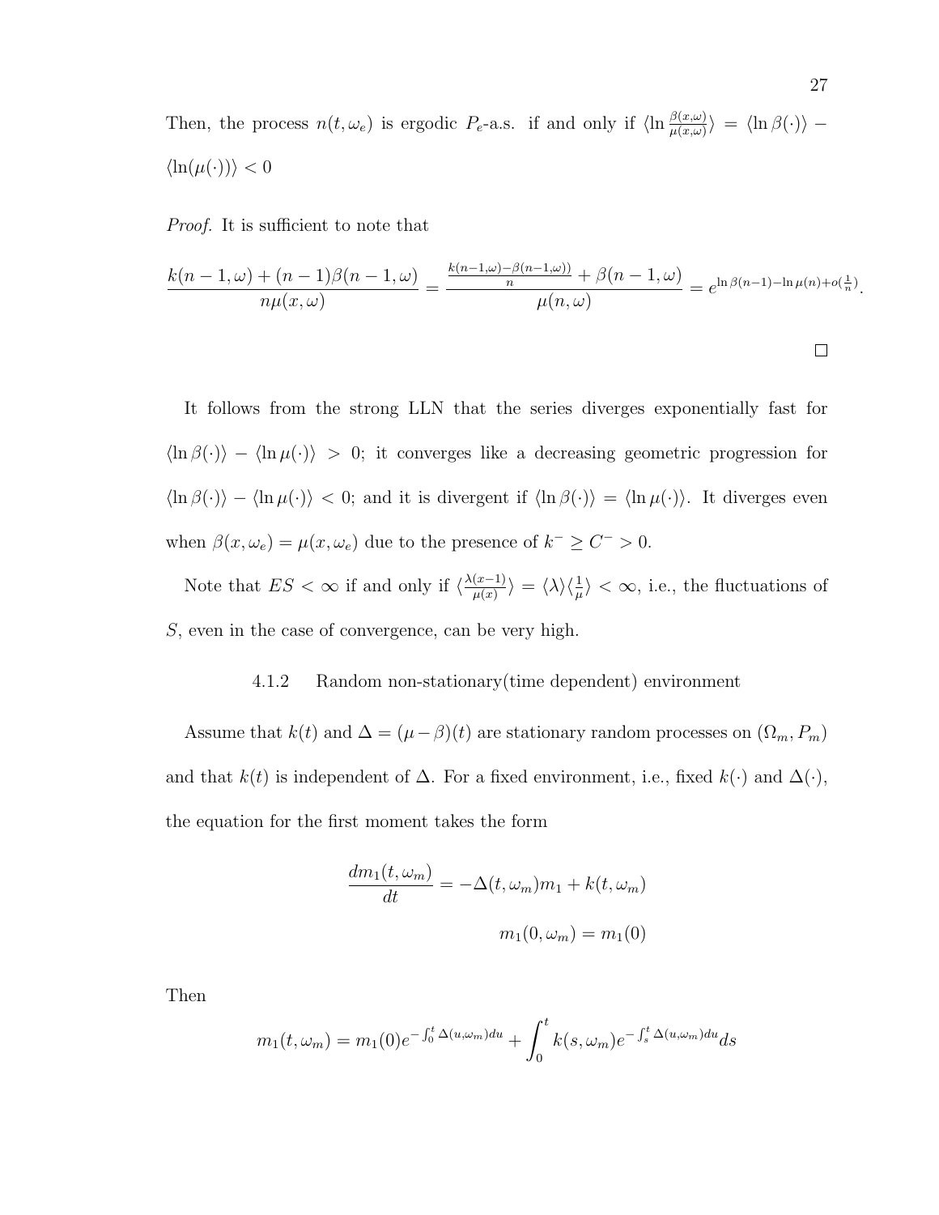Then, the process $n(t, \omega_e)$ is ergodic $P_e$-a.s. if and only if $\langle \ln \frac{\beta(x,\omega)}{\mu(x,\omega)} \rangle = \langle \ln \beta(\cdot) \rangle - \langle \ln(\mu(\cdot)) \rangle < 0$

*Proof.* It is sufficient to note that

$$\frac{k(n-1,\omega) + (n-1)\beta(n-1,\omega)}{n\mu(x,\omega)} = \frac{\frac{k(n-1,\omega)-\beta(n-1,\omega))}{n} + \beta(n-1,\omega)}{\mu(n,\omega)} = e^{\ln \beta(n-1) - \ln \mu(n) + o(\frac{1}{n})}.$$

□

It follows from the strong LLN that the series diverges exponentially fast for $\langle \ln \beta(\cdot) \rangle - \langle \ln \mu(\cdot) \rangle > 0$; it converges like a decreasing geometric progression for $\langle \ln \beta(\cdot) \rangle - \langle \ln \mu(\cdot) \rangle < 0$; and it is divergent if $\langle \ln \beta(\cdot) \rangle = \langle \ln \mu(\cdot) \rangle$. It diverges even when $\beta(x, \omega_e) = \mu(x, \omega_e)$ due to the presence of $k^- \geq C^- > 0$.

Note that $ES < \infty$ if and only if $\langle \frac{\lambda(x-1)}{\mu(x)} \rangle = \langle \lambda \rangle \langle \frac{1}{\mu} \rangle < \infty$, i.e., the fluctuations of $S$, even in the case of convergence, can be very high.

### 4.1.2 Random non-stationary(time dependent) environment

Assume that $k(t)$ and $\Delta = (\mu - \beta)(t)$ are stationary random processes on $(\Omega_m, P_m)$ and that $k(t)$ is independent of $\Delta$. For a fixed environment, i.e., fixed $k(\cdot)$ and $\Delta(\cdot)$, the equation for the first moment takes the form

$$\frac{dm_1(t, \omega_m)}{dt} = -\Delta(t, \omega_m)m_1 + k(t, \omega_m)$$

$$m_1(0, \omega_m) = m_1(0)$$

Then

$$m_1(t, \omega_m) = m_1(0)e^{-\int_0^t \Delta(u,\omega_m)du} + \int_0^t k(s, \omega_m)e^{-\int_s^t \Delta(u,\omega_m)du} ds$$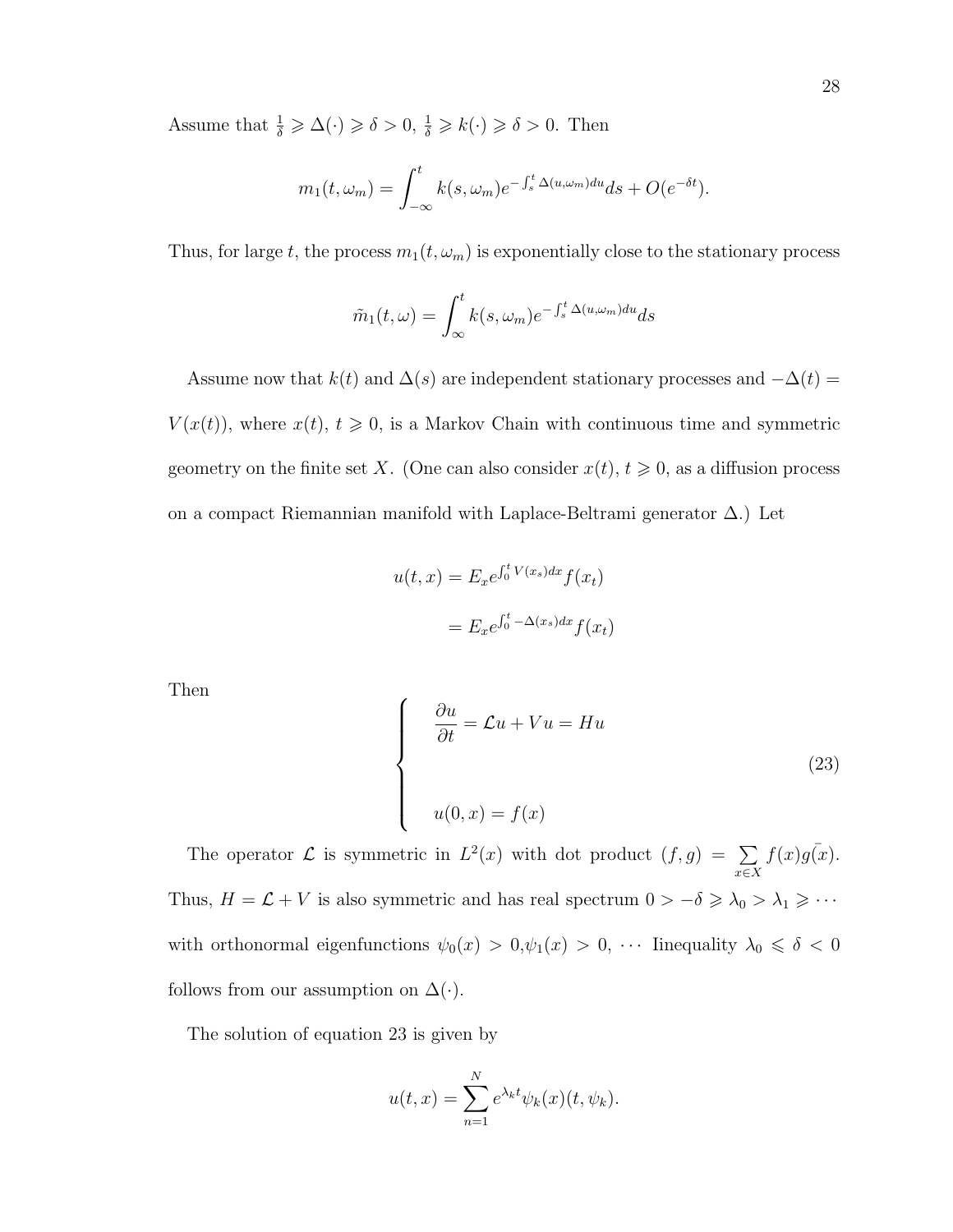Assume that $\frac{1}{\delta} \geqslant \Delta(\cdot) \geqslant \delta > 0$, $\frac{1}{\delta} \geqslant k(\cdot) \geqslant \delta > 0$. Then

$$m_1(t, \omega_m) = \int_{-\infty}^{t} k(s, \omega_m) e^{-\int_s^t \Delta(u,\omega_m)du} ds + O(e^{-\delta t}).$$

Thus, for large $t$, the process $m_1(t, \omega_m)$ is exponentially close to the stationary process

$$\tilde{m}_1(t, \omega) = \int_{\infty}^{t} k(s, \omega_m) e^{-\int_s^t \Delta(u,\omega_m)du} ds$$

Assume now that $k(t)$ and $\Delta(s)$ are independent stationary processes and $-\Delta(t) = V(x(t))$, where $x(t)$, $t \geqslant 0$, is a Markov Chain with continuous time and symmetric geometry on the finite set $X$. (One can also consider $x(t)$, $t \geqslant 0$, as a diffusion process on a compact Riemannian manifold with Laplace-Beltrami generator $\Delta$.) Let

$$\begin{aligned} u(t, x) &= E_x e^{\int_0^t V(x_s)dx} f(x_t) \\ &= E_x e^{\int_0^t -\Delta(x_s)dx} f(x_t) \end{aligned}$$

Then

$$\begin{cases} \dfrac{\partial u}{\partial t} = \mathcal{L}u + Vu = Hu \\ \\ u(0, x) = f(x) \end{cases} \tag{23}$$

The operator $\mathcal{L}$ is symmetric in $L^2(x)$ with dot product $(f, g) = \sum_{x \in X} f(x)\bar{g(x)}$. Thus, $H = \mathcal{L} + V$ is also symmetric and has real spectrum $0 > -\delta \geqslant \lambda_0 > \lambda_1 \geqslant \cdots$ with orthonormal eigenfunctions $\psi_0(x) > 0, \psi_1(x) > 0, \cdots$ Iinequality $\lambda_0 \leqslant \delta < 0$ follows from our assumption on $\Delta(\cdot)$.

The solution of equation 23 is given by

$$u(t, x) = \sum_{n=1}^{N} e^{\lambda_k t} \psi_k(x)(t, \psi_k).$$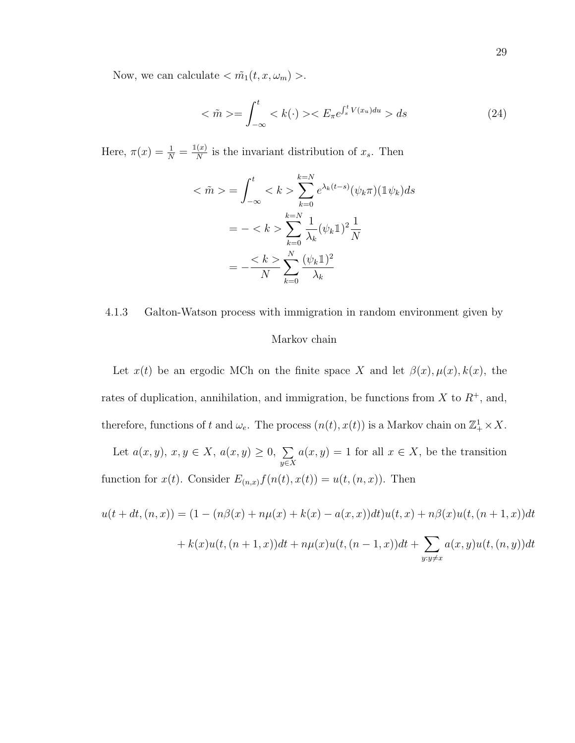Now, we can calculate $< \tilde{m_1}(t, x, \omega_m) >$.

$$< \tilde{m} >= \int_{-\infty}^{t} < k(\cdot) >< E_\pi e^{\int_s^t V(x_u)du} > ds \tag{24}$$

Here, $\pi(x) = \frac{1}{N} = \frac{\mathbb{1}(x)}{N}$ is the invariant distribution of $x_s$. Then

$$\begin{aligned}
< \tilde{m} > &= \int_{-\infty}^{t} < k > \sum_{k=0}^{k=N} e^{\lambda_k (t-s)} (\psi_k \pi)(\mathbb{1}\psi_k) ds \\
&= - < k > \sum_{k=0}^{k=N} \frac{1}{\lambda_k} (\psi_k \mathbb{1})^2 \frac{1}{N} \\
&= - \frac{< k >}{N} \sum_{k=0}^{N} \frac{(\psi_k \mathbb{1})^2}{\lambda_k}
\end{aligned}$$

### 4.1.3 Galton-Watson process with immigration in random environment given by Markov chain

Let $x(t)$ be an ergodic MCh on the finite space $X$ and let $\beta(x), \mu(x), k(x)$, the rates of duplication, annihilation, and immigration, be functions from $X$ to $R^+$, and, therefore, functions of $t$ and $\omega_e$. The process $(n(t), x(t))$ is a Markov chain on $\mathbb{Z}_+^1 \times X$.

Let $a(x, y)$, $x, y \in X$, $a(x, y) \geq 0$, $\sum_{y \in X} a(x, y) = 1$ for all $x \in X$, be the transition function for $x(t)$. Consider $E_{(n,x)} f(n(t), x(t)) = u(t, (n, x))$. Then

$$\begin{aligned}
u(t + dt, (n, x)) &= (1 - (n\beta(x) + n\mu(x) + k(x) - a(x, x))dt)u(t, x) + n\beta(x)u(t, (n + 1, x))dt \\
&+ k(x)u(t, (n + 1, x))dt + n\mu(x)u(t, (n - 1, x))dt + \sum_{y: y \neq x} a(x, y)u(t, (n, y))dt
\end{aligned}$$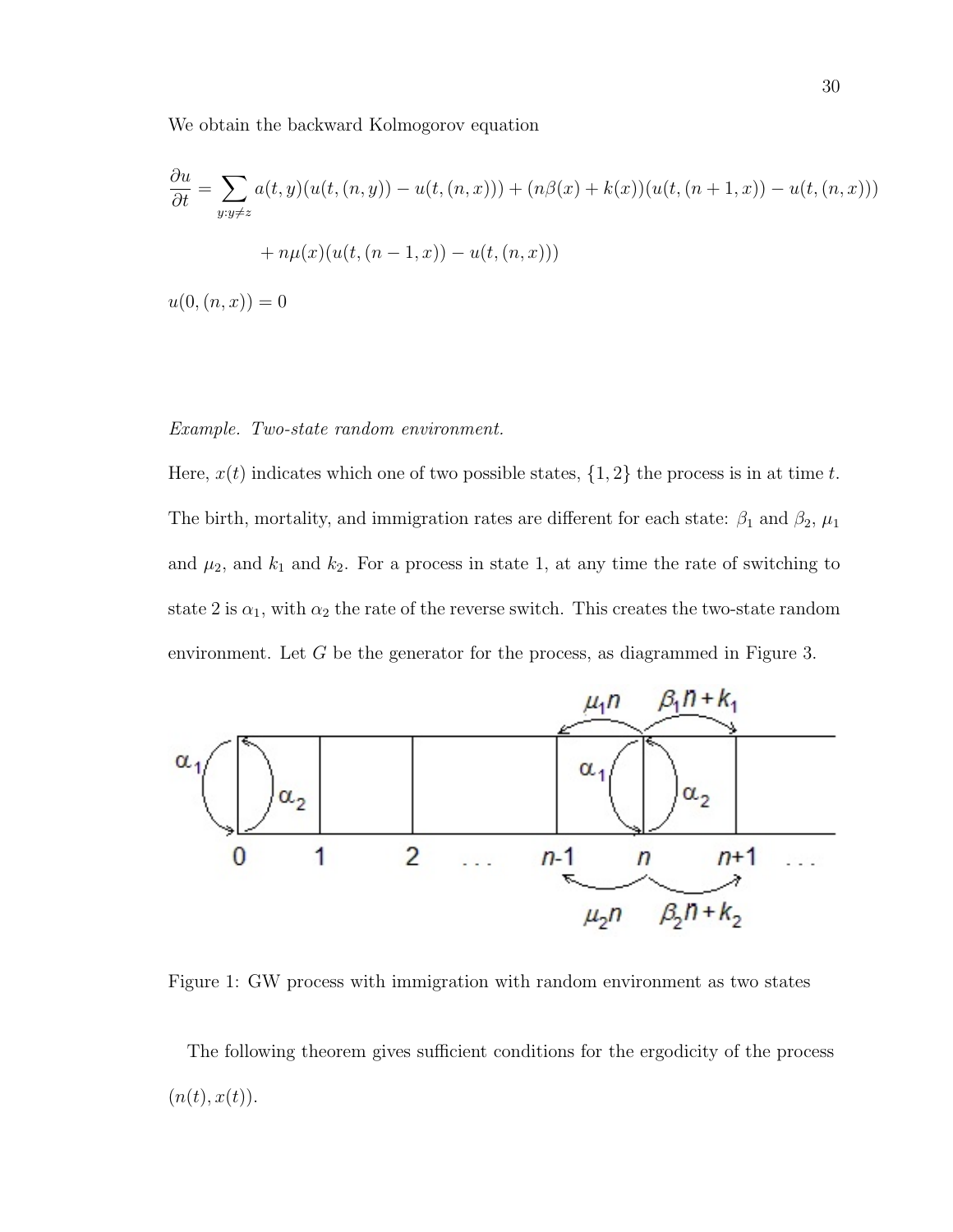We obtain the backward Kolmogorov equation

$$\frac{\partial u}{\partial t} = \sum_{y:y\neq z} a(t,y)(u(t,(n,y)) - u(t,(n,x))) + (n\beta(x) + k(x))(u(t,(n+1,x)) - u(t,(n,x)))$$

$$+ n\mu(x)(u(t,(n-1,x)) - u(t,(n,x)))$$

$$u(0,(n,x)) = 0$$

*Example. Two-state random environment.*

Here, $x(t)$ indicates which one of two possible states, $\{1,2\}$ the process is in at time $t$. The birth, mortality, and immigration rates are different for each state: $\beta_1$ and $\beta_2$, $\mu_1$ and $\mu_2$, and $k_1$ and $k_2$. For a process in state 1, at any time the rate of switching to state 2 is $\alpha_1$, with $\alpha_2$ the rate of the reverse switch. This creates the two-state random environment. Let $G$ be the generator for the process, as diagrammed in Figure 3.

Figure 1: GW process with immigration with random environment as two states

The following theorem gives sufficient conditions for the ergodicity of the process $(n(t), x(t))$.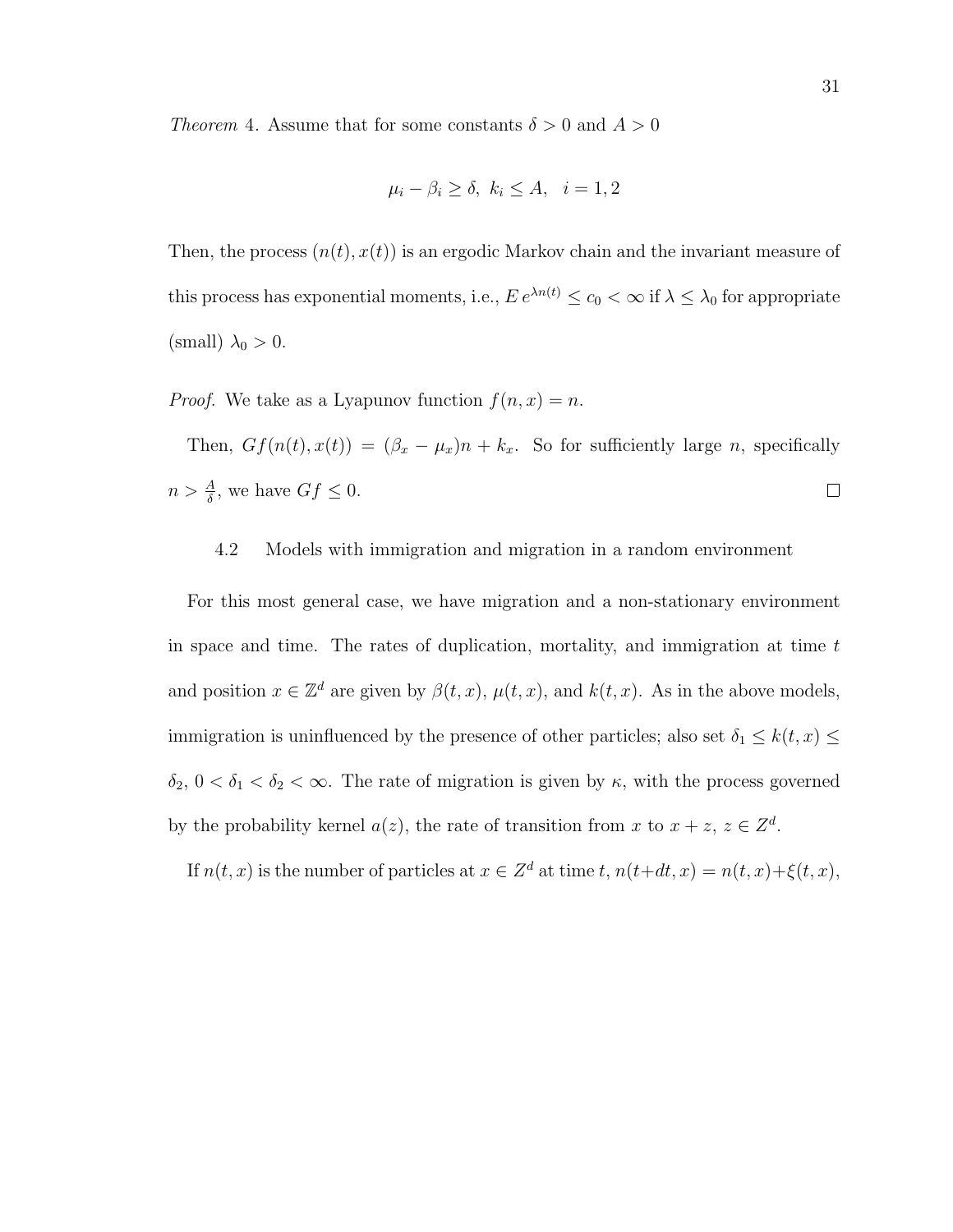*Theorem* 4. Assume that for some constants $\delta > 0$ and $A > 0$

$$\mu_i - \beta_i \geq \delta,\ k_i \leq A, \quad i = 1, 2$$

Then, the process $(n(t), x(t))$ is an ergodic Markov chain and the invariant measure of this process has exponential moments, i.e., $E\, e^{\lambda n(t)} \leq c_0 < \infty$ if $\lambda \leq \lambda_0$ for appropriate (small) $\lambda_0 > 0$.

*Proof.* We take as a Lyapunov function $f(n, x) = n$.

Then, $Gf(n(t), x(t)) = (\beta_x - \mu_x)n + k_x$. So for sufficiently large $n$, specifically $n > \frac{A}{\delta}$, we have $Gf \leq 0$. □

### 4.2 Models with immigration and migration in a random environment

For this most general case, we have migration and a non-stationary environment in space and time. The rates of duplication, mortality, and immigration at time $t$ and position $x \in \mathbb{Z}^d$ are given by $\beta(t, x)$, $\mu(t, x)$, and $k(t, x)$. As in the above models, immigration is uninfluenced by the presence of other particles; also set $\delta_1 \leq k(t, x) \leq \delta_2$, $0 < \delta_1 < \delta_2 < \infty$. The rate of migration is given by $\kappa$, with the process governed by the probability kernel $a(z)$, the rate of transition from $x$ to $x + z$, $z \in Z^d$.

If $n(t, x)$ is the number of particles at $x \in Z^d$ at time $t$, $n(t+dt, x) = n(t, x) + \xi(t, x)$,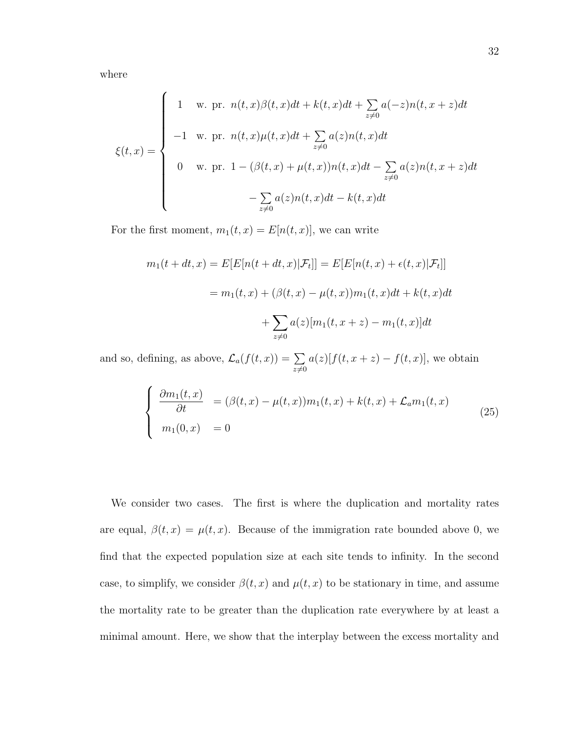where

$$
\xi(t,x) = \begin{cases} 1 & \text{w. pr. } n(t,x)\beta(t,x)dt + k(t,x)dt + \sum_{z\neq 0} a(-z)n(t,x+z)dt \\ -1 & \text{w. pr. } n(t,x)\mu(t,x)dt + \sum_{z\neq 0} a(z)n(t,x)dt \\ 0 & \text{w. pr. } 1 - (\beta(t,x)+\mu(t,x))n(t,x)dt - \sum_{z\neq 0} a(z)n(t,x+z)dt \\ & \qquad - \sum_{z\neq 0} a(z)n(t,x)dt - k(t,x)dt \end{cases}
$$

For the first moment, $m_1(t,x) = E[n(t,x)]$, we can write

$$
\begin{aligned}
m_1(t+dt,x) &= E[E[n(t+dt,x)|\mathcal{F}_t]] = E[E[n(t,x)+\epsilon(t,x)|\mathcal{F}_t]] \\
&= m_1(t,x) + (\beta(t,x)-\mu(t,x))m_1(t,x)dt + k(t,x)dt \\
&\quad + \sum_{z\neq 0} a(z)[m_1(t,x+z) - m_1(t,x)]dt
\end{aligned}
$$

and so, defining, as above, $\mathcal{L}_a(f(t,x)) = \sum_{z\neq 0} a(z)[f(t,x+z) - f(t,x)]$, we obtain

$$
\begin{cases} \dfrac{\partial m_1(t,x)}{\partial t} &= (\beta(t,x)-\mu(t,x))m_1(t,x) + k(t,x) + \mathcal{L}_a m_1(t,x) \\ m_1(0,x) &= 0 \end{cases} \tag{25}
$$

We consider two cases. The first is where the duplication and mortality rates are equal, $\beta(t,x) = \mu(t,x)$. Because of the immigration rate bounded above 0, we find that the expected population size at each site tends to infinity. In the second case, to simplify, we consider $\beta(t,x)$ and $\mu(t,x)$ to be stationary in time, and assume the mortality rate to be greater than the duplication rate everywhere by at least a minimal amount. Here, we show that the interplay between the excess mortality and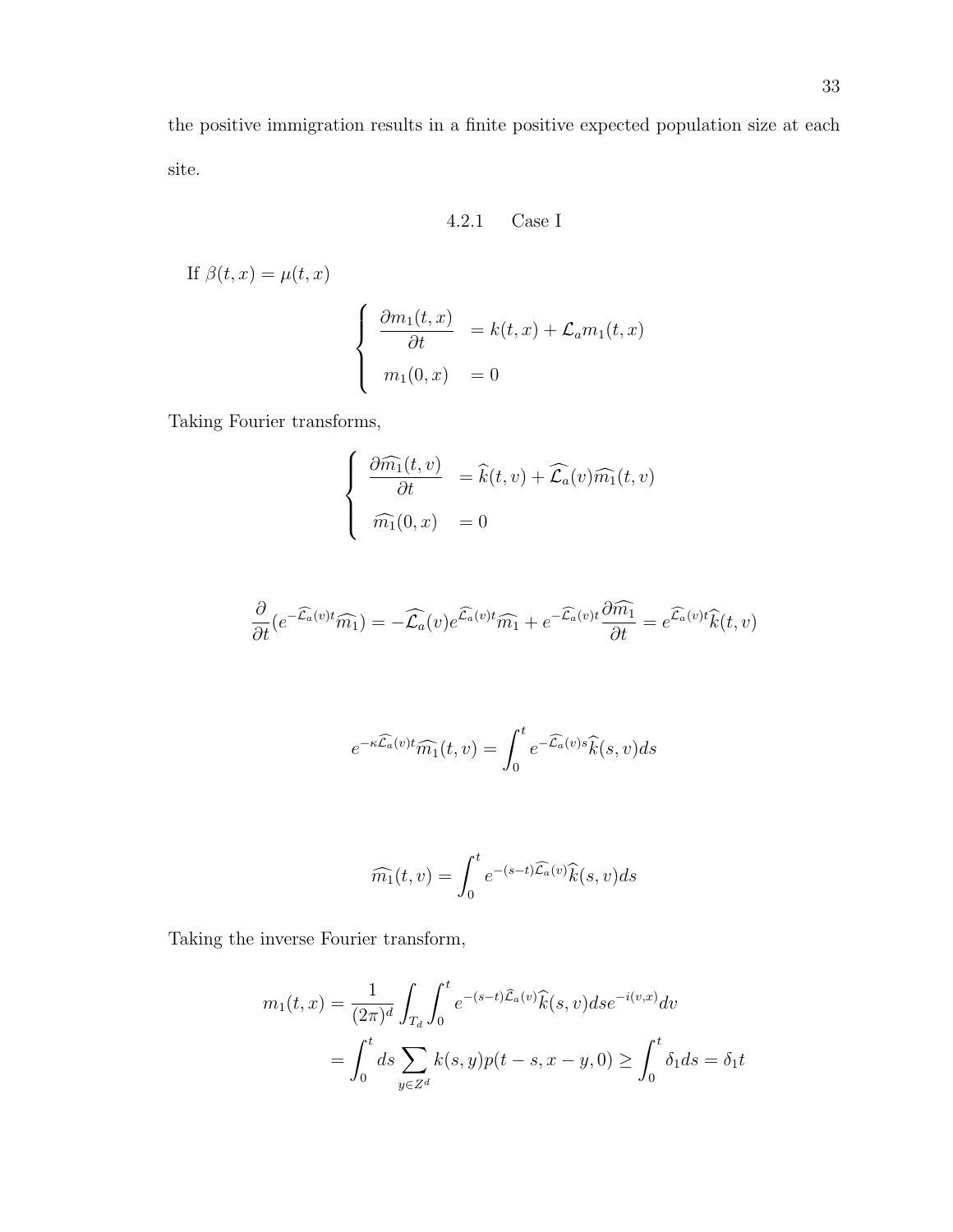the positive immigration results in a finite positive expected population size at each site.

### 4.2.1 Case I

If $\beta(t, x) = \mu(t, x)$

$$
\begin{cases}
\dfrac{\partial m_1(t, x)}{\partial t} & = k(t, x) + \mathcal{L}_a m_1(t, x) \\
m_1(0, x) & = 0
\end{cases}
$$

Taking Fourier transforms,

$$
\begin{cases}
\dfrac{\partial \widehat{m_1}(t, v)}{\partial t} & = \widehat{k}(t, v) + \widehat{\mathcal{L}_a}(v)\widehat{m_1}(t, v) \\
\widehat{m_1}(0, x) & = 0
\end{cases}
$$

$$
\frac{\partial}{\partial t}(e^{-\widehat{\mathcal{L}_a}(v)t}\widehat{m_1}) = -\widehat{\mathcal{L}_a}(v)e^{\widehat{\mathcal{L}_a}(v)t}\widehat{m_1} + e^{-\widehat{\mathcal{L}_a}(v)t}\frac{\partial \widehat{m_1}}{\partial t} = e^{\widehat{\mathcal{L}_a}(v)t}\widehat{k}(t, v)
$$

$$
e^{-\kappa\widehat{\mathcal{L}_a}(v)t}\widehat{m_1}(t, v) = \int_0^t e^{-\widehat{\mathcal{L}_a}(v)s}\widehat{k}(s, v)ds
$$

$$
\widehat{m_1}(t, v) = \int_0^t e^{-(s-t)\widehat{\mathcal{L}_a}(v)}\widehat{k}(s, v)ds
$$

Taking the inverse Fourier transform,

$$
\begin{aligned}
m_1(t, x) &= \frac{1}{(2\pi)^d}\int_{T_d}\int_0^t e^{-(s-t)\widehat{\mathcal{L}}_a(v)}\widehat{k}(s, v)ds e^{-i(v,x)}dv \\
&= \int_0^t ds \sum_{y \in Z^d} k(s, y)p(t - s, x - y, 0) \geq \int_0^t \delta_1 ds = \delta_1 t
\end{aligned}
$$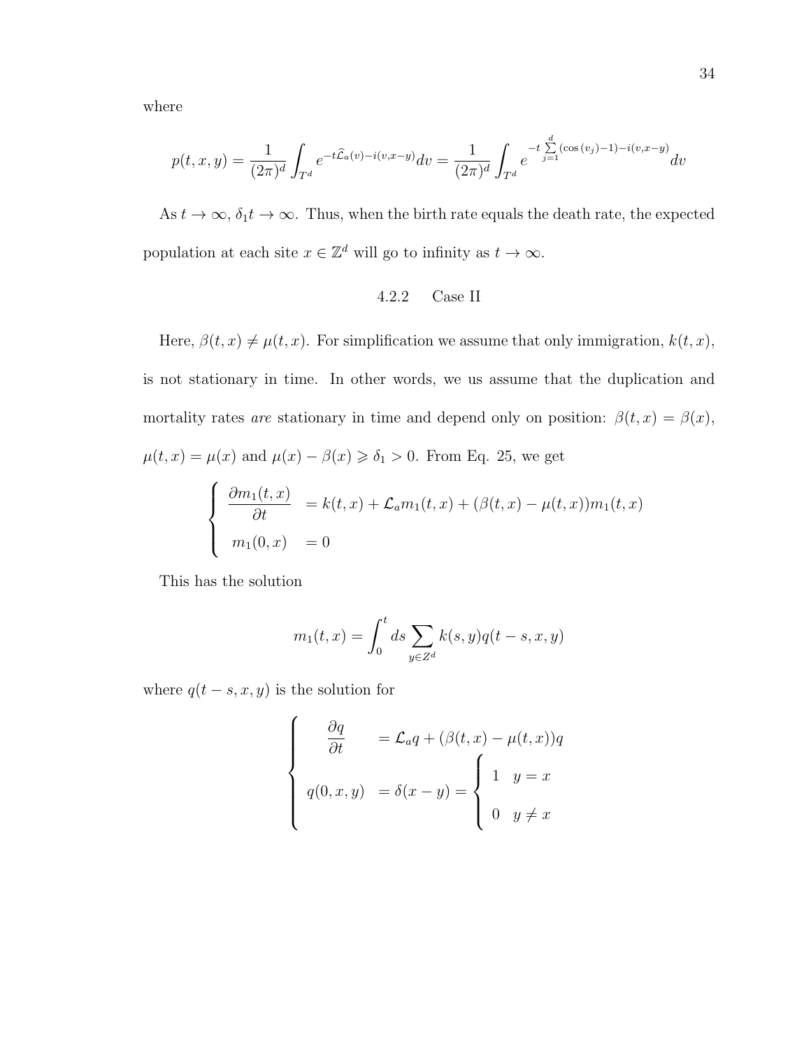where

$$p(t,x,y) = \frac{1}{(2\pi)^d}\int_{T^d} e^{-t\widehat{\mathcal{L}}_a(v) - i(v,x-y)} dv = \frac{1}{(2\pi)^d}\int_{T^d} e^{-t\sum\limits_{j=1}^{d}(\cos(v_j)-1) - i(v,x-y)} dv$$

As $t \to \infty$, $\delta_1 t \to \infty$. Thus, when the birth rate equals the death rate, the expected population at each site $x \in \mathbb{Z}^d$ will go to infinity as $t \to \infty$.

### 4.2.2 Case II

Here, $\beta(t,x) \neq \mu(t,x)$. For simplification we assume that only immigration, $k(t,x)$, is not stationary in time. In other words, we us assume that the duplication and mortality rates *are* stationary in time and depend only on position: $\beta(t,x) = \beta(x)$, $\mu(t,x) = \mu(x)$ and $\mu(x) - \beta(x) \geqslant \delta_1 > 0$. From Eq. 25, we get

$$\begin{cases} \dfrac{\partial m_1(t,x)}{\partial t} &= k(t,x) + \mathcal{L}_a m_1(t,x) + (\beta(t,x) - \mu(t,x)) m_1(t,x) \\ m_1(0,x) &= 0 \end{cases}$$

This has the solution

$$m_1(t,x) = \int_0^t ds \sum_{y \in Z^d} k(s,y) q(t-s,x,y)$$

where $q(t-s,x,y)$ is the solution for

$$\begin{cases} \dfrac{\partial q}{\partial t} &= \mathcal{L}_a q + (\beta(t,x) - \mu(t,x)) q \\ q(0,x,y) &= \delta(x-y) = \begin{cases} 1 & y = x \\ 0 & y \neq x \end{cases} \end{cases}$$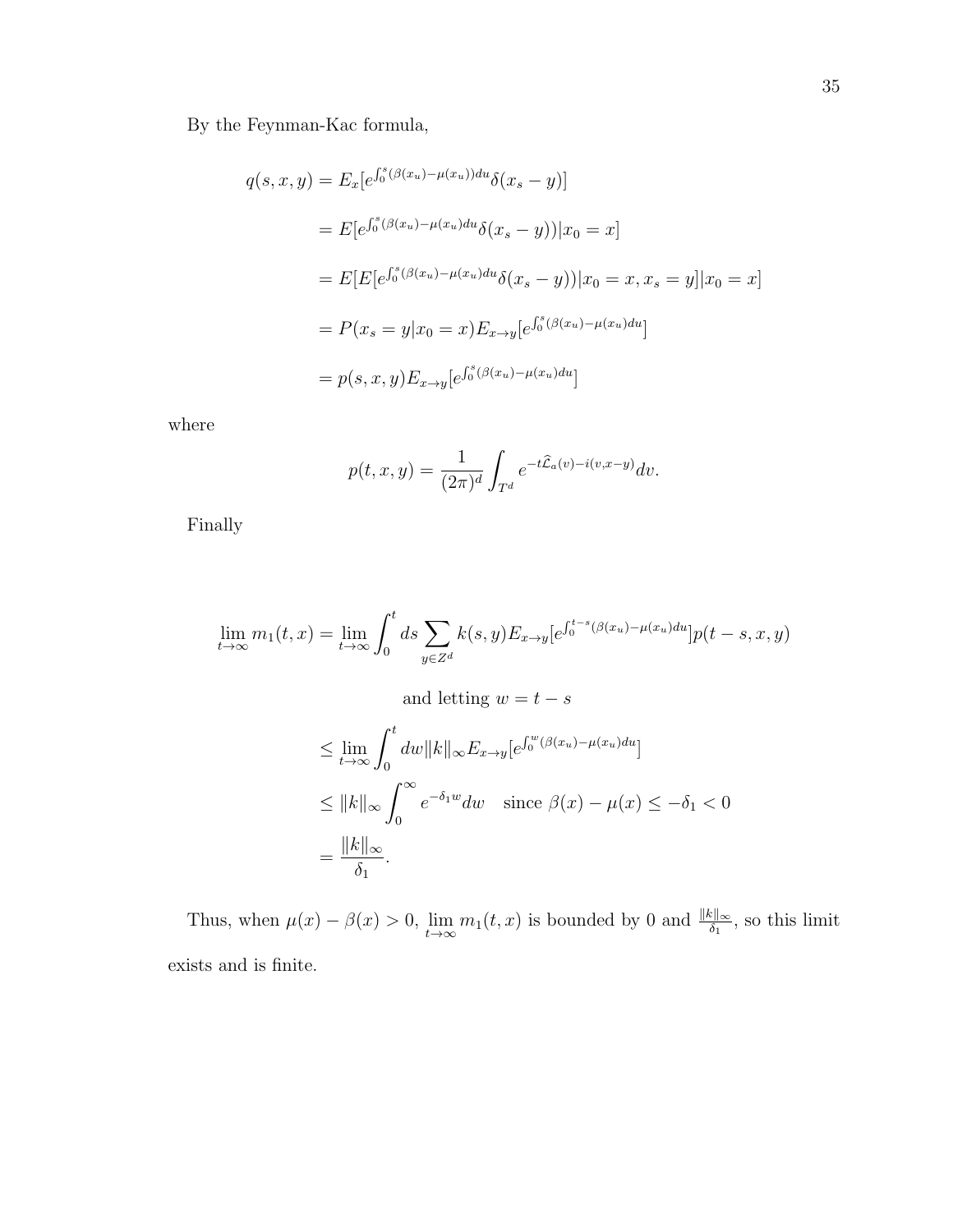By the Feynman-Kac formula,

$$
\begin{aligned}
q(s,x,y) &= E_x[e^{\int_0^s (\beta(x_u)-\mu(x_u))du}\delta(x_s-y)] \\
&= E[e^{\int_0^s (\beta(x_u)-\mu(x_u))du}\delta(x_s-y))|x_0=x] \\
&= E[E[e^{\int_0^s (\beta(x_u)-\mu(x_u))du}\delta(x_s-y))|x_0=x, x_s=y]|x_0=x] \\
&= P(x_s=y|x_0=x)E_{x\to y}[e^{\int_0^s (\beta(x_u)-\mu(x_u)du}] \\
&= p(s,x,y)E_{x\to y}[e^{\int_0^s (\beta(x_u)-\mu(x_u)du}]
\end{aligned}
$$

where

$$
p(t,x,y) = \frac{1}{(2\pi)^d}\int_{T^d} e^{-t\widehat{\mathcal{L}}_a(v)-i(v,x-y)}dv.
$$

Finally

$$
\begin{aligned}
\lim_{t\to\infty} m_1(t,x) &= \lim_{t\to\infty}\int_0^t ds \sum_{y\in Z^d} k(s,y)E_{x\to y}[e^{\int_0^{t-s}(\beta(x_u)-\mu(x_u)du}]p(t-s,x,y) \\
&\qquad \text{and letting } w = t-s \\
&\leq \lim_{t\to\infty}\int_0^t dw\|k\|_\infty E_{x\to y}[e^{\int_0^w (\beta(x_u)-\mu(x_u)du}] \\
&\leq \|k\|_\infty \int_0^\infty e^{-\delta_1 w}dw \quad \text{since } \beta(x)-\mu(x)\leq -\delta_1 < 0 \\
&= \frac{\|k\|_\infty}{\delta_1}.
\end{aligned}
$$

Thus, when $\mu(x)-\beta(x)>0$, $\lim_{t\to\infty} m_1(t,x)$ is bounded by 0 and $\frac{\|k\|_\infty}{\delta_1}$, so this limit exists and is finite.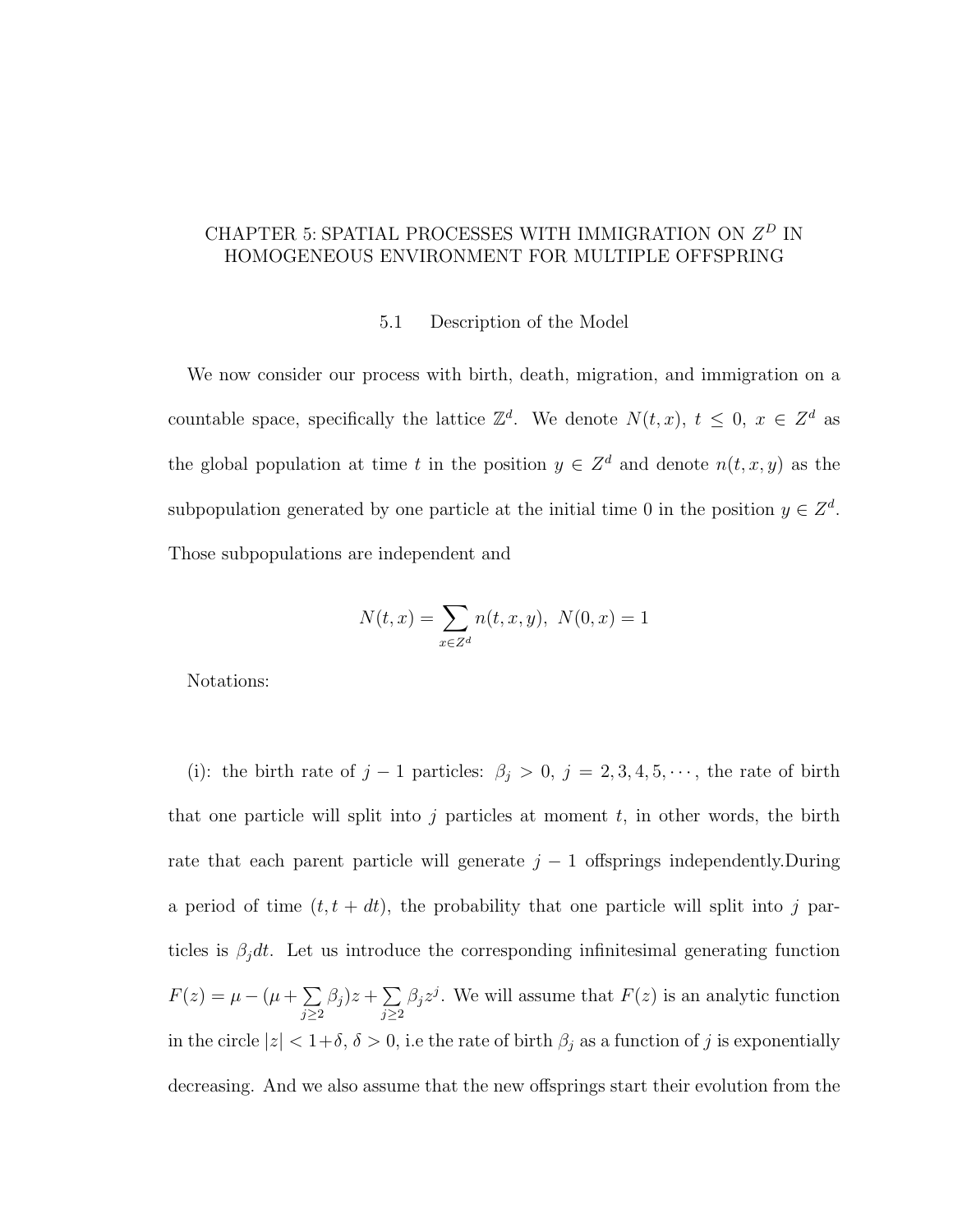# CHAPTER 5: SPATIAL PROCESSES WITH IMMIGRATION ON $Z^D$ IN HOMOGENEOUS ENVIRONMENT FOR MULTIPLE OFFSPRING

## 5.1 Description of the Model

We now consider our process with birth, death, migration, and immigration on a countable space, specifically the lattice $\mathbb{Z}^d$. We denote $N(t,x),\ t \leq 0,\ x \in Z^d$ as the global population at time $t$ in the position $y \in Z^d$ and denote $n(t,x,y)$ as the subpopulation generated by one particle at the initial time 0 in the position $y \in Z^d$. Those subpopulations are independent and

$$N(t,x) = \sum_{x \in Z^d} n(t,x,y),\ \ N(0,x) = 1$$

Notations:

(i): the birth rate of $j-1$ particles: $\beta_j > 0,\ j = 2,3,4,5,\cdots$, the rate of birth that one particle will split into $j$ particles at moment $t$, in other words, the birth rate that each parent particle will generate $j-1$ offsprings independently.During a period of time $(t, t+dt)$, the probability that one particle will split into $j$ particles is $\beta_j dt$. Let us introduce the corresponding infinitesimal generating function $F(z) = \mu - (\mu + \sum_{j \geq 2} \beta_j)z + \sum_{j \geq 2} \beta_j z^j$. We will assume that $F(z)$ is an analytic function in the circle $|z| < 1+\delta$, $\delta > 0$, i.e the rate of birth $\beta_j$ as a function of $j$ is exponentially decreasing. And we also assume that the new offsprings start their evolution from the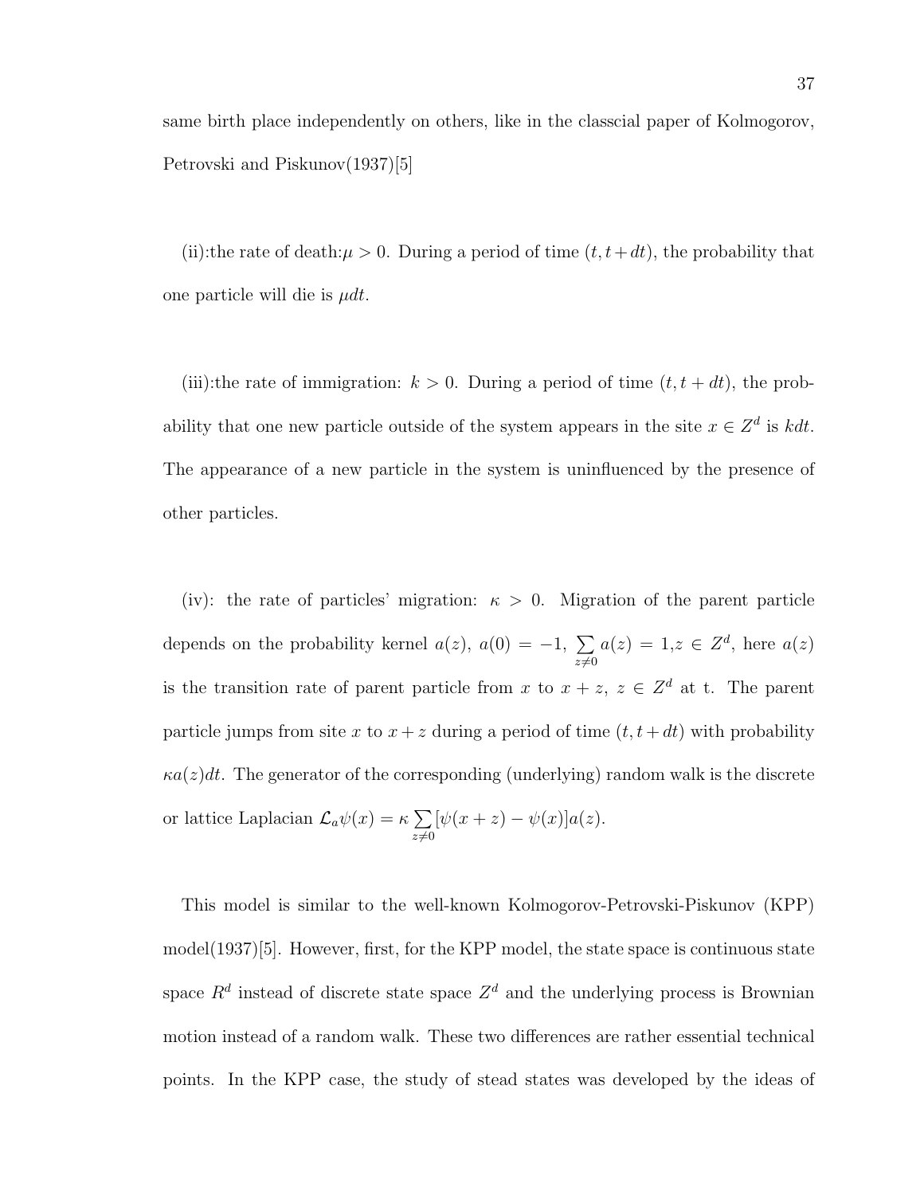same birth place independently on others, like in the classcial paper of Kolmogorov, Petrovski and Piskunov(1937)[5]

(ii):the rate of death:$\mu > 0$. During a period of time $(t, t + dt)$, the probability that one particle will die is $\mu dt$.

(iii):the rate of immigration: $k > 0$. During a period of time $(t, t + dt)$, the probability that one new particle outside of the system appears in the site $x \in Z^d$ is $kdt$. The appearance of a new particle in the system is uninfluenced by the presence of other particles.

(iv): the rate of particles' migration: $\kappa > 0$. Migration of the parent particle depends on the probability kernel $a(z)$, $a(0) = -1$, $\sum_{z \neq 0} a(z) = 1, z \in Z^d$, here $a(z)$ is the transition rate of parent particle from $x$ to $x + z$, $z \in Z^d$ at t. The parent particle jumps from site $x$ to $x + z$ during a period of time $(t, t + dt)$ with probability $\kappa a(z)dt$. The generator of the corresponding (underlying) random walk is the discrete or lattice Laplacian $\mathcal{L}_a \psi(x) = \kappa \sum_{z \neq 0} [\psi(x + z) - \psi(x)]a(z)$.

This model is similar to the well-known Kolmogorov-Petrovski-Piskunov (KPP) model(1937)[5]. However, first, for the KPP model, the state space is continuous state space $R^d$ instead of discrete state space $Z^d$ and the underlying process is Brownian motion instead of a random walk. These two differences are rather essential technical points. In the KPP case, the study of stead states was developed by the ideas of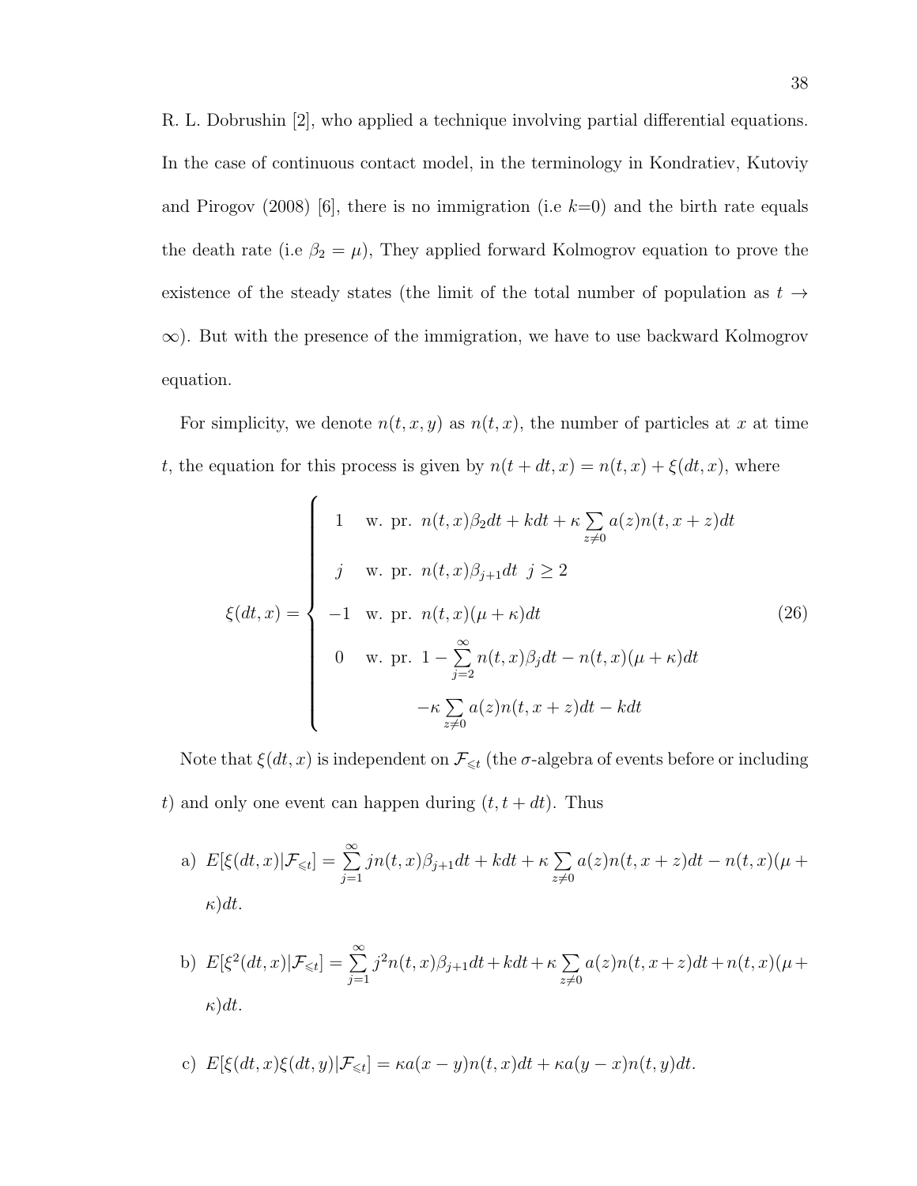R. L. Dobrushin [2], who applied a technique involving partial differential equations. In the case of continuous contact model, in the terminology in Kondratiev, Kutoviy and Pirogov (2008) [6], there is no immigration (i.e $k$=0) and the birth rate equals the death rate (i.e $\beta_2 = \mu$), They applied forward Kolmogrov equation to prove the existence of the steady states (the limit of the total number of population as $t \to \infty$). But with the presence of the immigration, we have to use backward Kolmogrov equation.

For simplicity, we denote $n(t, x, y)$ as $n(t, x)$, the number of particles at $x$ at time $t$, the equation for this process is given by $n(t + dt, x) = n(t, x) + \xi(dt, x)$, where

$$
\xi(dt, x) = \begin{cases} 1 & \text{w. pr. } n(t, x)\beta_2 dt + kdt + \kappa \sum\limits_{z \neq 0} a(z) n(t, x + z) dt \\ j & \text{w. pr. } n(t, x)\beta_{j+1} dt \;\; j \geq 2 \\ -1 & \text{w. pr. } n(t, x)(\mu + \kappa)dt \\ 0 & \text{w. pr. } 1 - \sum\limits_{j=2}^{\infty} n(t, x)\beta_j dt - n(t, x)(\mu + \kappa)dt \\ & \qquad -\kappa \sum\limits_{z \neq 0} a(z) n(t, x + z)dt - kdt \end{cases} \tag{26}
$$

Note that $\xi(dt, x)$ is independent on $\mathcal{F}_{\leqslant t}$ (the $\sigma$-algebra of events before or including $t$) and only one event can happen during $(t, t + dt)$. Thus

a) $E[\xi(dt, x)|\mathcal{F}_{\leqslant t}] = \sum\limits_{j=1}^{\infty} j n(t, x)\beta_{j+1} dt + kdt + \kappa \sum\limits_{z \neq 0} a(z) n(t, x + z)dt - n(t, x)(\mu + \kappa)dt$.

b) $E[\xi^2(dt, x)|\mathcal{F}_{\leqslant t}] = \sum\limits_{j=1}^{\infty} j^2 n(t, x)\beta_{j+1} dt + kdt + \kappa \sum\limits_{z \neq 0} a(z) n(t, x + z)dt + n(t, x)(\mu + \kappa)dt$.

c) $E[\xi(dt, x)\xi(dt, y)|\mathcal{F}_{\leqslant t}] = \kappa a(x - y) n(t, x)dt + \kappa a(y - x) n(t, y)dt$.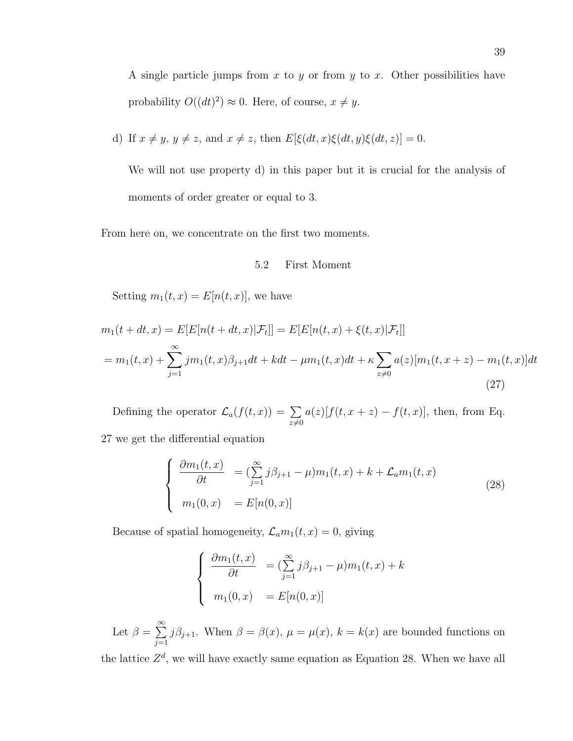A single particle jumps from $x$ to $y$ or from $y$ to $x$. Other possibilities have probability $O((dt)^2) \approx 0$. Here, of course, $x \neq y$.

d) If $x \neq y$, $y \neq z$, and $x \neq z$, then $E[\xi(dt, x)\xi(dt, y)\xi(dt, z)] = 0$.

We will not use property d) in this paper but it is crucial for the analysis of moments of order greater or equal to 3.

From here on, we concentrate on the first two moments.

## 5.2 First Moment

Setting $m_1(t, x) = E[n(t, x)]$, we have

$$m_1(t + dt, x) = E[E[n(t + dt, x)|\mathcal{F}_t]] = E[E[n(t, x) + \xi(t, x)|\mathcal{F}_t]]$$
$$= m_1(t, x) + \sum_{j=1}^{\infty} j m_1(t, x)\beta_{j+1}dt + kdt - \mu m_1(t, x)dt + \kappa \sum_{z \neq 0} a(z)[m_1(t, x + z) - m_1(t, x)]dt \tag{27}$$

Defining the operator $\mathcal{L}_a(f(t, x)) = \sum_{z \neq 0} a(z)[f(t, x + z) - f(t, x)]$, then, from Eq. 27 we get the differential equation

$$\begin{cases} \dfrac{\partial m_1(t, x)}{\partial t} &= (\sum_{j=1}^{\infty} j\beta_{j+1} - \mu)m_1(t, x) + k + \mathcal{L}_a m_1(t, x) \\ m_1(0, x) &= E[n(0, x)] \end{cases} \tag{28}$$

Because of spatial homogeneity, $\mathcal{L}_a m_1(t, x) = 0$, giving

$$\begin{cases} \dfrac{\partial m_1(t, x)}{\partial t} &= (\sum_{j=1}^{\infty} j\beta_{j+1} - \mu)m_1(t, x) + k \\ m_1(0, x) &= E[n(0, x)] \end{cases}$$

Let $\beta = \sum_{j=1}^{\infty} j\beta_{j+1}$. When $\beta = \beta(x)$, $\mu = \mu(x)$, $k = k(x)$ are bounded functions on the lattice $Z^d$, we will have exactly same equation as Equation 28. When we have all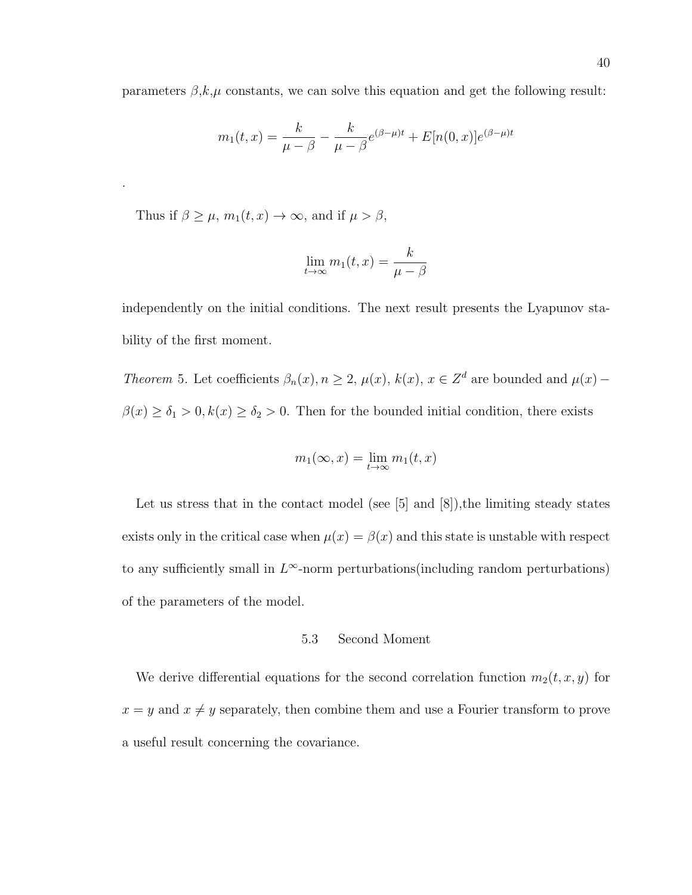parameters $\beta$,$k$,$\mu$ constants, we can solve this equation and get the following result:

$$m_1(t,x) = \frac{k}{\mu-\beta} - \frac{k}{\mu-\beta}e^{(\beta-\mu)t} + E[n(0,x)]e^{(\beta-\mu)t}$$

.

Thus if $\beta \geq \mu$, $m_1(t,x) \to \infty$, and if $\mu > \beta$,

$$\lim_{t\to\infty} m_1(t,x) = \frac{k}{\mu-\beta}$$

independently on the initial conditions. The next result presents the Lyapunov stability of the first moment.

*Theorem* 5. Let coefficients $\beta_n(x), n \geq 2$, $\mu(x)$, $k(x)$, $x \in Z^d$ are bounded and $\mu(x) - \beta(x) \geq \delta_1 > 0, k(x) \geq \delta_2 > 0$. Then for the bounded initial condition, there exists

$$m_1(\infty, x) = \lim_{t\to\infty} m_1(t,x)$$

Let us stress that in the contact model (see [5] and [8]),the limiting steady states exists only in the critical case when $\mu(x) = \beta(x)$ and this state is unstable with respect to any sufficiently small in $L^\infty$-norm perturbations(including random perturbations) of the parameters of the model.

## 5.3 Second Moment

We derive differential equations for the second correlation function $m_2(t,x,y)$ for $x = y$ and $x \neq y$ separately, then combine them and use a Fourier transform to prove a useful result concerning the covariance.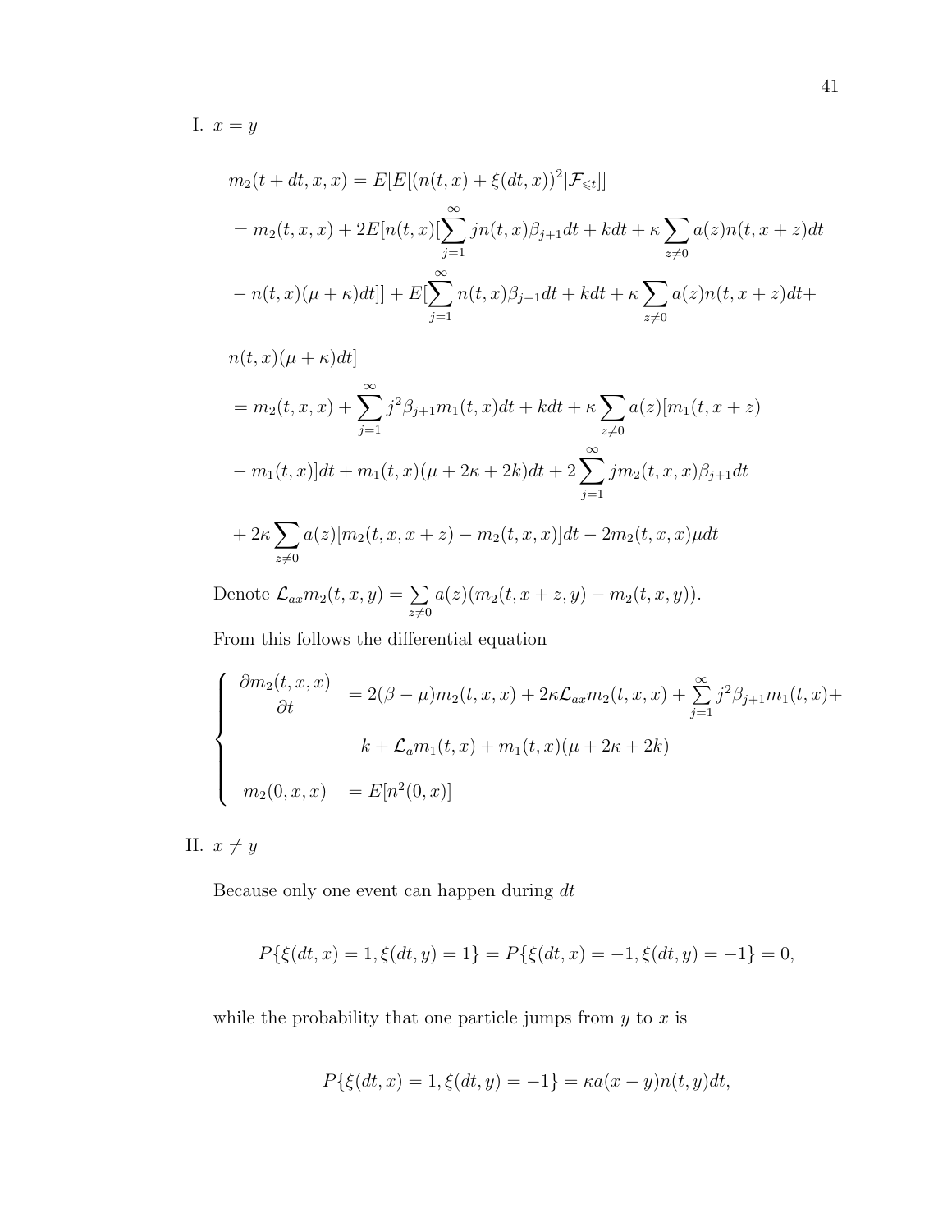I. $x = y$

$$
\begin{aligned}
&m_2(t+dt, x, x) = E[E[(n(t,x) + \xi(dt,x))^2 | \mathcal{F}_{\leqslant t}]] \\
&= m_2(t,x,x) + 2E[n(t,x)[\sum_{j=1}^{\infty} jn(t,x)\beta_{j+1}dt + kdt + \kappa \sum_{z \neq 0} a(z)n(t, x+z)dt \\
&- n(t,x)(\mu + \kappa)dt]] + E[\sum_{j=1}^{\infty} n(t,x)\beta_{j+1}dt + kdt + \kappa \sum_{z \neq 0} a(z)n(t,x+z)dt + \\
&n(t,x)(\mu + \kappa)dt] \\
&= m_2(t,x,x) + \sum_{j=1}^{\infty} j^2 \beta_{j+1} m_1(t,x)dt + kdt + \kappa \sum_{z \neq 0} a(z)[m_1(t, x+z) \\
&- m_1(t,x)]dt + m_1(t,x)(\mu + 2\kappa + 2k)dt + 2\sum_{j=1}^{\infty} jm_2(t,x,x)\beta_{j+1}dt \\
&+ 2\kappa \sum_{z \neq 0} a(z)[m_2(t,x,x+z) - m_2(t,x,x)]dt - 2m_2(t,x,x)\mu dt
\end{aligned}
$$

Denote $\mathcal{L}_{ax} m_2(t,x,y) = \sum_{z \neq 0} a(z)(m_2(t, x+z, y) - m_2(t,x,y))$.

From this follows the differential equation

$$
\begin{cases}
\dfrac{\partial m_2(t,x,x)}{\partial t} &= 2(\beta - \mu)m_2(t,x,x) + 2\kappa \mathcal{L}_{ax} m_2(t,x,x) + \sum\limits_{j=1}^{\infty} j^2 \beta_{j+1} m_1(t,x) + \\
& \quad k + \mathcal{L}_a m_1(t,x) + m_1(t,x)(\mu + 2\kappa + 2k) \\
m_2(0,x,x) &= E[n^2(0,x)]
\end{cases}
$$

II. $x \neq y$

Because only one event can happen during $dt$

$$
P\{\xi(dt,x) = 1, \xi(dt,y) = 1\} = P\{\xi(dt,x) = -1, \xi(dt,y) = -1\} = 0,
$$

while the probability that one particle jumps from $y$ to $x$ is

$$
P\{\xi(dt,x) = 1, \xi(dt,y) = -1\} = \kappa a(x-y)n(t,y)dt,
$$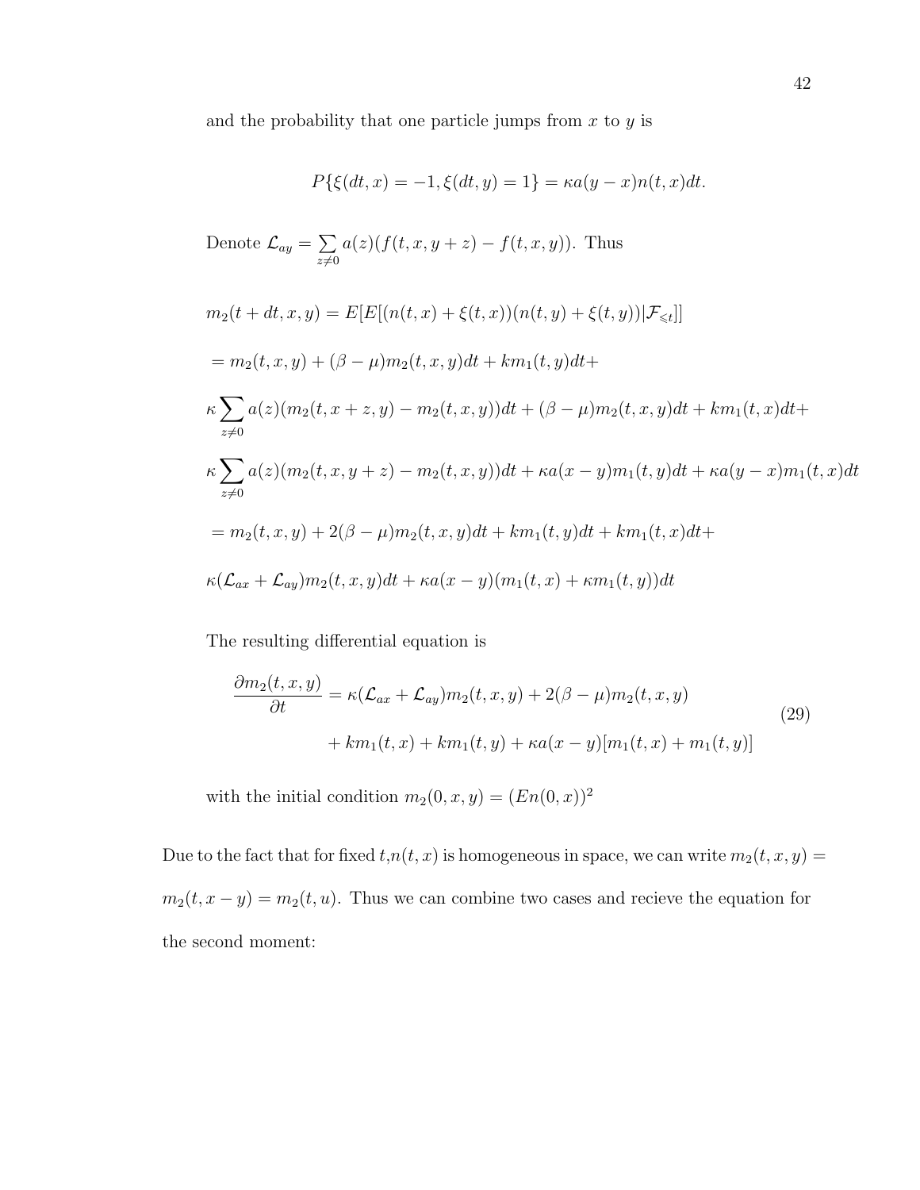and the probability that one particle jumps from $x$ to $y$ is

$$P\{\xi(dt,x)=-1,\xi(dt,y)=1\}=\kappa a(y-x)n(t,x)dt.$$

Denote $\mathcal{L}_{ay}=\sum_{z\neq 0}a(z)(f(t,x,y+z)-f(t,x,y))$. Thus

$$m_2(t+dt,x,y)=E[E[(n(t,x)+\xi(t,x))(n(t,y)+\xi(t,y))|\mathcal{F}_{\leqslant t}]]$$

$$=m_2(t,x,y)+(\beta-\mu)m_2(t,x,y)dt+km_1(t,y)dt+$$

$$\kappa\sum_{z\neq 0}a(z)(m_2(t,x+z,y)-m_2(t,x,y))dt+(\beta-\mu)m_2(t,x,y)dt+km_1(t,x)dt+$$

$$\kappa\sum_{z\neq 0}a(z)(m_2(t,x,y+z)-m_2(t,x,y))dt+\kappa a(x-y)m_1(t,y)dt+\kappa a(y-x)m_1(t,x)dt$$

$$=m_2(t,x,y)+2(\beta-\mu)m_2(t,x,y)dt+km_1(t,y)dt+km_1(t,x)dt+$$

$$\kappa(\mathcal{L}_{ax}+\mathcal{L}_{ay})m_2(t,x,y)dt+\kappa a(x-y)(m_1(t,x)+\kappa m_1(t,y))dt$$

The resulting differential equation is

$$\begin{aligned}\frac{\partial m_2(t,x,y)}{\partial t}&=\kappa(\mathcal{L}_{ax}+\mathcal{L}_{ay})m_2(t,x,y)+2(\beta-\mu)m_2(t,x,y)\\&\quad+km_1(t,x)+km_1(t,y)+\kappa a(x-y)[m_1(t,x)+m_1(t,y)]\end{aligned}\tag{29}$$

with the initial condition $m_2(0,x,y)=(En(0,x))^2$

Due to the fact that for fixed $t$,$n(t,x)$ is homogeneous in space, we can write $m_2(t,x,y)=m_2(t,x-y)=m_2(t,u)$. Thus we can combine two cases and recieve the equation for the second moment: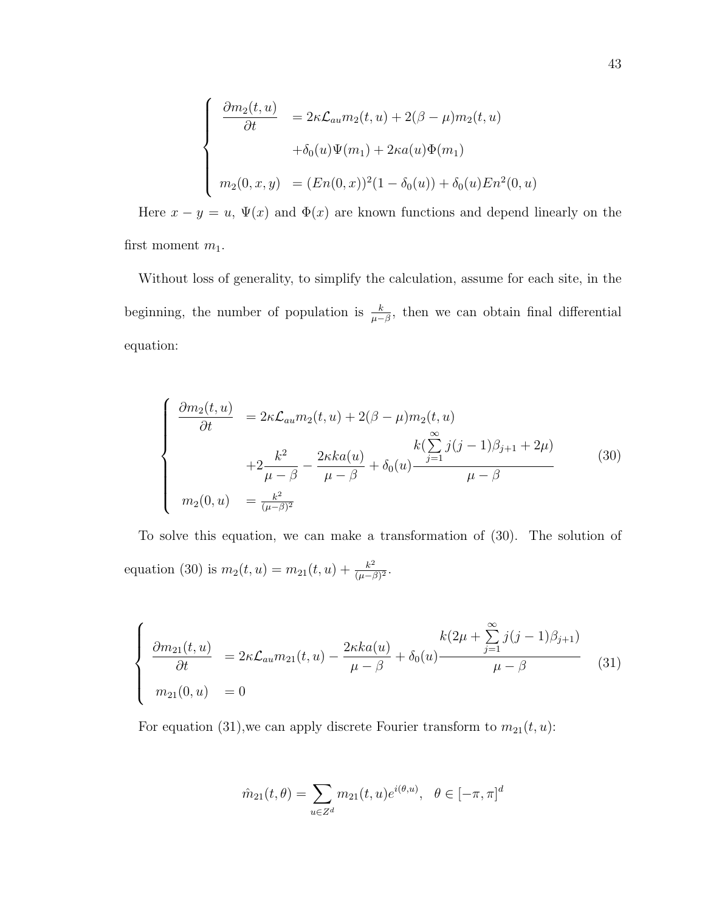$$
\begin{cases}
\dfrac{\partial m_2(t,u)}{\partial t} & = 2\kappa \mathcal{L}_{au} m_2(t,u) + 2(\beta-\mu) m_2(t,u) \\
& \quad + \delta_0(u)\Psi(m_1) + 2\kappa a(u)\Phi(m_1) \\
m_2(0,x,y) & = (En(0,x))^2(1-\delta_0(u)) + \delta_0(u) En^2(0,u)
\end{cases}
$$

Here $x - y = u$, $\Psi(x)$ and $\Phi(x)$ are known functions and depend linearly on the first moment $m_1$.

Without loss of generality, to simplify the calculation, assume for each site, in the beginning, the number of population is $\frac{k}{\mu-\beta}$, then we can obtain final differential equation:

$$
\begin{cases}
\dfrac{\partial m_2(t,u)}{\partial t} & = 2\kappa \mathcal{L}_{au} m_2(t,u) + 2(\beta-\mu) m_2(t,u) \\
& \quad +2\dfrac{k^2}{\mu-\beta} - \dfrac{2\kappa k a(u)}{\mu-\beta} + \delta_0(u)\dfrac{k(\sum\limits_{j=1}^{\infty} j(j-1)\beta_{j+1} + 2\mu)}{\mu-\beta} \\
m_2(0,u) & = \frac{k^2}{(\mu-\beta)^2}
\end{cases}
\tag{30}
$$

To solve this equation, we can make a transformation of (30). The solution of equation (30) is $m_2(t,u) = m_{21}(t,u) + \frac{k^2}{(\mu-\beta)^2}$.

$$
\begin{cases}
\dfrac{\partial m_{21}(t,u)}{\partial t} & = 2\kappa \mathcal{L}_{au} m_{21}(t,u) - \dfrac{2\kappa k a(u)}{\mu-\beta} + \delta_0(u)\dfrac{k(2\mu + \sum\limits_{j=1}^{\infty} j(j-1)\beta_{j+1})}{\mu-\beta} \\
m_{21}(0,u) & = 0
\end{cases}
\tag{31}
$$

For equation (31),we can apply discrete Fourier transform to $m_{21}(t,u)$:

$$
\hat{m}_{21}(t,\theta) = \sum_{u\in Z^d} m_{21}(t,u) e^{i(\theta,u)}, \quad \theta \in [-\pi,\pi]^d
$$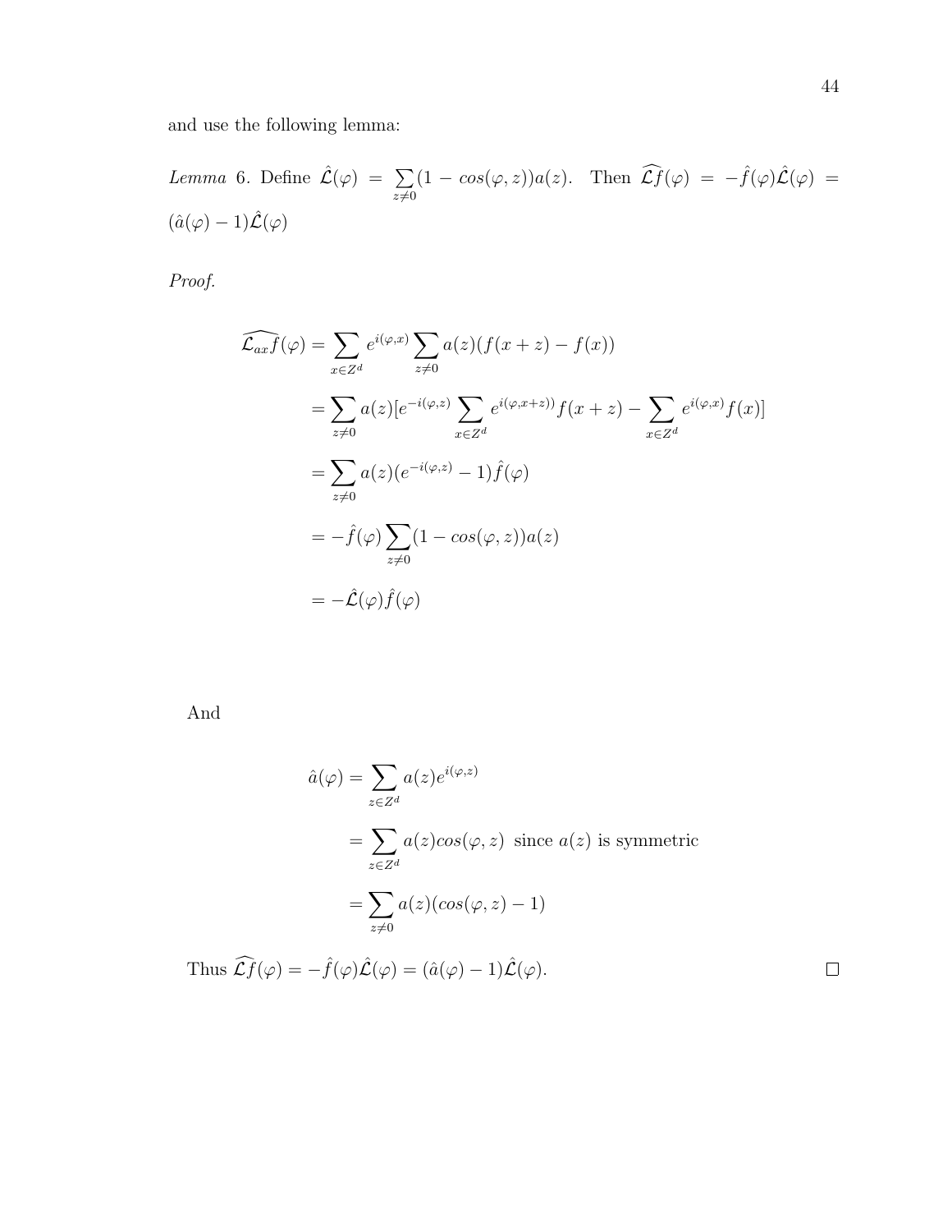and use the following lemma:

*Lemma* 6. Define $\hat{\mathcal{L}}(\varphi) = \sum_{z \neq 0}(1 - cos(\varphi, z))a(z)$. Then $\widehat{\mathcal{L}f}(\varphi) = -\hat{f}(\varphi)\hat{\mathcal{L}}(\varphi) = (\hat{a}(\varphi) - 1)\hat{\mathcal{L}}(\varphi)$

*Proof.*

$$
\begin{aligned}
\widehat{\mathcal{L}_{ax}f}(\varphi) &= \sum_{x \in Z^d} e^{i(\varphi,x)} \sum_{z \neq 0} a(z)(f(x+z) - f(x)) \\
&= \sum_{z \neq 0} a(z)[e^{-i(\varphi,z)} \sum_{x \in Z^d} e^{i(\varphi,x+z))} f(x+z) - \sum_{x \in Z^d} e^{i(\varphi,x)} f(x)] \\
&= \sum_{z \neq 0} a(z)(e^{-i(\varphi,z)} - 1)\hat{f}(\varphi) \\
&= -\hat{f}(\varphi) \sum_{z \neq 0} (1 - cos(\varphi, z))a(z) \\
&= -\hat{\mathcal{L}}(\varphi)\hat{f}(\varphi)
\end{aligned}
$$

And

$$
\begin{aligned}
\hat{a}(\varphi) &= \sum_{z \in Z^d} a(z) e^{i(\varphi,z)} \\
&= \sum_{z \in Z^d} a(z) cos(\varphi, z) \text{ since } a(z) \text{ is symmetric} \\
&= \sum_{z \neq 0} a(z)(cos(\varphi, z) - 1)
\end{aligned}
$$

Thus $\widehat{\mathcal{L}f}(\varphi) = -\hat{f}(\varphi)\hat{\mathcal{L}}(\varphi) = (\hat{a}(\varphi) - 1)\hat{\mathcal{L}}(\varphi)$. □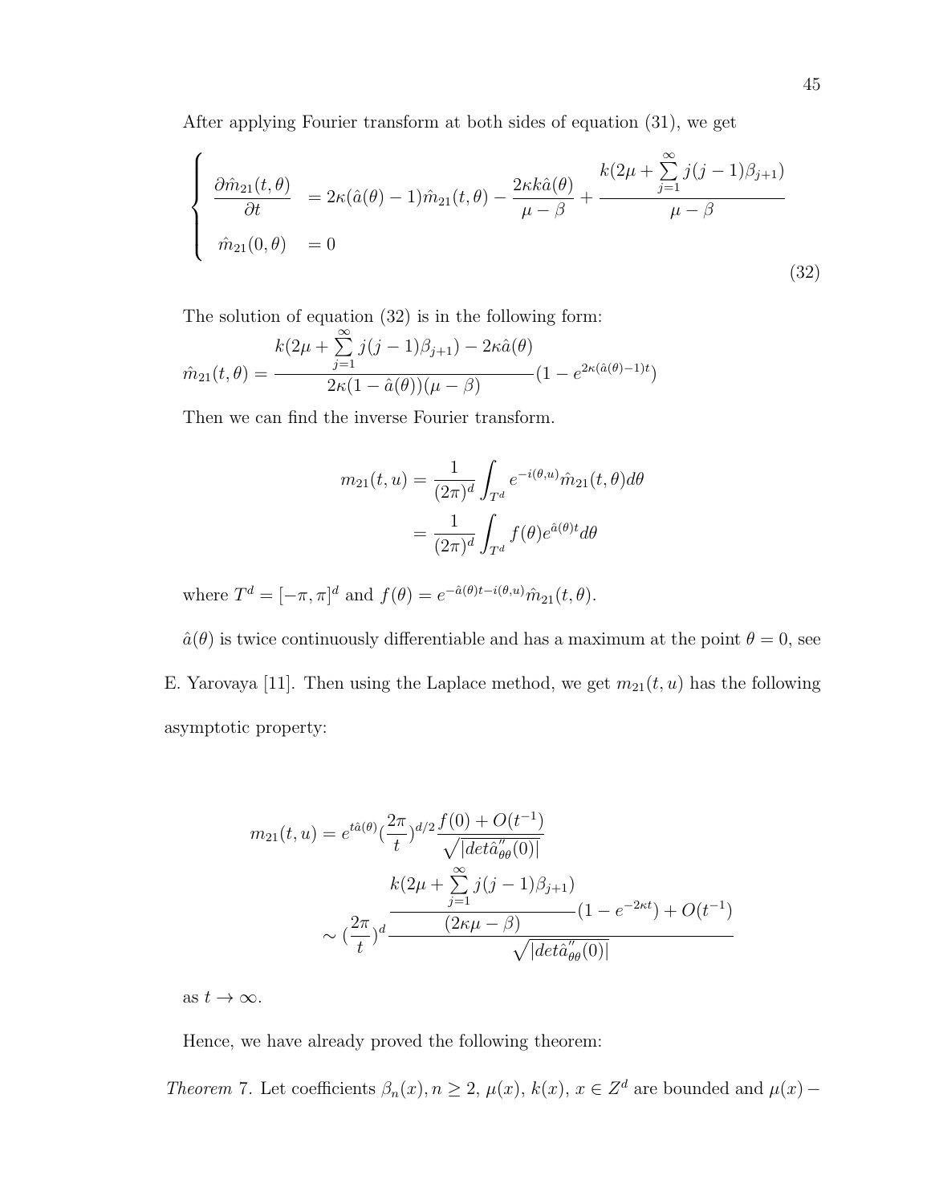After applying Fourier transform at both sides of equation (31), we get

$$
\begin{cases}
\dfrac{\partial \hat{m}_{21}(t,\theta)}{\partial t} & = 2\kappa(\hat{a}(\theta)-1)\hat{m}_{21}(t,\theta) - \dfrac{2\kappa k\hat{a}(\theta)}{\mu-\beta} + \dfrac{k(2\mu + \sum\limits_{j=1}^{\infty} j(j-1)\beta_{j+1})}{\mu-\beta} \\
\hat{m}_{21}(0,\theta) & = 0
\end{cases}
\tag{32}
$$

The solution of equation (32) is in the following form:

$$
\hat{m}_{21}(t,\theta) = \frac{k(2\mu + \sum\limits_{j=1}^{\infty} j(j-1)\beta_{j+1}) - 2\kappa\hat{a}(\theta)}{2\kappa(1-\hat{a}(\theta))(\mu-\beta)}(1 - e^{2\kappa(\hat{a}(\theta)-1)t})
$$

Then we can find the inverse Fourier transform.

$$
\begin{aligned}
m_{21}(t,u) &= \frac{1}{(2\pi)^d}\int_{T^d} e^{-i(\theta,u)}\hat{m}_{21}(t,\theta)d\theta \\
&= \frac{1}{(2\pi)^d}\int_{T^d} f(\theta)e^{\hat{a}(\theta)t}d\theta
\end{aligned}
$$

where $T^d = [-\pi,\pi]^d$ and $f(\theta) = e^{-\hat{a}(\theta)t - i(\theta,u)}\hat{m}_{21}(t,\theta)$.

$\hat{a}(\theta)$ is twice continuously differentiable and has a maximum at the point $\theta = 0$, see E. Yarovaya [11]. Then using the Laplace method, we get $m_{21}(t,u)$ has the following asymptotic property:

$$
\begin{aligned}
m_{21}(t,u) &= e^{t\hat{a}(\theta)}\left(\frac{2\pi}{t}\right)^{d/2}\frac{f(0)+O(t^{-1})}{\sqrt{|det\hat{a}''_{\theta\theta}(0)|}} \\
&\sim \left(\frac{2\pi}{t}\right)^{d}\frac{\dfrac{k(2\mu + \sum\limits_{j=1}^{\infty} j(j-1)\beta_{j+1})}{(2\kappa\mu-\beta)}(1-e^{-2\kappa t}) + O(t^{-1})}{\sqrt{|det\hat{a}''_{\theta\theta}(0)|}}
\end{aligned}
$$

as $t \to \infty$.

Hence, we have already proved the following theorem:

*Theorem* 7. Let coefficients $\beta_n(x), n \geq 2$, $\mu(x)$, $k(x)$, $x \in Z^d$ are bounded and $\mu(x) -$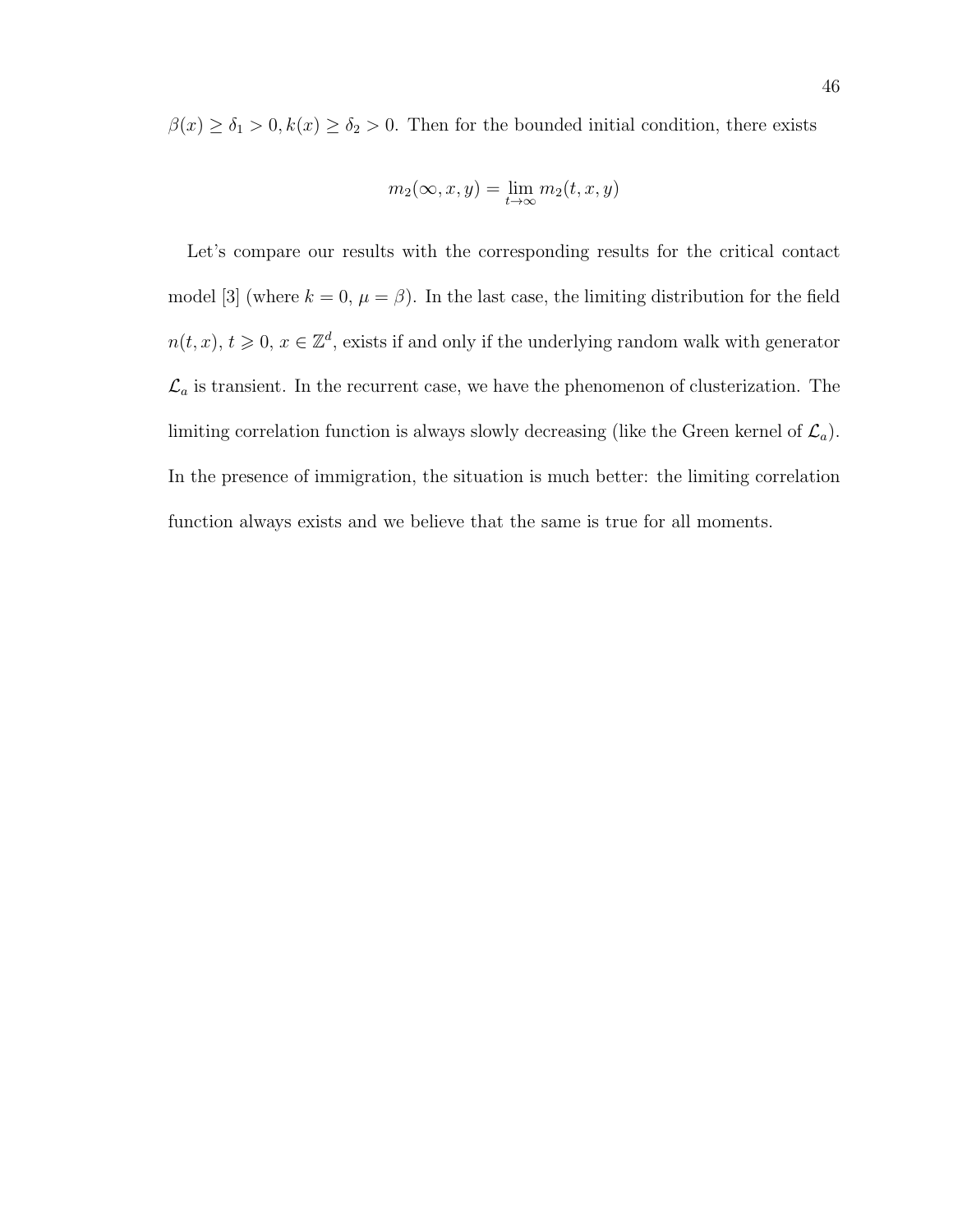$\beta(x) \geq \delta_1 > 0, k(x) \geq \delta_2 > 0$. Then for the bounded initial condition, there exists

$$m_2(\infty, x, y) = \lim_{t \to \infty} m_2(t, x, y)$$

Let's compare our results with the corresponding results for the critical contact model [3] (where $k = 0$, $\mu = \beta$). In the last case, the limiting distribution for the field $n(t, x)$, $t \geqslant 0$, $x \in \mathbb{Z}^d$, exists if and only if the underlying random walk with generator $\mathcal{L}_a$ is transient. In the recurrent case, we have the phenomenon of clusterization. The limiting correlation function is always slowly decreasing (like the Green kernel of $\mathcal{L}_a$). In the presence of immigration, the situation is much better: the limiting correlation function always exists and we believe that the same is true for all moments.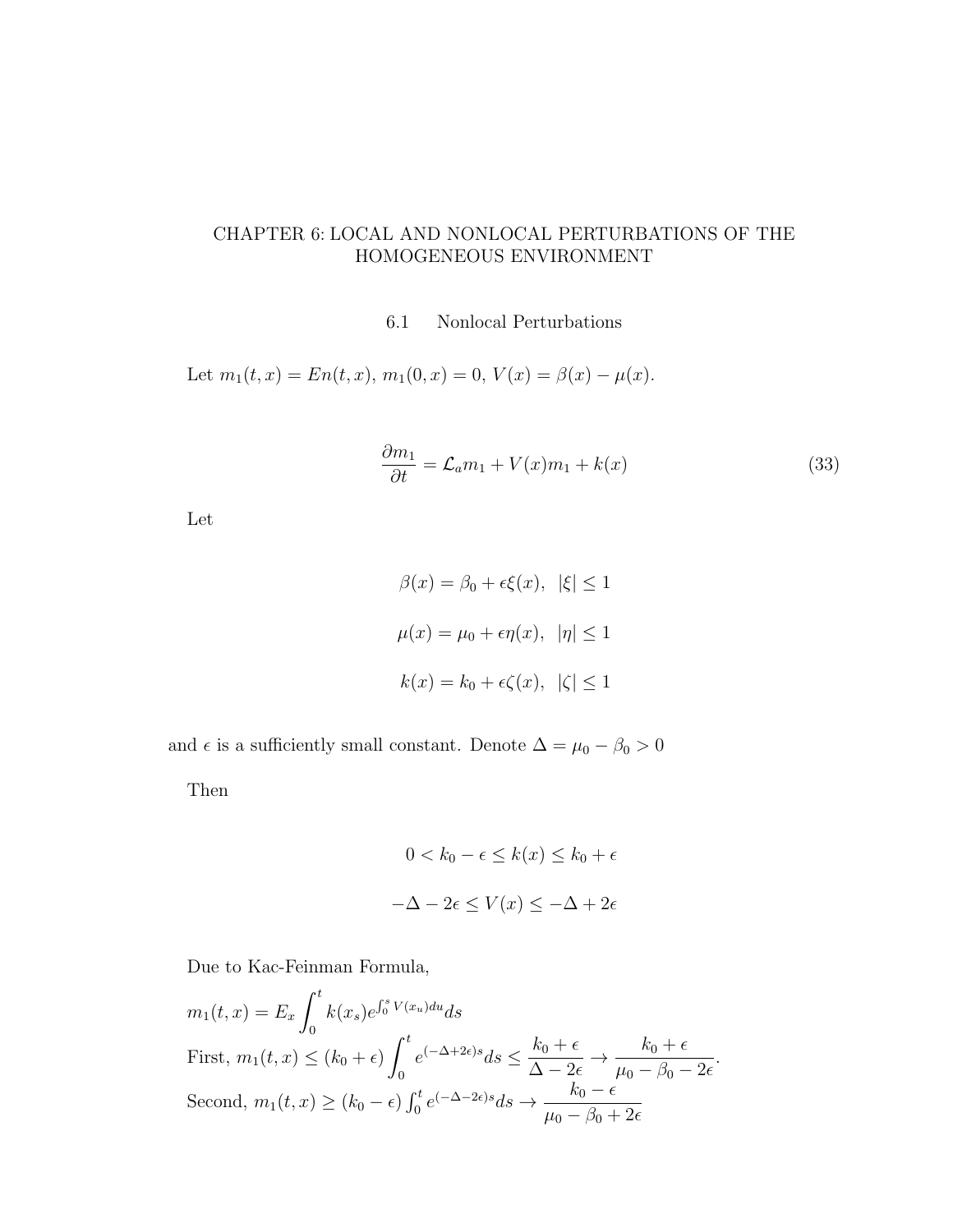# CHAPTER 6: LOCAL AND NONLOCAL PERTURBATIONS OF THE HOMOGENEOUS ENVIRONMENT

## 6.1 Nonlocal Perturbations

Let $m_1(t,x) = En(t,x)$, $m_1(0,x) = 0$, $V(x) = \beta(x) - \mu(x)$.

$$\frac{\partial m_1}{\partial t} = \mathcal{L}_a m_1 + V(x) m_1 + k(x) \tag{33}$$

Let

$$\beta(x) = \beta_0 + \epsilon\xi(x), \;\; |\xi| \leq 1$$

$$\mu(x) = \mu_0 + \epsilon\eta(x), \;\; |\eta| \leq 1$$

$$k(x) = k_0 + \epsilon\zeta(x), \;\; |\zeta| \leq 1$$

and $\epsilon$ is a sufficiently small constant. Denote $\Delta = \mu_0 - \beta_0 > 0$

Then

$$0 < k_0 - \epsilon \leq k(x) \leq k_0 + \epsilon$$

$$-\Delta - 2\epsilon \leq V(x) \leq -\Delta + 2\epsilon$$

Due to Kac-Feinman Formula,

$m_1(t,x) = E_x \displaystyle\int_0^t k(x_s) e^{\int_0^s V(x_u)du} ds$

First, $m_1(t,x) \leq (k_0+\epsilon)\displaystyle\int_0^t e^{(-\Delta+2\epsilon)s} ds \leq \frac{k_0+\epsilon}{\Delta - 2\epsilon} \to \frac{k_0+\epsilon}{\mu_0 - \beta_0 - 2\epsilon}$.

Second, $m_1(t,x) \geq (k_0-\epsilon)\int_0^t e^{(-\Delta-2\epsilon)s} ds \to \dfrac{k_0-\epsilon}{\mu_0 - \beta_0 + 2\epsilon}$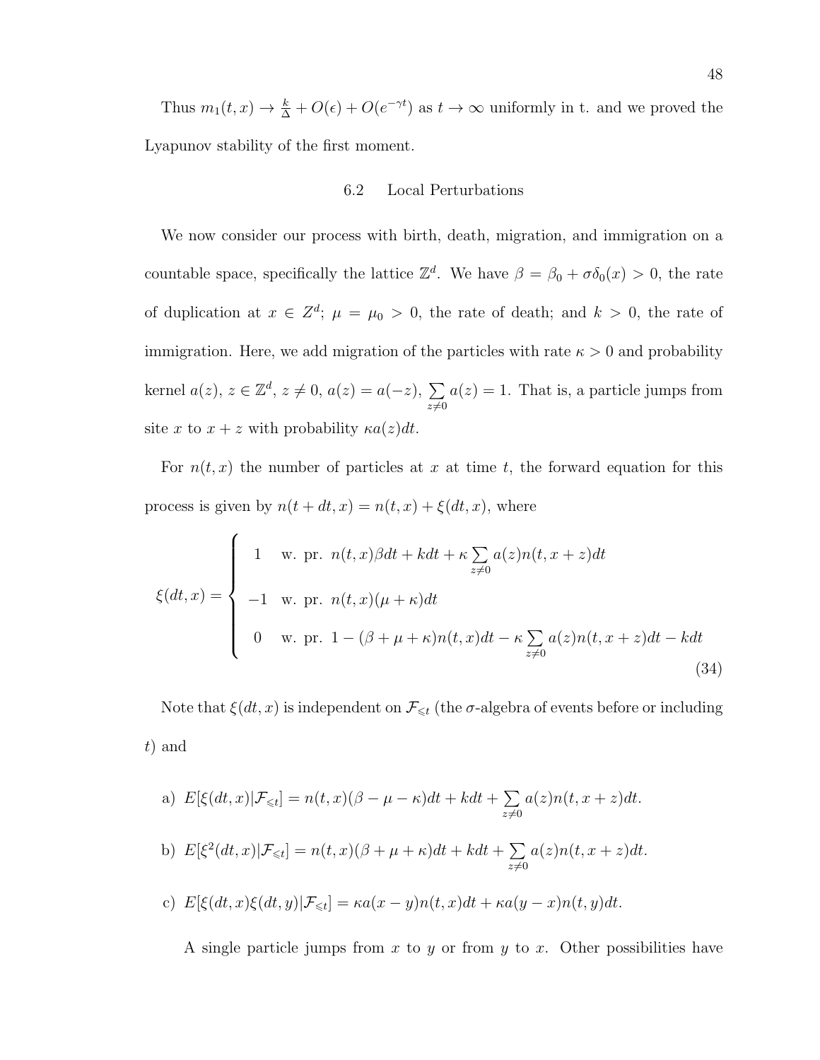Thus $m_1(t,x) \to \frac{k}{\Delta} + O(\epsilon) + O(e^{-\gamma t})$ as $t \to \infty$ uniformly in t. and we proved the Lyapunov stability of the first moment.

## 6.2 Local Perturbations

We now consider our process with birth, death, migration, and immigration on a countable space, specifically the lattice $\mathbb{Z}^d$. We have $\beta = \beta_0 + \sigma\delta_0(x) > 0$, the rate of duplication at $x \in Z^d$; $\mu = \mu_0 > 0$, the rate of death; and $k > 0$, the rate of immigration. Here, we add migration of the particles with rate $\kappa > 0$ and probability kernel $a(z)$, $z \in \mathbb{Z}^d$, $z \neq 0$, $a(z) = a(-z)$, $\sum_{z \neq 0} a(z) = 1$. That is, a particle jumps from site $x$ to $x + z$ with probability $\kappa a(z)dt$.

For $n(t,x)$ the number of particles at $x$ at time $t$, the forward equation for this process is given by $n(t+dt,x) = n(t,x) + \xi(dt,x)$, where

$$
\xi(dt,x) = \begin{cases} 1 & \text{w. pr. } n(t,x)\beta dt + kdt + \kappa \sum_{z \neq 0} a(z)n(t,x+z)dt \\ -1 & \text{w. pr. } n(t,x)(\mu + \kappa)dt \\ 0 & \text{w. pr. } 1 - (\beta + \mu + \kappa)n(t,x)dt - \kappa \sum_{z \neq 0} a(z)n(t,x+z)dt - kdt \end{cases} \tag{34}
$$

Note that $\xi(dt,x)$ is independent on $\mathcal{F}_{\leqslant t}$ (the $\sigma$-algebra of events before or including $t$) and

a) $E[\xi(dt,x)|\mathcal{F}_{\leqslant t}] = n(t,x)(\beta - \mu - \kappa)dt + kdt + \sum_{z \neq 0} a(z)n(t,x+z)dt.$

b) $E[\xi^2(dt,x)|\mathcal{F}_{\leqslant t}] = n(t,x)(\beta + \mu + \kappa)dt + kdt + \sum_{z \neq 0} a(z)n(t,x+z)dt.$

c) $E[\xi(dt,x)\xi(dt,y)|\mathcal{F}_{\leqslant t}] = \kappa a(x-y)n(t,x)dt + \kappa a(y-x)n(t,y)dt.$

A single particle jumps from $x$ to $y$ or from $y$ to $x$. Other possibilities have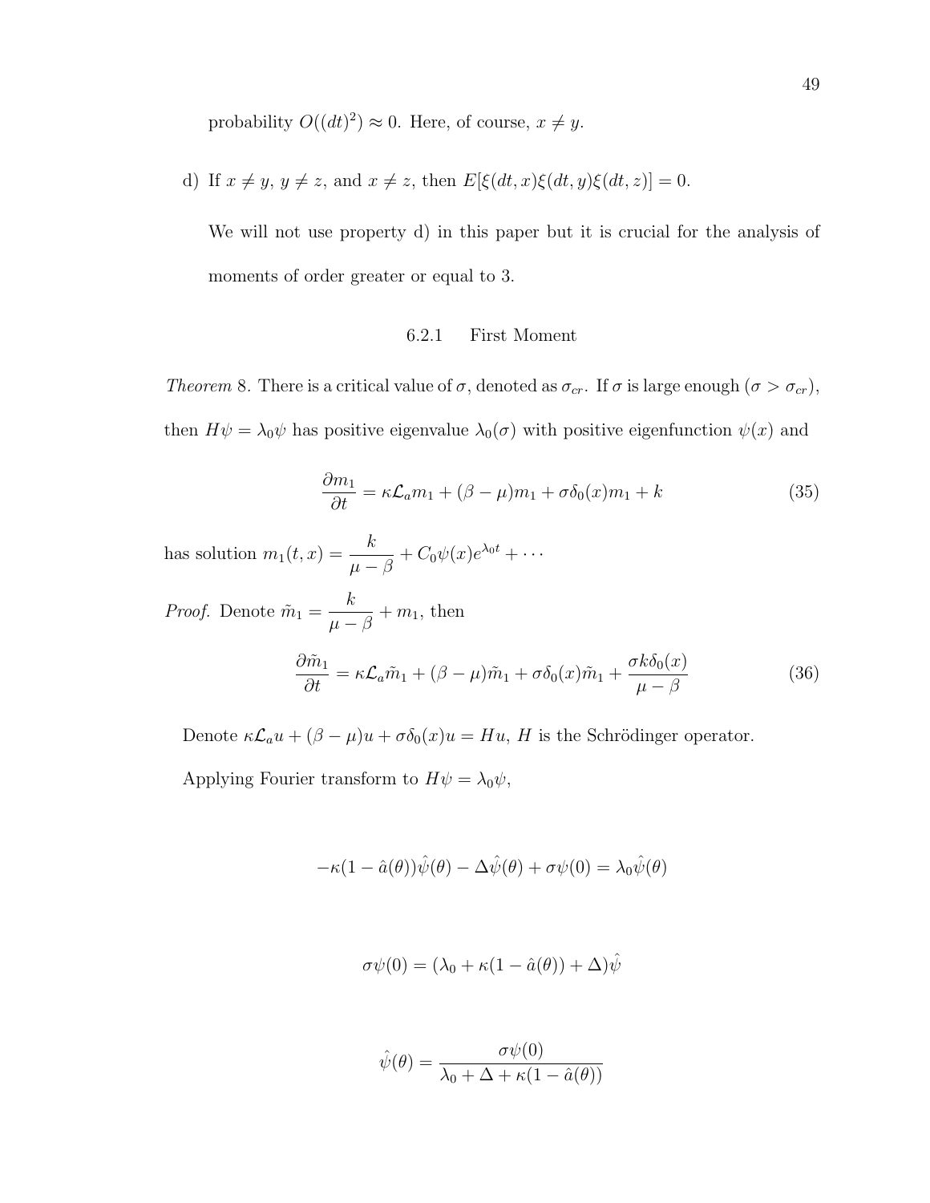probability $O((dt)^2) \approx 0$. Here, of course, $x \neq y$.

d) If $x \neq y$, $y \neq z$, and $x \neq z$, then $E[\xi(dt,x)\xi(dt,y)\xi(dt,z)] = 0$.

We will not use property d) in this paper but it is crucial for the analysis of moments of order greater or equal to 3.

### 6.2.1 First Moment

*Theorem* 8. There is a critical value of $\sigma$, denoted as $\sigma_{cr}$. If $\sigma$ is large enough ($\sigma > \sigma_{cr}$), then $H\psi = \lambda_0 \psi$ has positive eigenvalue $\lambda_0(\sigma)$ with positive eigenfunction $\psi(x)$ and

$$\frac{\partial m_1}{\partial t} = \kappa \mathcal{L}_a m_1 + (\beta - \mu) m_1 + \sigma \delta_0(x) m_1 + k \tag{35}$$

has solution $m_1(t,x) = \dfrac{k}{\mu - \beta} + C_0 \psi(x) e^{\lambda_0 t} + \cdots$

*Proof.* Denote $\tilde{m}_1 = \dfrac{k}{\mu - \beta} + m_1$, then

$$\frac{\partial \tilde{m}_1}{\partial t} = \kappa \mathcal{L}_a \tilde{m}_1 + (\beta - \mu)\tilde{m}_1 + \sigma \delta_0(x) \tilde{m}_1 + \frac{\sigma k \delta_0(x)}{\mu - \beta} \tag{36}$$

Denote $\kappa \mathcal{L}_a u + (\beta - \mu) u + \sigma \delta_0(x) u = Hu$, $H$ is the Schrödinger operator.

Applying Fourier transform to $H\psi = \lambda_0 \psi$,

$$-\kappa(1 - \hat{a}(\theta))\hat{\psi}(\theta) - \Delta \hat{\psi}(\theta) + \sigma \psi(0) = \lambda_0 \hat{\psi}(\theta)$$

$$\sigma \psi(0) = (\lambda_0 + \kappa(1 - \hat{a}(\theta)) + \Delta)\hat{\psi}$$

$$\hat{\psi}(\theta) = \frac{\sigma \psi(0)}{\lambda_0 + \Delta + \kappa(1 - \hat{a}(\theta))}$$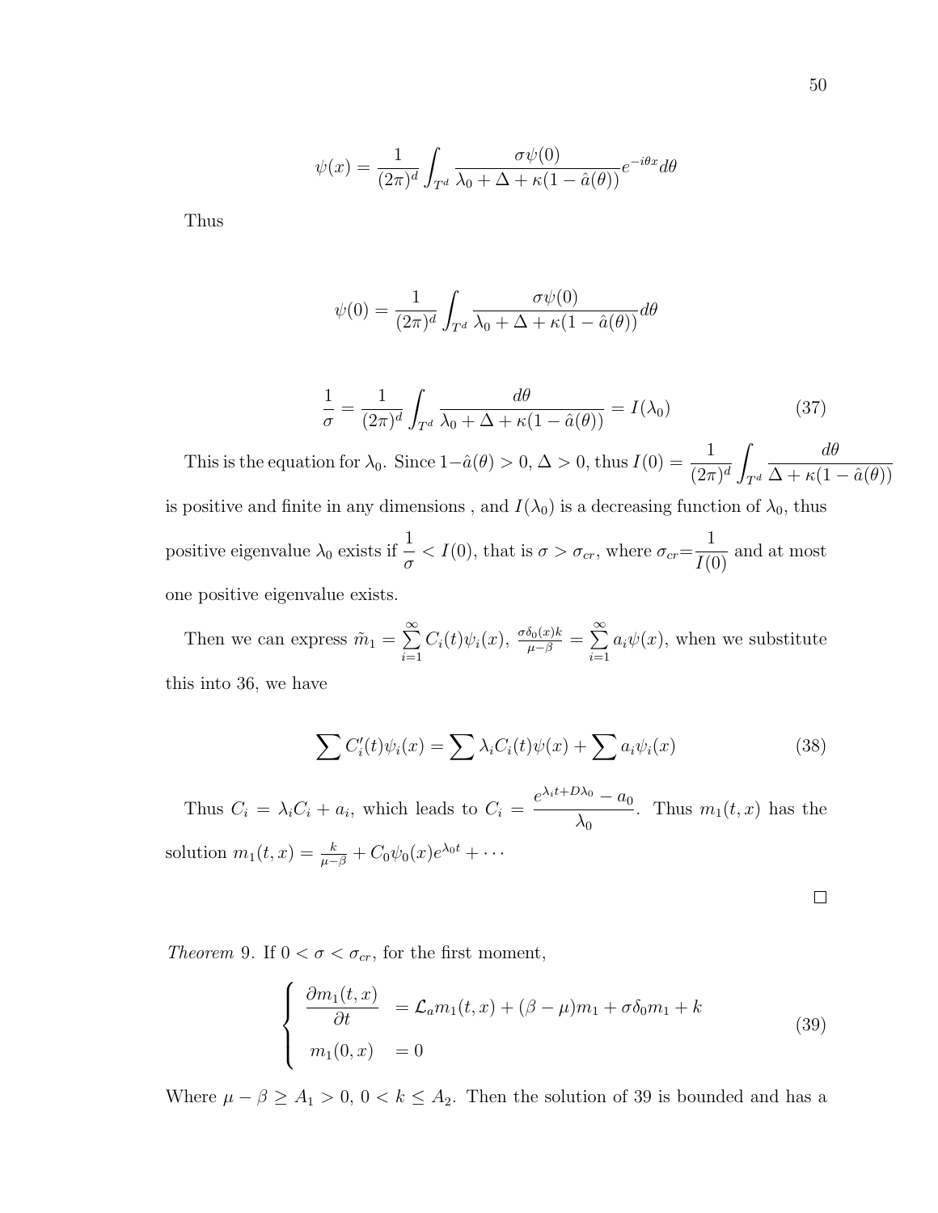$$\psi(x) = \frac{1}{(2\pi)^d} \int_{T^d} \frac{\sigma\psi(0)}{\lambda_0 + \Delta + \kappa(1 - \hat{a}(\theta))} e^{-i\theta x} d\theta$$

Thus

$$\psi(0) = \frac{1}{(2\pi)^d} \int_{T^d} \frac{\sigma\psi(0)}{\lambda_0 + \Delta + \kappa(1 - \hat{a}(\theta))} d\theta$$

$$\frac{1}{\sigma} = \frac{1}{(2\pi)^d} \int_{T^d} \frac{d\theta}{\lambda_0 + \Delta + \kappa(1 - \hat{a}(\theta))} = I(\lambda_0) \tag{37}$$

This is the equation for $\lambda_0$. Since $1 - \hat{a}(\theta) > 0$, $\Delta > 0$, thus $I(0) = \frac{1}{(2\pi)^d} \int_{T^d} \frac{d\theta}{\Delta + \kappa(1 - \hat{a}(\theta))}$ is positive and finite in any dimensions , and $I(\lambda_0)$ is a decreasing function of $\lambda_0$, thus positive eigenvalue $\lambda_0$ exists if $\frac{1}{\sigma} < I(0)$, that is $\sigma > \sigma_{cr}$, where $\sigma_{cr} = \frac{1}{I(0)}$ and at most one positive eigenvalue exists.

Then we can express $\tilde{m}_1 = \sum_{i=1}^{\infty} C_i(t)\psi_i(x)$, $\frac{\sigma\delta_0(x)k}{\mu - \beta} = \sum_{i=1}^{\infty} a_i\psi(x)$, when we substitute this into 36, we have

$$\sum C_i'(t)\psi_i(x) = \sum \lambda_i C_i(t)\psi(x) + \sum a_i\psi_i(x) \tag{38}$$

Thus $C_i = \lambda_i C_i + a_i$, which leads to $C_i = \frac{e^{\lambda_i t + D\lambda_0} - a_0}{\lambda_0}$. Thus $m_1(t,x)$ has the solution $m_1(t,x) = \frac{k}{\mu - \beta} + C_0\psi_0(x)e^{\lambda_0 t} + \cdots$

□

*Theorem* 9. If $0 < \sigma < \sigma_{cr}$, for the first moment,

$$\begin{cases} \dfrac{\partial m_1(t,x)}{\partial t} & = \mathcal{L}_a m_1(t,x) + (\beta - \mu)m_1 + \sigma\delta_0 m_1 + k \\ m_1(0,x) & = 0 \end{cases} \tag{39}$$

Where $\mu - \beta \geq A_1 > 0$, $0 < k \leq A_2$. Then the solution of 39 is bounded and has a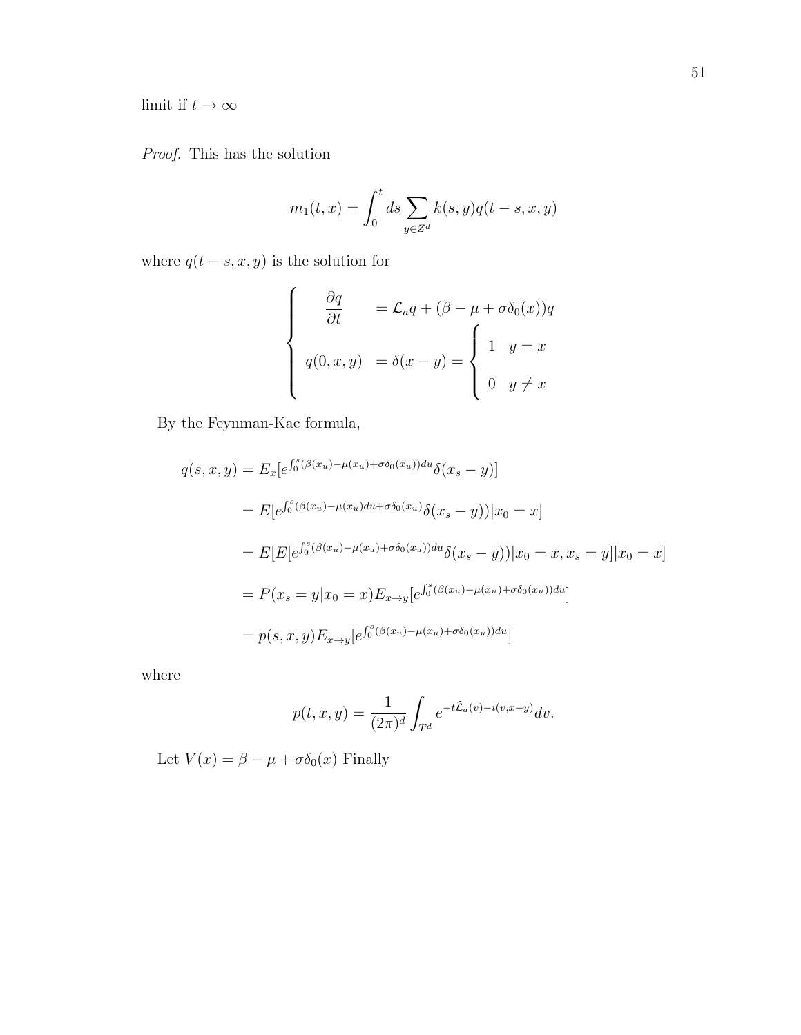limit if $t \to \infty$

*Proof.* This has the solution

$$m_1(t,x) = \int_0^t ds \sum_{y \in Z^d} k(s,y) q(t-s,x,y)$$

where $q(t-s,x,y)$ is the solution for

$$\begin{cases} \dfrac{\partial q}{\partial t} & = \mathcal{L}_a q + (\beta - \mu + \sigma \delta_0(x)) q \\ q(0,x,y) & = \delta(x-y) = \begin{cases} 1 & y = x \\ 0 & y \neq x \end{cases} \end{cases}$$

By the Feynman-Kac formula,

$$\begin{aligned} q(s,x,y) &= E_x[e^{\int_0^s (\beta(x_u) - \mu(x_u) + \sigma \delta_0(x_u)) du} \delta(x_s - y)] \\ &= E[e^{\int_0^s (\beta(x_u) - \mu(x_u) du + \sigma \delta_0(x_u)} \delta(x_s - y)) | x_0 = x] \\ &= E[E[e^{\int_0^s (\beta(x_u) - \mu(x_u) + \sigma \delta_0(x_u)) du} \delta(x_s - y)) | x_0 = x, x_s = y] | x_0 = x] \\ &= P(x_s = y | x_0 = x) E_{x \to y}[e^{\int_0^s (\beta(x_u) - \mu(x_u) + \sigma \delta_0(x_u)) du}] \\ &= p(s,x,y) E_{x \to y}[e^{\int_0^s (\beta(x_u) - \mu(x_u) + \sigma \delta_0(x_u)) du}] \end{aligned}$$

where

$$p(t,x,y) = \frac{1}{(2\pi)^d} \int_{T^d} e^{-t \widehat{\mathcal{L}}_a(v) - i(v, x-y)} dv.$$

Let $V(x) = \beta - \mu + \sigma \delta_0(x)$ Finally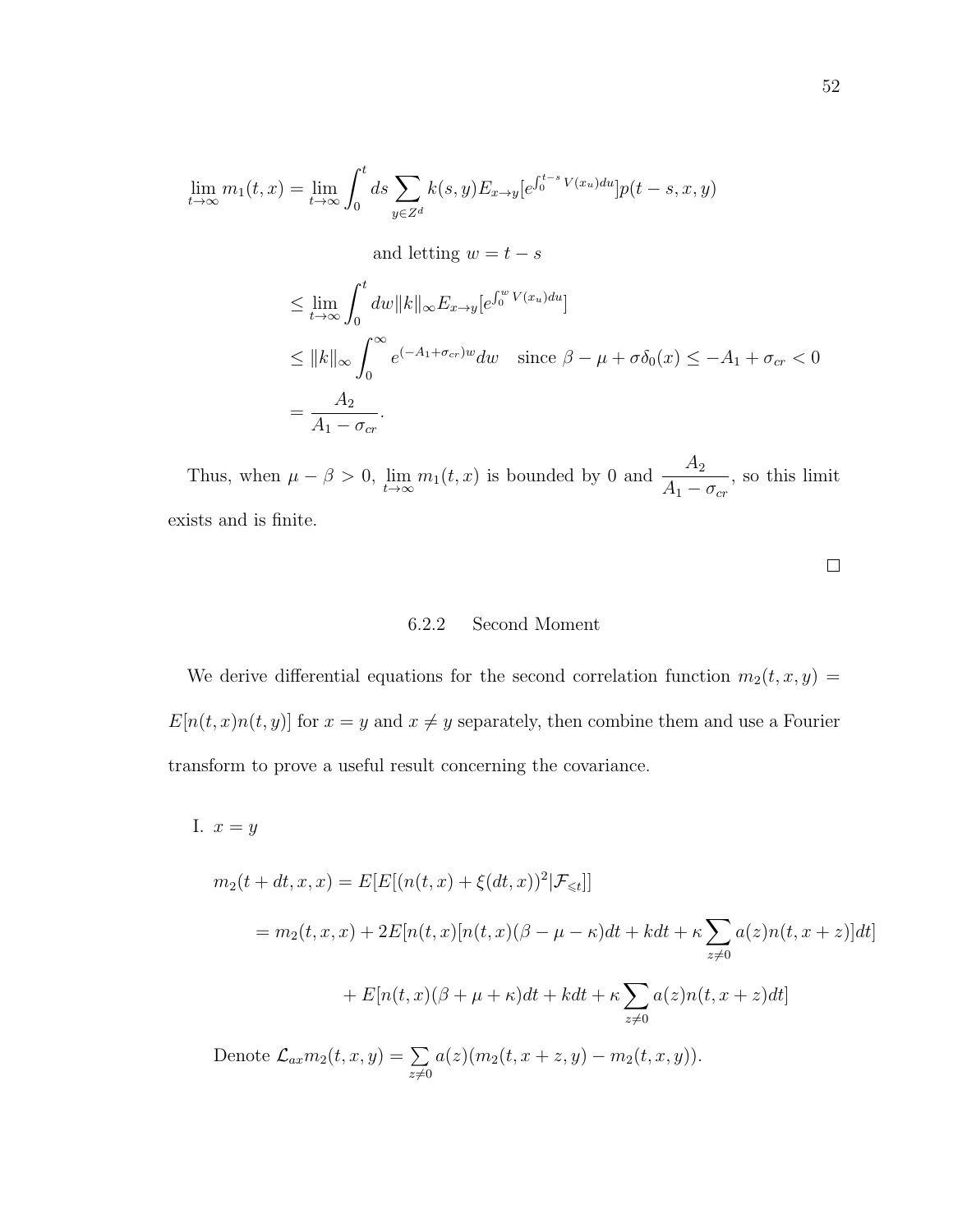$$\lim_{t\to\infty} m_1(t,x) = \lim_{t\to\infty} \int_0^t ds \sum_{y \in Z^d} k(s,y) E_{x\to y}[e^{\int_0^{t-s} V(x_u)du}] p(t-s,x,y)$$

and letting $w = t - s$

$$\leq \lim_{t\to\infty} \int_0^t dw \|k\|_\infty E_{x\to y}[e^{\int_0^w V(x_u)du}]$$

$$\leq \|k\|_\infty \int_0^\infty e^{(-A_1+\sigma_{cr})w} dw \quad \text{since } \beta - \mu + \sigma\delta_0(x) \leq -A_1 + \sigma_{cr} < 0$$

$$= \frac{A_2}{A_1 - \sigma_{cr}}.$$

Thus, when $\mu - \beta > 0$, $\lim_{t\to\infty} m_1(t,x)$ is bounded by 0 and $\dfrac{A_2}{A_1 - \sigma_{cr}}$, so this limit exists and is finite.

□

### 6.2.2 Second Moment

We derive differential equations for the second correlation function $m_2(t,x,y) = E[n(t,x)n(t,y)]$ for $x = y$ and $x \neq y$ separately, then combine them and use a Fourier transform to prove a useful result concerning the covariance.

I. $x = y$

$$m_2(t+dt,x,x) = E[E[(n(t,x) + \xi(dt,x))^2 | \mathcal{F}_{\leqslant t}]]$$

$$= m_2(t,x,x) + 2E[n(t,x)[n(t,x)(\beta - \mu - \kappa)dt + kdt + \kappa \sum_{z\neq 0} a(z) n(t,x+z)]dt]$$

$$+ E[n(t,x)(\beta + \mu + \kappa)dt + kdt + \kappa \sum_{z\neq 0} a(z) n(t,x+z)dt]$$

Denote $\mathcal{L}_{ax} m_2(t,x,y) = \sum_{z\neq 0} a(z)(m_2(t,x+z,y) - m_2(t,x,y))$.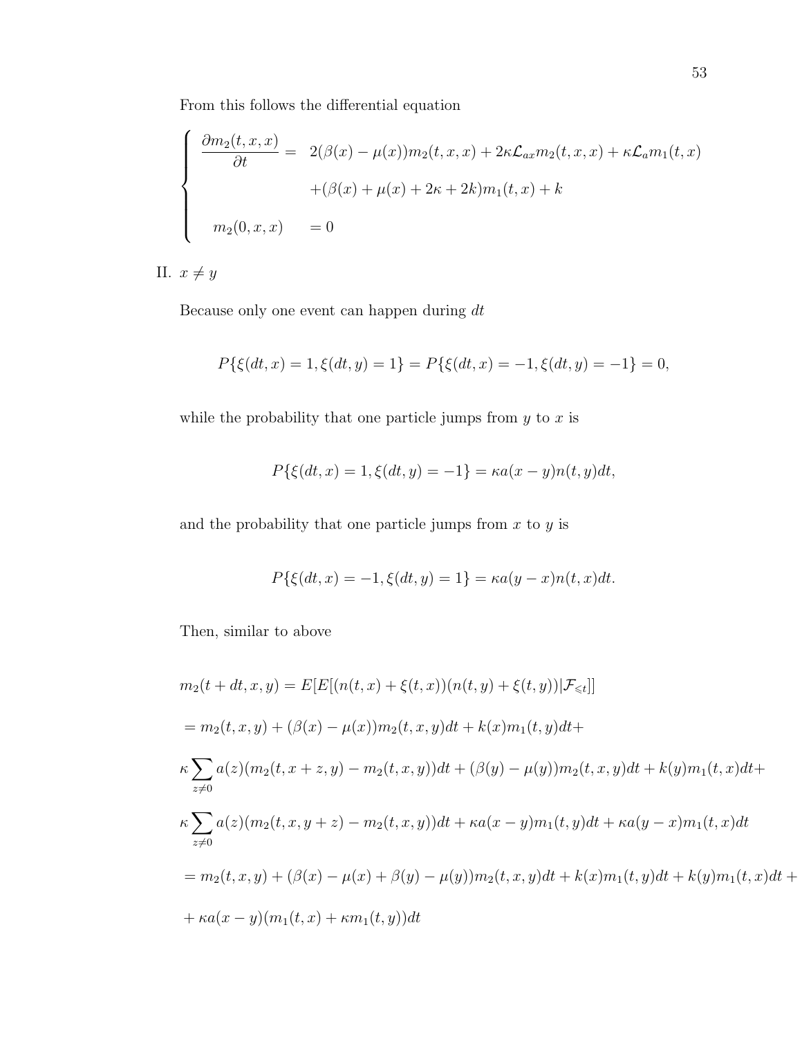From this follows the differential equation

$$
\begin{cases}
\dfrac{\partial m_2(t,x,x)}{\partial t} = & 2(\beta(x)-\mu(x))m_2(t,x,x) + 2\kappa\mathcal{L}_{ax}m_2(t,x,x) + \kappa\mathcal{L}_a m_1(t,x) \\
& +(\beta(x)+\mu(x)+2\kappa+2k)m_1(t,x)+k \\
m_2(0,x,x) & = 0
\end{cases}
$$

II. $x \neq y$

Because only one event can happen during $dt$

$$
P\{\xi(dt,x)=1,\xi(dt,y)=1\} = P\{\xi(dt,x)=-1,\xi(dt,y)=-1\} = 0,
$$

while the probability that one particle jumps from $y$ to $x$ is

$$
P\{\xi(dt,x)=1,\xi(dt,y)=-1\} = \kappa a(x-y)n(t,y)dt,
$$

and the probability that one particle jumps from $x$ to $y$ is

$$
P\{\xi(dt,x)=-1,\xi(dt,y)=1\} = \kappa a(y-x)n(t,x)dt.
$$

Then, similar to above

$$
m_2(t+dt,x,y) = E[E[(n(t,x)+\xi(t,x))(n(t,y)+\xi(t,y))|\mathcal{F}_{\leqslant t}]]
$$

$$
= m_2(t,x,y) + (\beta(x)-\mu(x))m_2(t,x,y)dt + k(x)m_1(t,y)dt +
$$

$$
\kappa\sum_{z\neq 0} a(z)(m_2(t,x+z,y)-m_2(t,x,y))dt + (\beta(y)-\mu(y))m_2(t,x,y)dt + k(y)m_1(t,x)dt +
$$

$$
\kappa\sum_{z\neq 0} a(z)(m_2(t,x,y+z)-m_2(t,x,y))dt + \kappa a(x-y)m_1(t,y)dt + \kappa a(y-x)m_1(t,x)dt
$$

$$
= m_2(t,x,y) + (\beta(x)-\mu(x)+\beta(y)-\mu(y))m_2(t,x,y)dt + k(x)m_1(t,y)dt + k(y)m_1(t,x)dt +
$$

$$
+\kappa a(x-y)(m_1(t,x)+\kappa m_1(t,y))dt
$$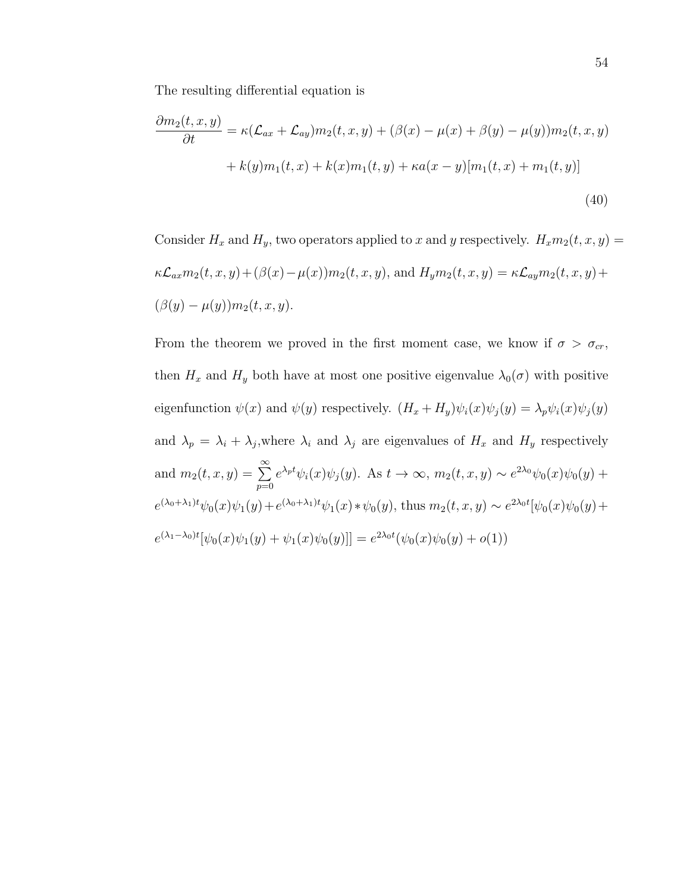The resulting differential equation is

$$\frac{\partial m_2(t,x,y)}{\partial t} = \kappa(\mathcal{L}_{ax} + \mathcal{L}_{ay})m_2(t,x,y) + (\beta(x) - \mu(x) + \beta(y) - \mu(y))m_2(t,x,y)$$
$$+ k(y)m_1(t,x) + k(x)m_1(t,y) + \kappa a(x-y)[m_1(t,x) + m_1(t,y)] \tag{40}$$

Consider $H_x$ and $H_y$, two operators applied to $x$ and $y$ respectively. $H_x m_2(t,x,y) = \kappa\mathcal{L}_{ax} m_2(t,x,y) + (\beta(x) - \mu(x))m_2(t,x,y)$, and $H_y m_2(t,x,y) = \kappa\mathcal{L}_{ay} m_2(t,x,y) + (\beta(y) - \mu(y))m_2(t,x,y)$.

From the theorem we proved in the first moment case, we know if $\sigma > \sigma_{cr}$, then $H_x$ and $H_y$ both have at most one positive eigenvalue $\lambda_0(\sigma)$ with positive eigenfunction $\psi(x)$ and $\psi(y)$ respectively. $(H_x + H_y)\psi_i(x)\psi_j(y) = \lambda_p \psi_i(x)\psi_j(y)$ and $\lambda_p = \lambda_i + \lambda_j$, where $\lambda_i$ and $\lambda_j$ are eigenvalues of $H_x$ and $H_y$ respectively and $m_2(t,x,y) = \sum_{p=0}^{\infty} e^{\lambda_p t}\psi_i(x)\psi_j(y)$. As $t \to \infty$, $m_2(t,x,y) \sim e^{2\lambda_0}\psi_0(x)\psi_0(y) + e^{(\lambda_0+\lambda_1)t}\psi_0(x)\psi_1(y) + e^{(\lambda_0+\lambda_1)t}\psi_1(x) * \psi_0(y)$, thus $m_2(t,x,y) \sim e^{2\lambda_0 t}[\psi_0(x)\psi_0(y) + e^{(\lambda_1-\lambda_0)t}[\psi_0(x)\psi_1(y) + \psi_1(x)\psi_0(y)]] = e^{2\lambda_0 t}(\psi_0(x)\psi_0(y) + o(1))$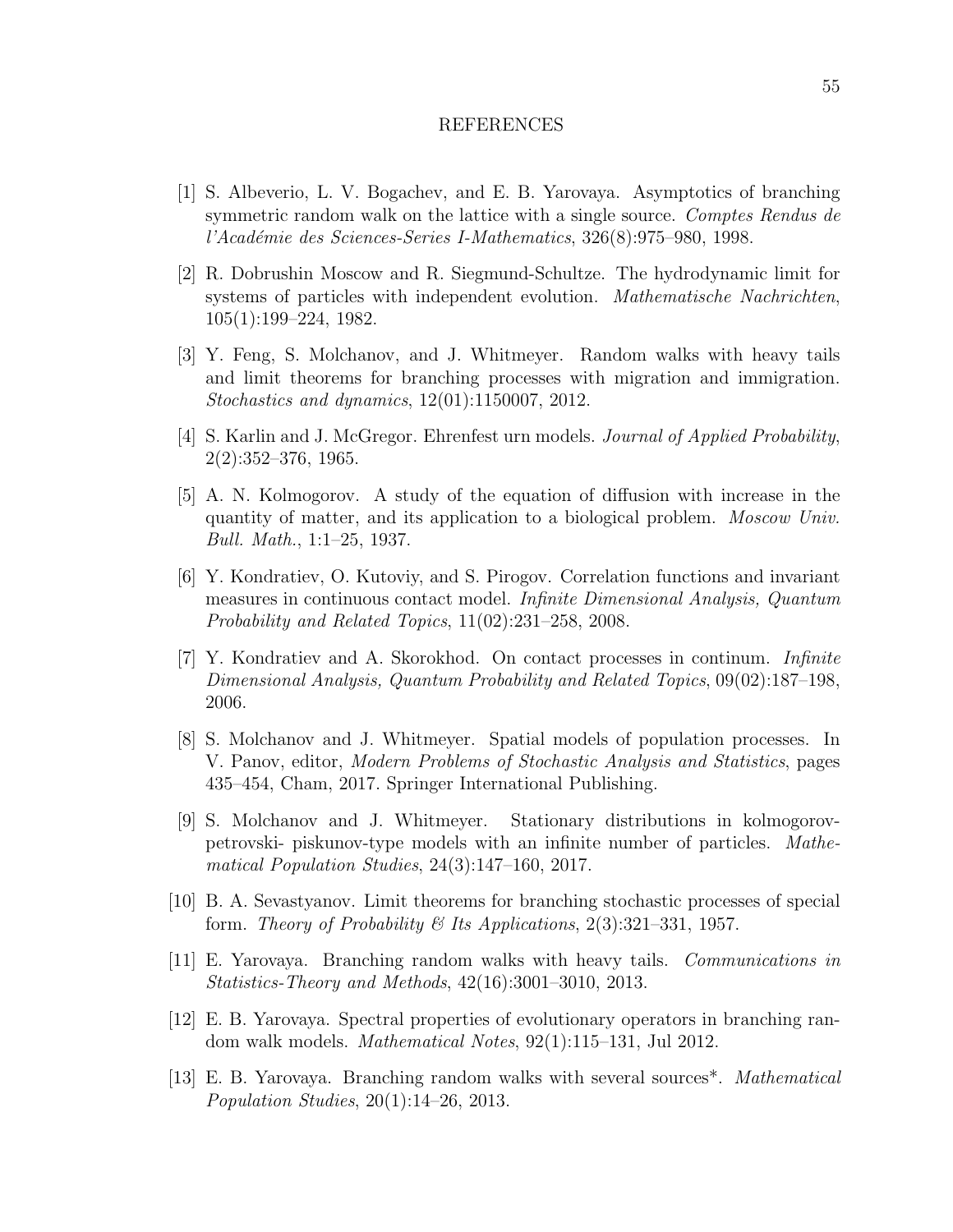REFERENCES

[1] S. Albeverio, L. V. Bogachev, and E. B. Yarovaya. Asymptotics of branching symmetric random walk on the lattice with a single source. *Comptes Rendus de l'Académie des Sciences-Series I-Mathematics*, 326(8):975–980, 1998.

[2] R. Dobrushin Moscow and R. Siegmund-Schultze. The hydrodynamic limit for systems of particles with independent evolution. *Mathematische Nachrichten*, 105(1):199–224, 1982.

[3] Y. Feng, S. Molchanov, and J. Whitmeyer. Random walks with heavy tails and limit theorems for branching processes with migration and immigration. *Stochastics and dynamics*, 12(01):1150007, 2012.

[4] S. Karlin and J. McGregor. Ehrenfest urn models. *Journal of Applied Probability*, 2(2):352–376, 1965.

[5] A. N. Kolmogorov. A study of the equation of diffusion with increase in the quantity of matter, and its application to a biological problem. *Moscow Univ. Bull. Math.*, 1:1–25, 1937.

[6] Y. Kondratiev, O. Kutoviy, and S. Pirogov. Correlation functions and invariant measures in continuous contact model. *Infinite Dimensional Analysis, Quantum Probability and Related Topics*, 11(02):231–258, 2008.

[7] Y. Kondratiev and A. Skorokhod. On contact processes in continum. *Infinite Dimensional Analysis, Quantum Probability and Related Topics*, 09(02):187–198, 2006.

[8] S. Molchanov and J. Whitmeyer. Spatial models of population processes. In V. Panov, editor, *Modern Problems of Stochastic Analysis and Statistics*, pages 435–454, Cham, 2017. Springer International Publishing.

[9] S. Molchanov and J. Whitmeyer. Stationary distributions in kolmogorov-petrovski- piskunov-type models with an infinite number of particles. *Mathematical Population Studies*, 24(3):147–160, 2017.

[10] B. A. Sevastyanov. Limit theorems for branching stochastic processes of special form. *Theory of Probability & Its Applications*, 2(3):321–331, 1957.

[11] E. Yarovaya. Branching random walks with heavy tails. *Communications in Statistics-Theory and Methods*, 42(16):3001–3010, 2013.

[12] E. B. Yarovaya. Spectral properties of evolutionary operators in branching random walk models. *Mathematical Notes*, 92(1):115–131, Jul 2012.

[13] E. B. Yarovaya. Branching random walks with several sources*. *Mathematical Population Studies*, 20(1):14–26, 2013.